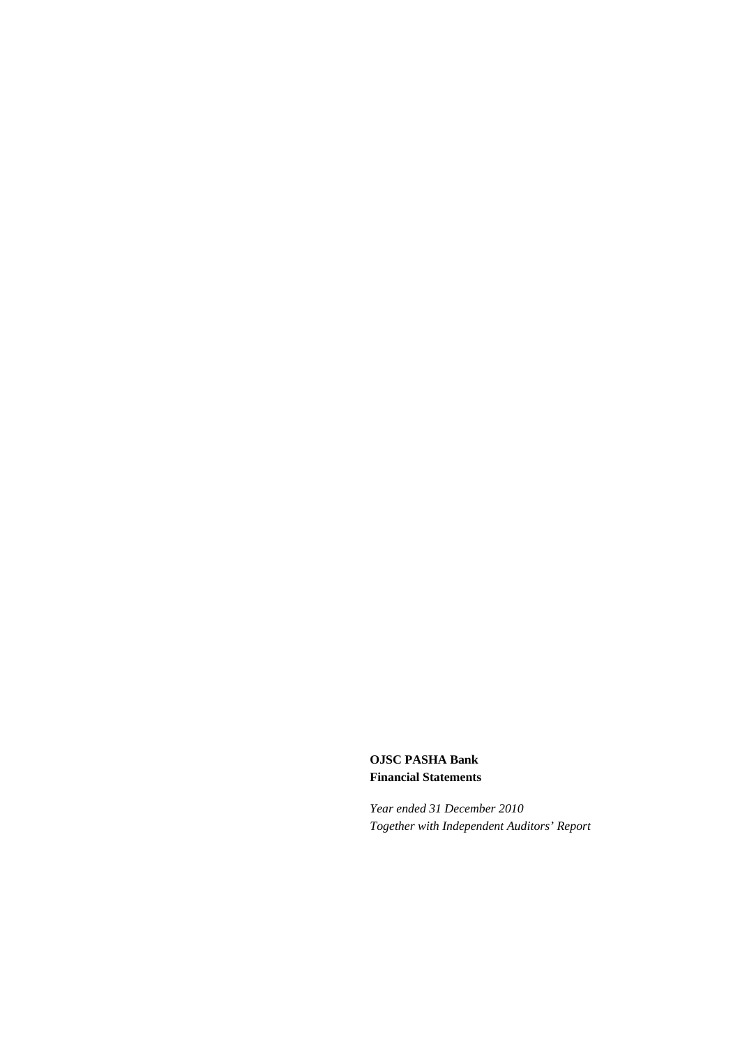**OJSC PASHA Bank**
**Financial Statements**

*Year ended 31 December 2010*
*Together with Independent Auditors' Report*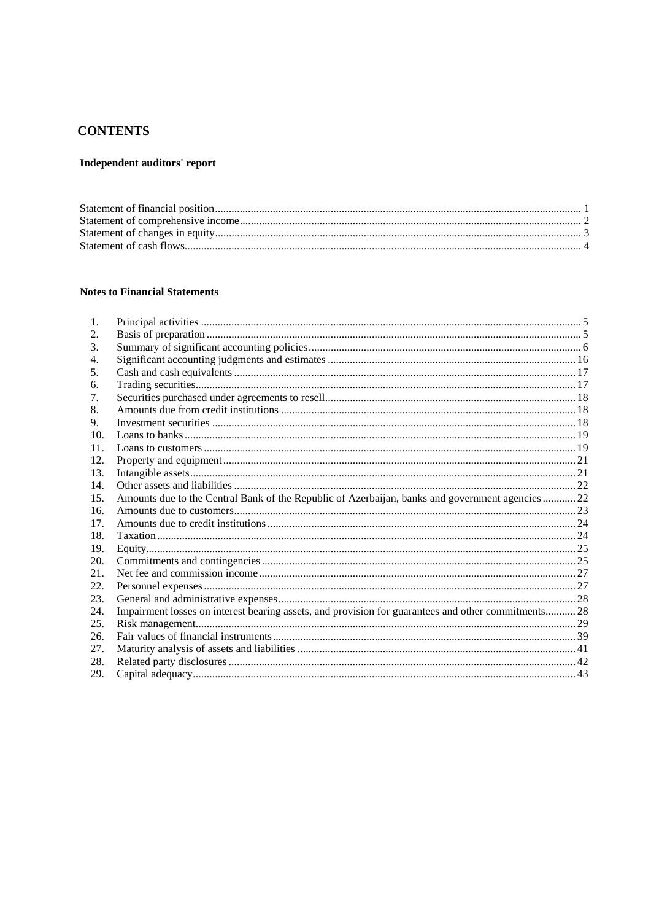# CONTENTS

**Independent auditors' report**

Statement of financial position .......... 1
Statement of comprehensive income .......... 2
Statement of changes in equity .......... 3
Statement of cash flows .......... 4

**Notes to Financial Statements**

| | | |
|---|---|---|
| 1. | Principal activities | 5 |
| 2. | Basis of preparation | 5 |
| 3. | Summary of significant accounting policies | 6 |
| 4. | Significant accounting judgments and estimates | 16 |
| 5. | Cash and cash equivalents | 17 |
| 6. | Trading securities | 17 |
| 7. | Securities purchased under agreements to resell | 18 |
| 8. | Amounts due from credit institutions | 18 |
| 9. | Investment securities | 18 |
| 10. | Loans to banks | 19 |
| 11. | Loans to customers | 19 |
| 12. | Property and equipment | 21 |
| 13. | Intangible assets | 21 |
| 14. | Other assets and liabilities | 22 |
| 15. | Amounts due to the Central Bank of the Republic of Azerbaijan, banks and government agencies | 22 |
| 16. | Amounts due to customers | 23 |
| 17. | Amounts due to credit institutions | 24 |
| 18. | Taxation | 24 |
| 19. | Equity | 25 |
| 20. | Commitments and contingencies | 25 |
| 21. | Net fee and commission income | 27 |
| 22. | Personnel expenses | 27 |
| 23. | General and administrative expenses | 28 |
| 24. | Impairment losses on interest bearing assets, and provision for guarantees and other commitments | 28 |
| 25. | Risk management | 29 |
| 26. | Fair values of financial instruments | 39 |
| 27. | Maturity analysis of assets and liabilities | 41 |
| 28. | Related party disclosures | 42 |
| 29. | Capital adequacy | 43 |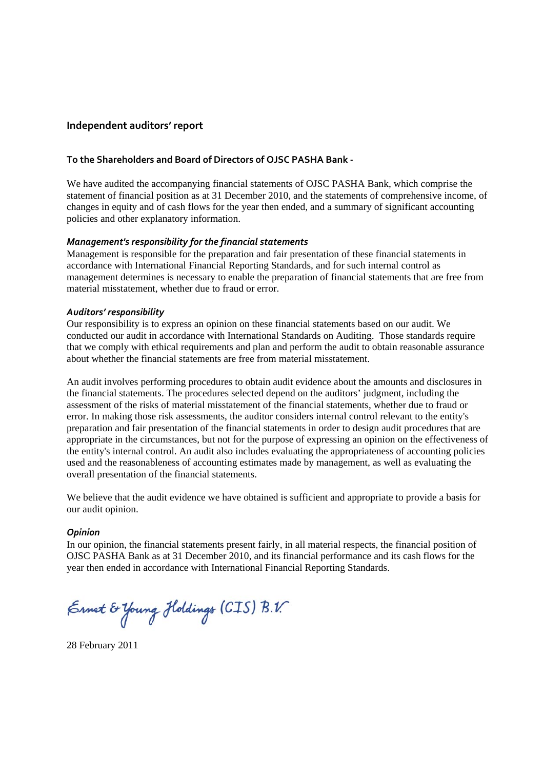## Independent auditors' report

### To the Shareholders and Board of Directors of OJSC PASHA Bank -

We have audited the accompanying financial statements of OJSC PASHA Bank, which comprise the statement of financial position as at 31 December 2010, and the statements of comprehensive income, of changes in equity and of cash flows for the year then ended, and a summary of significant accounting policies and other explanatory information.

***Management's responsibility for the financial statements***

Management is responsible for the preparation and fair presentation of these financial statements in accordance with International Financial Reporting Standards, and for such internal control as management determines is necessary to enable the preparation of financial statements that are free from material misstatement, whether due to fraud or error.

***Auditors' responsibility***

Our responsibility is to express an opinion on these financial statements based on our audit. We conducted our audit in accordance with International Standards on Auditing. Those standards require that we comply with ethical requirements and plan and perform the audit to obtain reasonable assurance about whether the financial statements are free from material misstatement.

An audit involves performing procedures to obtain audit evidence about the amounts and disclosures in the financial statements. The procedures selected depend on the auditors' judgment, including the assessment of the risks of material misstatement of the financial statements, whether due to fraud or error. In making those risk assessments, the auditor considers internal control relevant to the entity's preparation and fair presentation of the financial statements in order to design audit procedures that are appropriate in the circumstances, but not for the purpose of expressing an opinion on the effectiveness of the entity's internal control. An audit also includes evaluating the appropriateness of accounting policies used and the reasonableness of accounting estimates made by management, as well as evaluating the overall presentation of the financial statements.

We believe that the audit evidence we have obtained is sufficient and appropriate to provide a basis for our audit opinion.

***Opinion***

In our opinion, the financial statements present fairly, in all material respects, the financial position of OJSC PASHA Bank as at 31 December 2010, and its financial performance and its cash flows for the year then ended in accordance with International Financial Reporting Standards.

Ernst & Young Holdings (CIS) B.V.

28 February 2011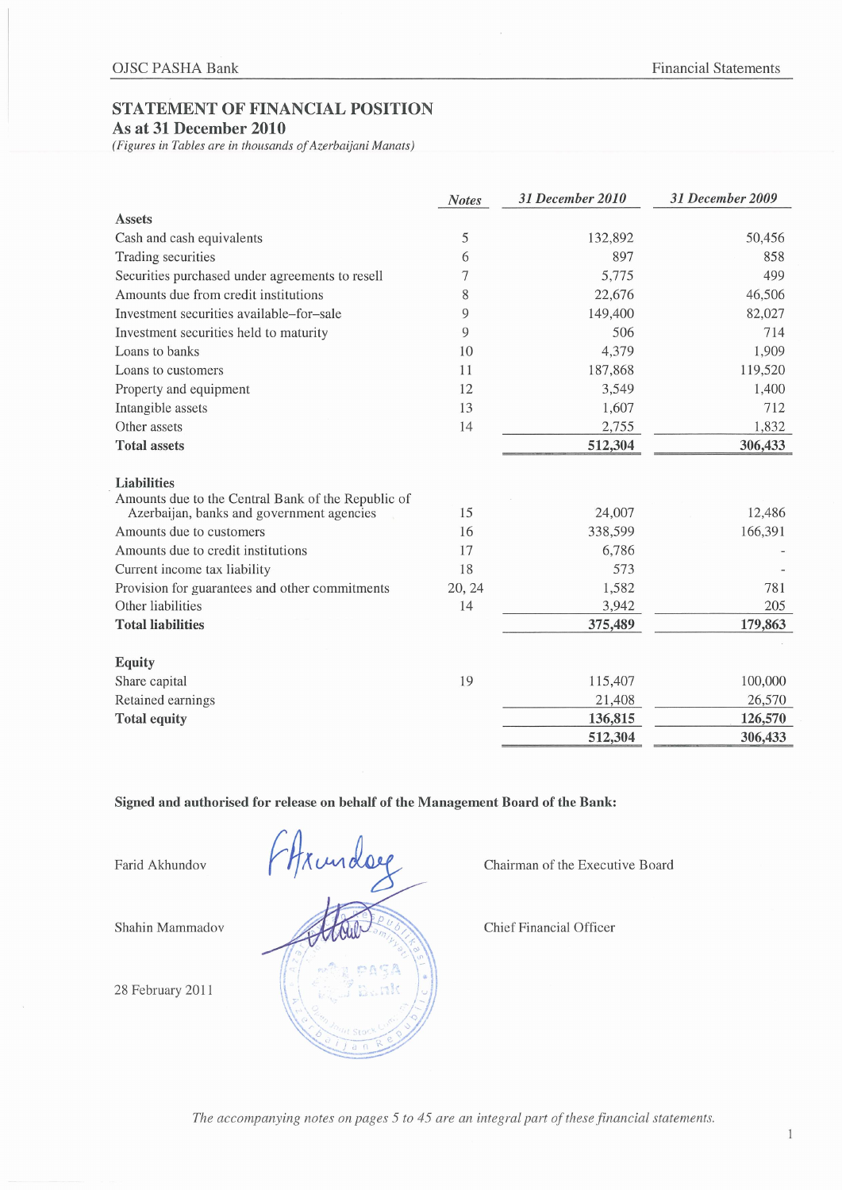# STATEMENT OF FINANCIAL POSITION

## As at 31 December 2010

*(Figures in Tables are in thousands of Azerbaijani Manats)*

| | Notes | 31 December 2010 | 31 December 2009 |
|---|---|---|---|
| **Assets** | | | |
| Cash and cash equivalents | 5 | 132,892 | 50,456 |
| Trading securities | 6 | 897 | 858 |
| Securities purchased under agreements to resell | 7 | 5,775 | 499 |
| Amounts due from credit institutions | 8 | 22,676 | 46,506 |
| Investment securities available–for–sale | 9 | 149,400 | 82,027 |
| Investment securities held to maturity | 9 | 506 | 714 |
| Loans to banks | 10 | 4,379 | 1,909 |
| Loans to customers | 11 | 187,868 | 119,520 |
| Property and equipment | 12 | 3,549 | 1,400 |
| Intangible assets | 13 | 1,607 | 712 |
| Other assets | 14 | 2,755 | 1,832 |
| **Total assets** | | **512,304** | **306,433** |
| **Liabilities** | | | |
| Amounts due to the Central Bank of the Republic of Azerbaijan, banks and government agencies | 15 | 24,007 | 12,486 |
| Amounts due to customers | 16 | 338,599 | 166,391 |
| Amounts due to credit institutions | 17 | 6,786 | - |
| Current income tax liability | 18 | 573 | - |
| Provision for guarantees and other commitments | 20, 24 | 1,582 | 781 |
| Other liabilities | 14 | 3,942 | 205 |
| **Total liabilities** | | **375,489** | **179,863** |
| **Equity** | | | |
| Share capital | 19 | 115,407 | 100,000 |
| Retained earnings | | 21,408 | 26,570 |
| **Total equity** | | **136,815** | **126,570** |
| | | **512,304** | **306,433** |

**Signed and authorised for release on behalf of the Management Board of the Bank:**

Farid Akhundov — Chairman of the Executive Board

Shahin Mammadov — Chief Financial Officer

28 February 2011

*The accompanying notes on pages 5 to 45 are an integral part of these financial statements.*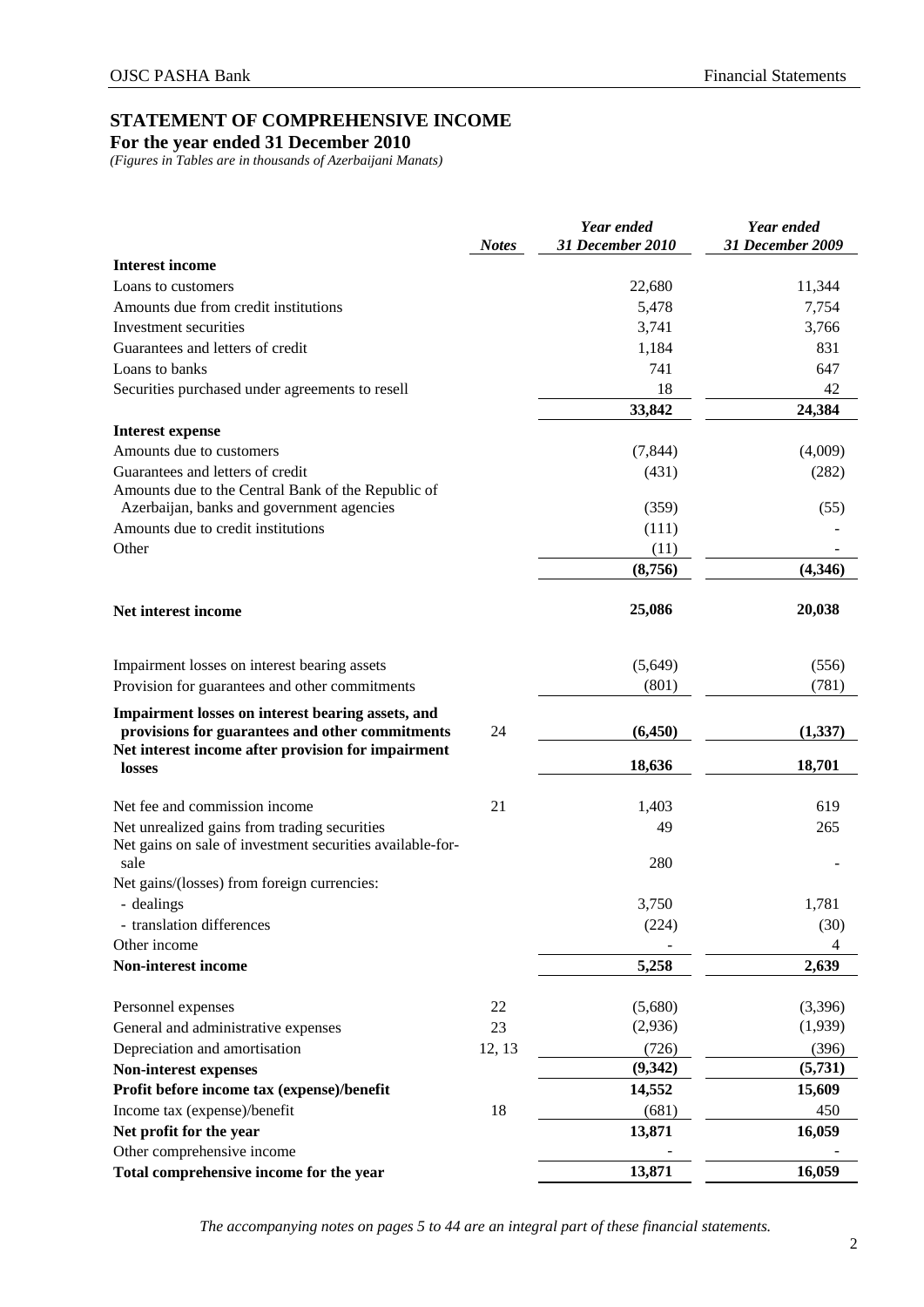# STATEMENT OF COMPREHENSIVE INCOME

**For the year ended 31 December 2010**

*(Figures in Tables are in thousands of Azerbaijani Manats)*

| | *Notes* | *Year ended 31 December 2010* | *Year ended 31 December 2009* |
|---|---|---|---|
| **Interest income** | | | |
| Loans to customers | | 22,680 | 11,344 |
| Amounts due from credit institutions | | 5,478 | 7,754 |
| Investment securities | | 3,741 | 3,766 |
| Guarantees and letters of credit | | 1,184 | 831 |
| Loans to banks | | 741 | 647 |
| Securities purchased under agreements to resell | | 18 | 42 |
| | | **33,842** | **24,384** |
| **Interest expense** | | | |
| Amounts due to customers | | (7,844) | (4,009) |
| Guarantees and letters of credit | | (431) | (282) |
| Amounts due to the Central Bank of the Republic of Azerbaijan, banks and government agencies | | (359) | (55) |
| Amounts due to credit institutions | | (111) | - |
| Other | | (11) | - |
| | | **(8,756)** | **(4,346)** |
| **Net interest income** | | **25,086** | **20,038** |
| Impairment losses on interest bearing assets | | (5,649) | (556) |
| Provision for guarantees and other commitments | | (801) | (781) |
| **Impairment losses on interest bearing assets, and provisions for guarantees and other commitments** | 24 | **(6,450)** | **(1,337)** |
| **Net interest income after provision for impairment losses** | | **18,636** | **18,701** |
| Net fee and commission income | 21 | 1,403 | 619 |
| Net unrealized gains from trading securities | | 49 | 265 |
| Net gains on sale of investment securities available-for-sale | | 280 | - |
| Net gains/(losses) from foreign currencies: | | | |
| - dealings | | 3,750 | 1,781 |
| - translation differences | | (224) | (30) |
| Other income | | - | 4 |
| **Non-interest income** | | **5,258** | **2,639** |
| Personnel expenses | 22 | (5,680) | (3,396) |
| General and administrative expenses | 23 | (2,936) | (1,939) |
| Depreciation and amortisation | 12, 13 | (726) | (396) |
| **Non-interest expenses** | | **(9,342)** | **(5,731)** |
| **Profit before income tax (expense)/benefit** | | **14,552** | **15,609** |
| Income tax (expense)/benefit | 18 | (681) | 450 |
| **Net profit for the year** | | **13,871** | **16,059** |
| Other comprehensive income | | - | - |
| **Total comprehensive income for the year** | | **13,871** | **16,059** |

*The accompanying notes on pages 5 to 44 are an integral part of these financial statements.*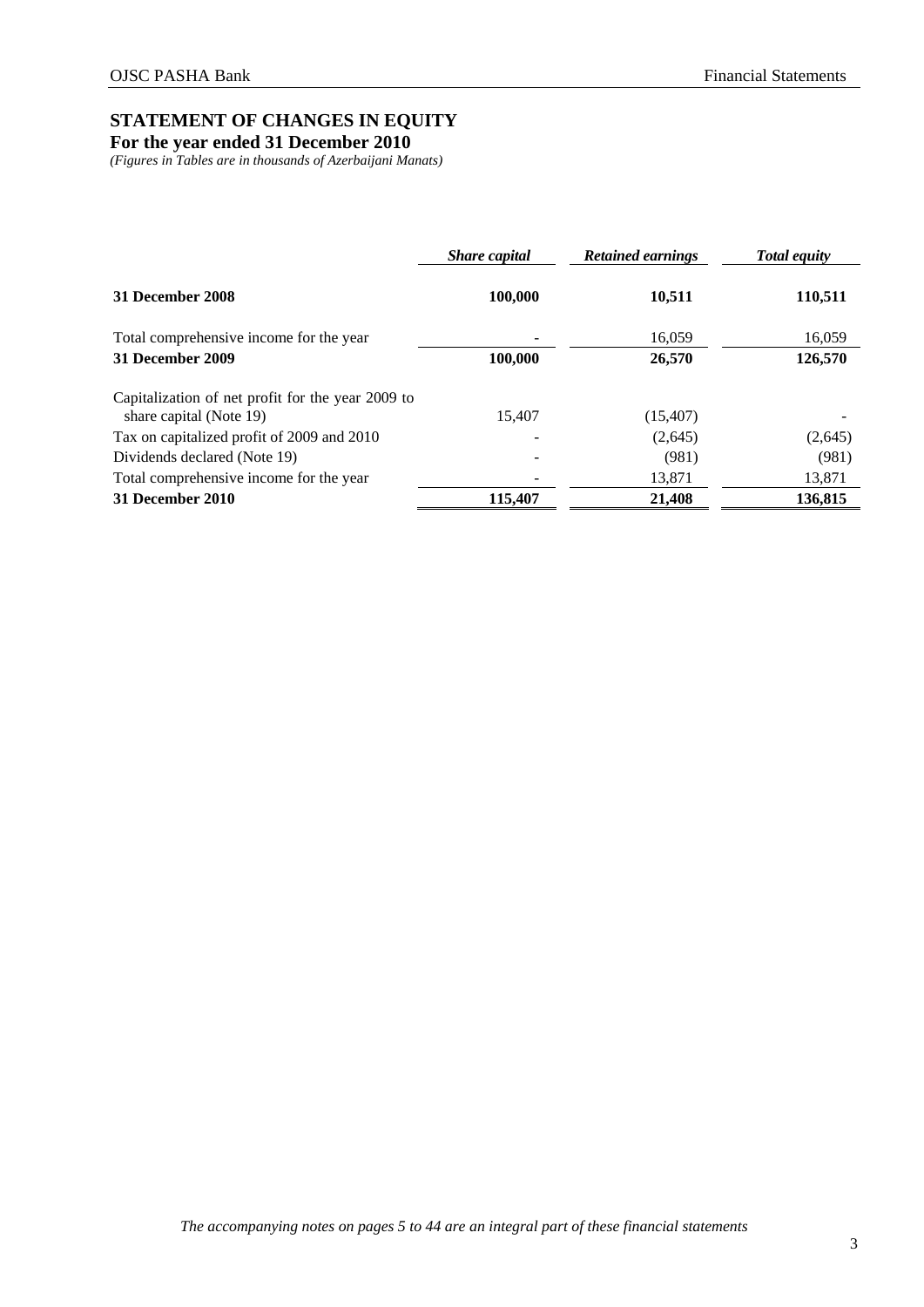## STATEMENT OF CHANGES IN EQUITY

**For the year ended 31 December 2010**

*(Figures in Tables are in thousands of Azerbaijani Manats)*

| | *Share capital* | *Retained earnings* | *Total equity* |
|---|---|---|---|
| **31 December 2008** | **100,000** | **10,511** | **110,511** |
| Total comprehensive income for the year | - | 16,059 | 16,059 |
| **31 December 2009** | **100,000** | **26,570** | **126,570** |
| Capitalization of net profit for the year 2009 to share capital (Note 19) | 15,407 | (15,407) | - |
| Tax on capitalized profit of 2009 and 2010 | - | (2,645) | (2,645) |
| Dividends declared (Note 19) | - | (981) | (981) |
| Total comprehensive income for the year | - | 13,871 | 13,871 |
| **31 December 2010** | **115,407** | **21,408** | **136,815** |

*The accompanying notes on pages 5 to 44 are an integral part of these financial statements*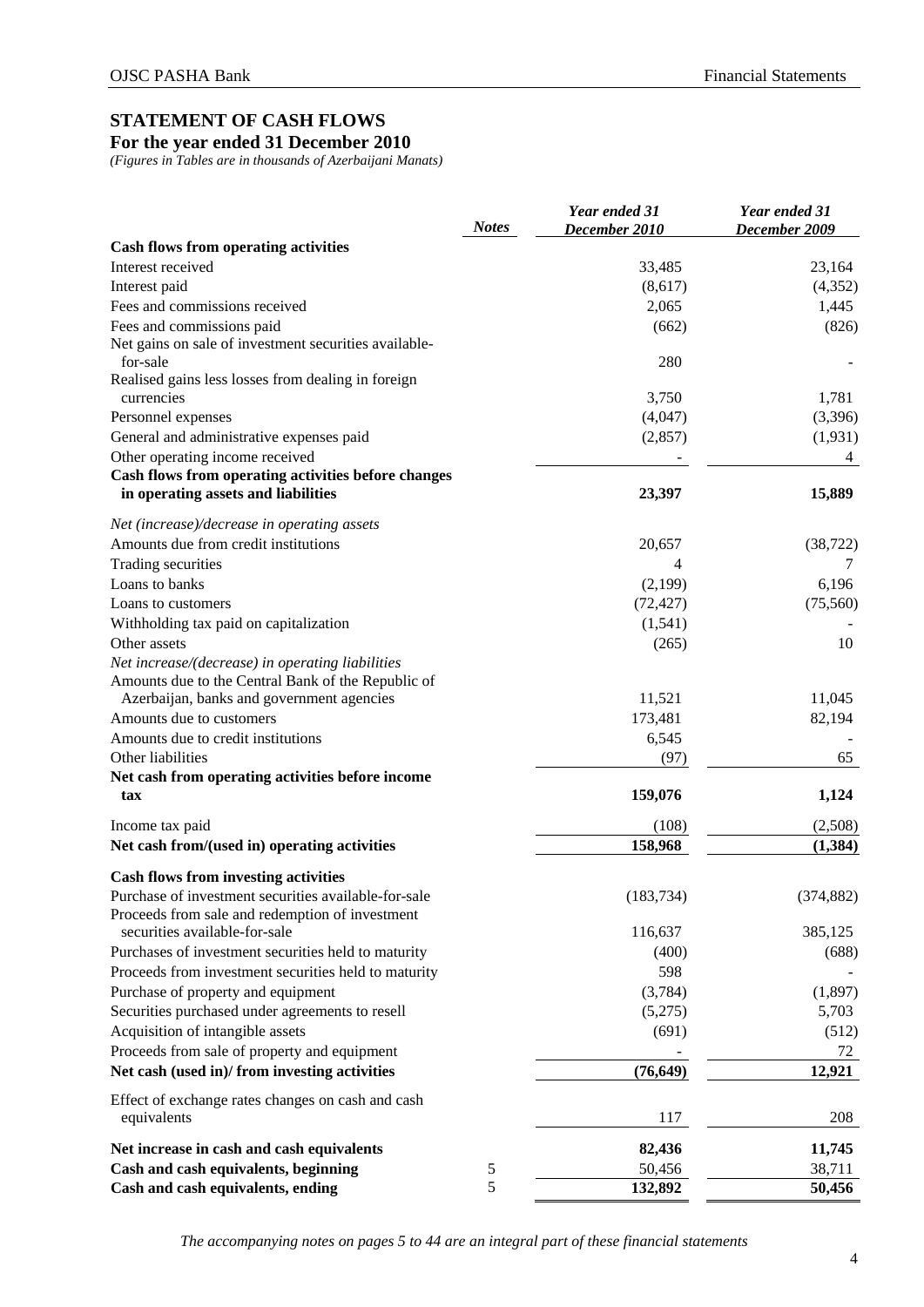## STATEMENT OF CASH FLOWS

### For the year ended 31 December 2010

*(Figures in Tables are in thousands of Azerbaijani Manats)*

| | *Notes* | *Year ended 31 December 2010* | *Year ended 31 December 2009* |
|---|---|---|---|
| **Cash flows from operating activities** | | | |
| Interest received | | 33,485 | 23,164 |
| Interest paid | | (8,617) | (4,352) |
| Fees and commissions received | | 2,065 | 1,445 |
| Fees and commissions paid | | (662) | (826) |
| Net gains on sale of investment securities available-for-sale | | 280 | - |
| Realised gains less losses from dealing in foreign currencies | | 3,750 | 1,781 |
| Personnel expenses | | (4,047) | (3,396) |
| General and administrative expenses paid | | (2,857) | (1,931) |
| Other operating income received | | - | 4 |
| **Cash flows from operating activities before changes in operating assets and liabilities** | | **23,397** | **15,889** |
| *Net (increase)/decrease in operating assets* | | | |
| Amounts due from credit institutions | | 20,657 | (38,722) |
| Trading securities | | 4 | 7 |
| Loans to banks | | (2,199) | 6,196 |
| Loans to customers | | (72,427) | (75,560) |
| Withholding tax paid on capitalization | | (1,541) | - |
| Other assets | | (265) | 10 |
| *Net increase/(decrease) in operating liabilities* | | | |
| Amounts due to the Central Bank of the Republic of Azerbaijan, banks and government agencies | | 11,521 | 11,045 |
| Amounts due to customers | | 173,481 | 82,194 |
| Amounts due to credit institutions | | 6,545 | - |
| Other liabilities | | (97) | 65 |
| **Net cash from operating activities before income tax** | | **159,076** | **1,124** |
| Income tax paid | | (108) | (2,508) |
| **Net cash from/(used in) operating activities** | | **158,968** | **(1,384)** |
| **Cash flows from investing activities** | | | |
| Purchase of investment securities available-for-sale | | (183,734) | (374,882) |
| Proceeds from sale and redemption of investment securities available-for-sale | | 116,637 | 385,125 |
| Purchases of investment securities held to maturity | | (400) | (688) |
| Proceeds from investment securities held to maturity | | 598 | - |
| Purchase of property and equipment | | (3,784) | (1,897) |
| Securities purchased under agreements to resell | | (5,275) | 5,703 |
| Acquisition of intangible assets | | (691) | (512) |
| Proceeds from sale of property and equipment | | - | 72 |
| **Net cash (used in)/ from investing activities** | | **(76,649)** | **12,921** |
| Effect of exchange rates changes on cash and cash equivalents | | 117 | 208 |
| **Net increase in cash and cash equivalents** | | **82,436** | **11,745** |
| **Cash and cash equivalents, beginning** | 5 | 50,456 | 38,711 |
| **Cash and cash equivalents, ending** | 5 | **132,892** | **50,456** |

*The accompanying notes on pages 5 to 44 are an integral part of these financial statements*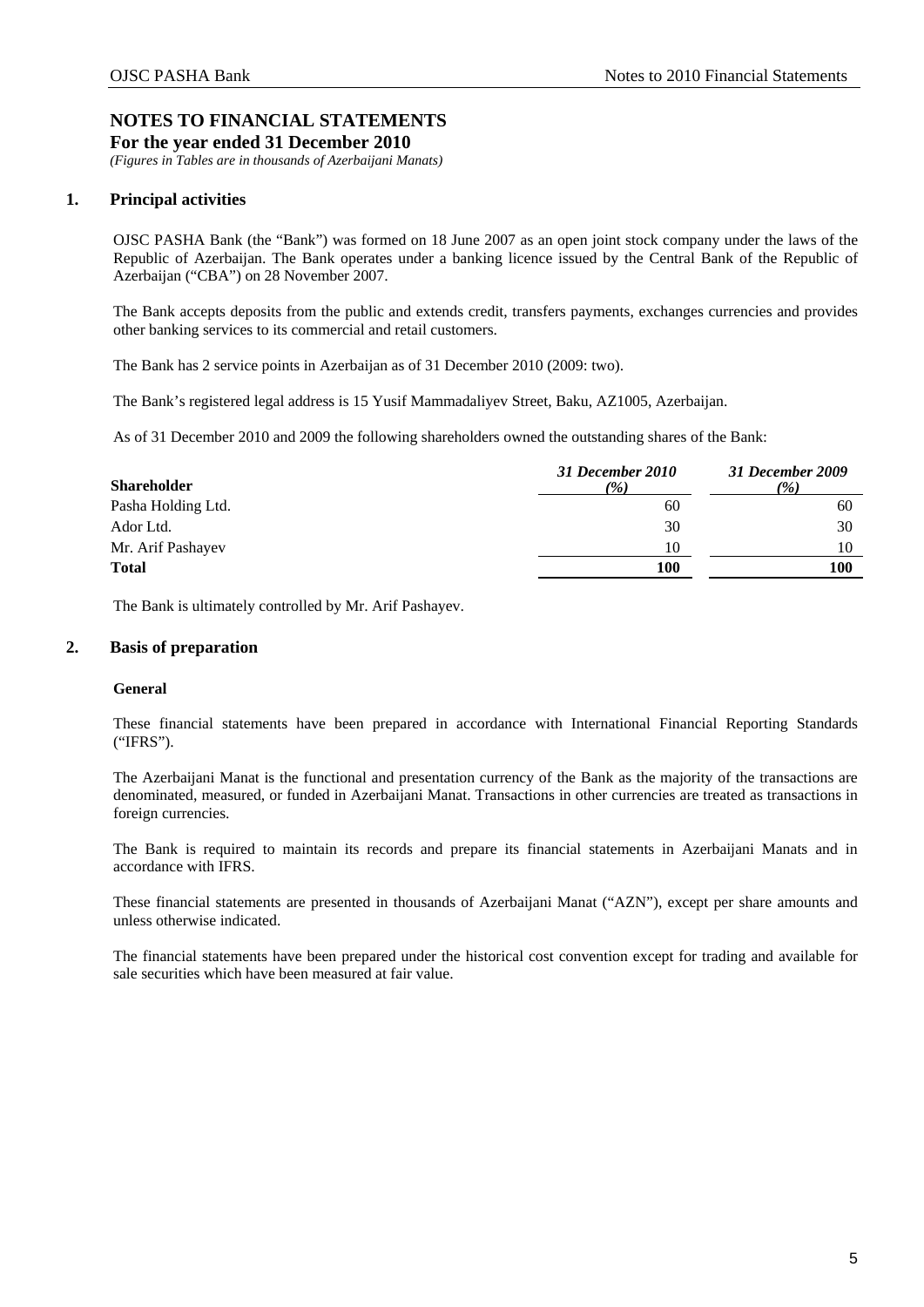# NOTES TO FINANCIAL STATEMENTS

**For the year ended 31 December 2010**

*(Figures in Tables are in thousands of Azerbaijani Manats)*

## 1. Principal activities

OJSC PASHA Bank (the "Bank") was formed on 18 June 2007 as an open joint stock company under the laws of the Republic of Azerbaijan. The Bank operates under a banking licence issued by the Central Bank of the Republic of Azerbaijan ("CBA") on 28 November 2007.

The Bank accepts deposits from the public and extends credit, transfers payments, exchanges currencies and provides other banking services to its commercial and retail customers.

The Bank has 2 service points in Azerbaijan as of 31 December 2010 (2009: two).

The Bank's registered legal address is 15 Yusif Mammadaliyev Street, Baku, AZ1005, Azerbaijan.

As of 31 December 2010 and 2009 the following shareholders owned the outstanding shares of the Bank:

| **Shareholder** | ***31 December 2010 (%)*** | ***31 December 2009 (%)*** |
|---|---|---|
| Pasha Holding Ltd. | 60 | 60 |
| Ador Ltd. | 30 | 30 |
| Mr. Arif Pashayev | 10 | 10 |
| **Total** | **100** | **100** |

The Bank is ultimately controlled by Mr. Arif Pashayev.

## 2. Basis of preparation

### General

These financial statements have been prepared in accordance with International Financial Reporting Standards ("IFRS").

The Azerbaijani Manat is the functional and presentation currency of the Bank as the majority of the transactions are denominated, measured, or funded in Azerbaijani Manat. Transactions in other currencies are treated as transactions in foreign currencies.

The Bank is required to maintain its records and prepare its financial statements in Azerbaijani Manats and in accordance with IFRS.

These financial statements are presented in thousands of Azerbaijani Manat ("AZN"), except per share amounts and unless otherwise indicated.

The financial statements have been prepared under the historical cost convention except for trading and available for sale securities which have been measured at fair value.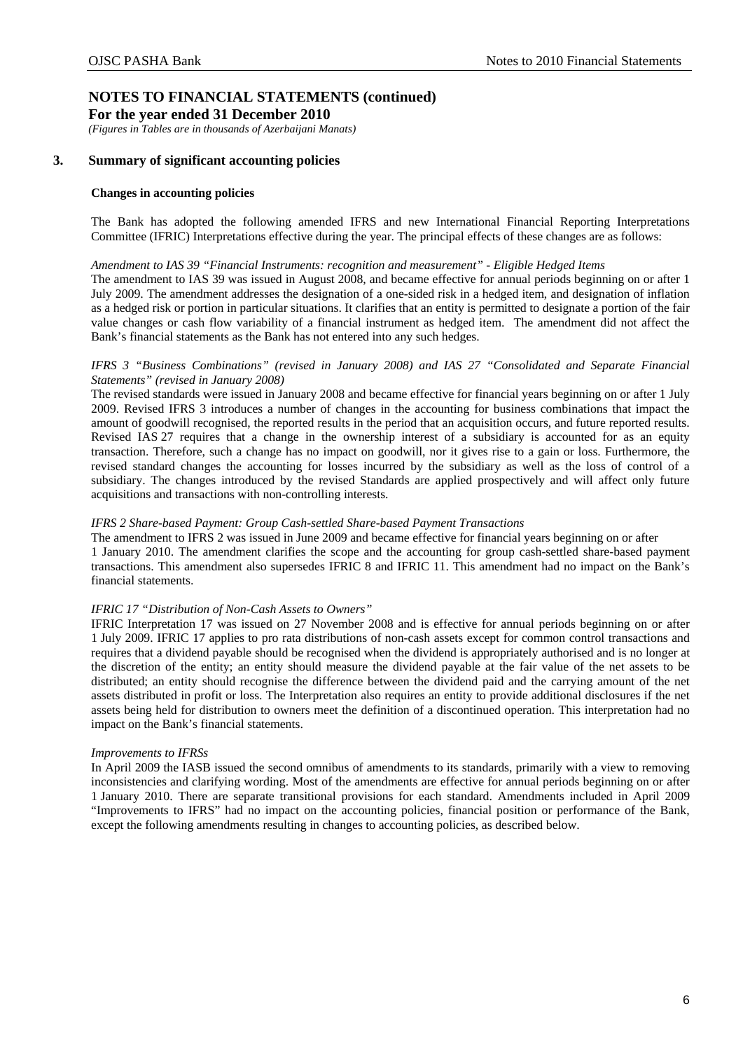# NOTES TO FINANCIAL STATEMENTS (continued)

**For the year ended 31 December 2010**

*(Figures in Tables are in thousands of Azerbaijani Manats)*

## 3. Summary of significant accounting policies

**Changes in accounting policies**

The Bank has adopted the following amended IFRS and new International Financial Reporting Interpretations Committee (IFRIC) Interpretations effective during the year. The principal effects of these changes are as follows:

*Amendment to IAS 39 "Financial Instruments: recognition and measurement" - Eligible Hedged Items*

The amendment to IAS 39 was issued in August 2008, and became effective for annual periods beginning on or after 1 July 2009. The amendment addresses the designation of a one-sided risk in a hedged item, and designation of inflation as a hedged risk or portion in particular situations. It clarifies that an entity is permitted to designate a portion of the fair value changes or cash flow variability of a financial instrument as hedged item. The amendment did not affect the Bank's financial statements as the Bank has not entered into any such hedges.

*IFRS 3 "Business Combinations" (revised in January 2008) and IAS 27 "Consolidated and Separate Financial Statements" (revised in January 2008)*

The revised standards were issued in January 2008 and became effective for financial years beginning on or after 1 July 2009. Revised IFRS 3 introduces a number of changes in the accounting for business combinations that impact the amount of goodwill recognised, the reported results in the period that an acquisition occurs, and future reported results. Revised IAS 27 requires that a change in the ownership interest of a subsidiary is accounted for as an equity transaction. Therefore, such a change has no impact on goodwill, nor it gives rise to a gain or loss. Furthermore, the revised standard changes the accounting for losses incurred by the subsidiary as well as the loss of control of a subsidiary. The changes introduced by the revised Standards are applied prospectively and will affect only future acquisitions and transactions with non-controlling interests.

*IFRS 2 Share-based Payment: Group Cash-settled Share-based Payment Transactions*

The amendment to IFRS 2 was issued in June 2009 and became effective for financial years beginning on or after 1 January 2010. The amendment clarifies the scope and the accounting for group cash-settled share-based payment transactions. This amendment also supersedes IFRIC 8 and IFRIC 11. This amendment had no impact on the Bank's financial statements.

*IFRIC 17 "Distribution of Non-Cash Assets to Owners"*

IFRIC Interpretation 17 was issued on 27 November 2008 and is effective for annual periods beginning on or after 1 July 2009. IFRIC 17 applies to pro rata distributions of non-cash assets except for common control transactions and requires that a dividend payable should be recognised when the dividend is appropriately authorised and is no longer at the discretion of the entity; an entity should measure the dividend payable at the fair value of the net assets to be distributed; an entity should recognise the difference between the dividend paid and the carrying amount of the net assets distributed in profit or loss. The Interpretation also requires an entity to provide additional disclosures if the net assets being held for distribution to owners meet the definition of a discontinued operation. This interpretation had no impact on the Bank's financial statements.

*Improvements to IFRSs*

In April 2009 the IASB issued the second omnibus of amendments to its standards, primarily with a view to removing inconsistencies and clarifying wording. Most of the amendments are effective for annual periods beginning on or after 1 January 2010. There are separate transitional provisions for each standard. Amendments included in April 2009 "Improvements to IFRS" had no impact on the accounting policies, financial position or performance of the Bank, except the following amendments resulting in changes to accounting policies, as described below.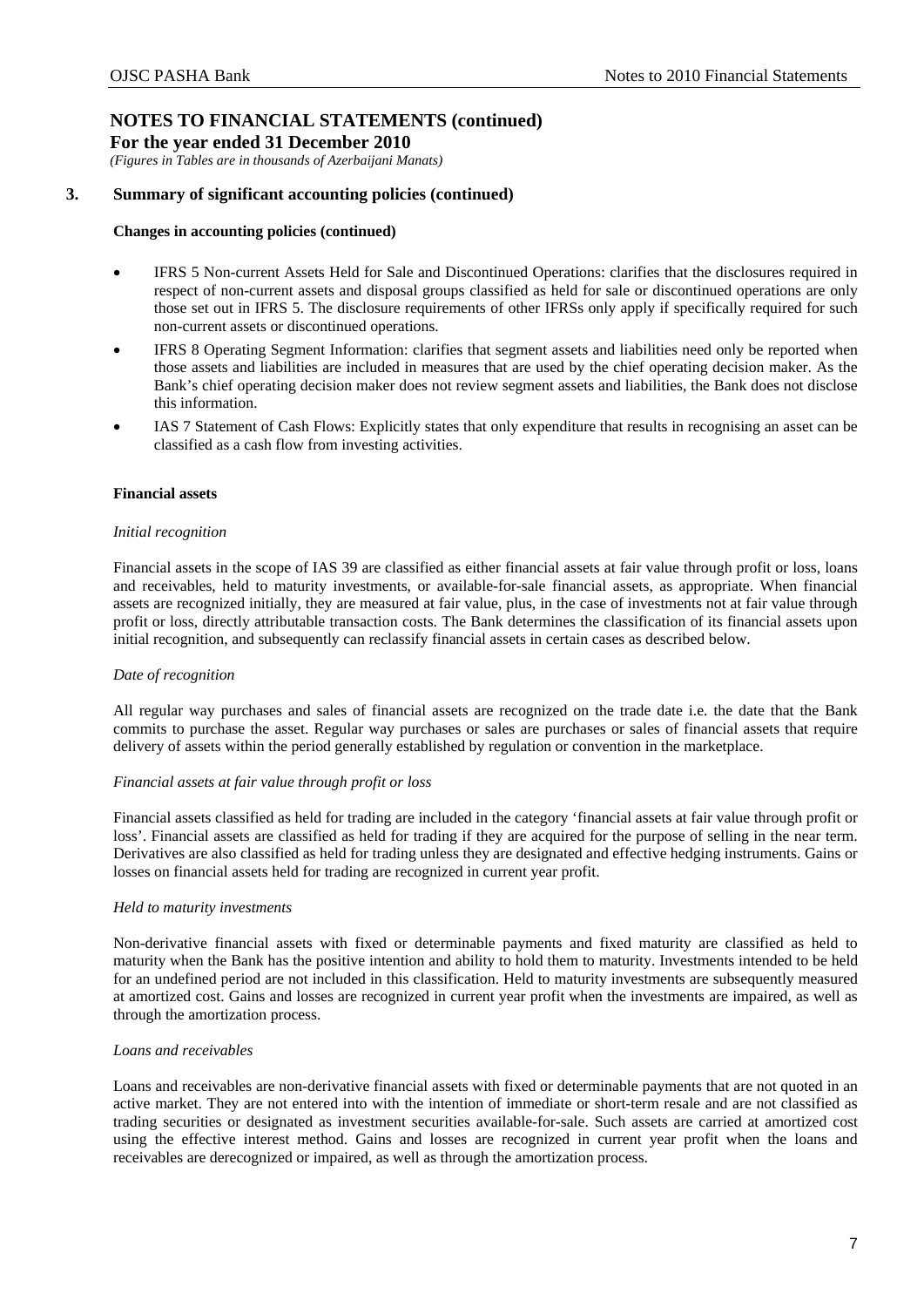# NOTES TO FINANCIAL STATEMENTS (continued)

**For the year ended 31 December 2010**

*(Figures in Tables are in thousands of Azerbaijani Manats)*

## 3. Summary of significant accounting policies (continued)

### Changes in accounting policies (continued)

- IFRS 5 Non-current Assets Held for Sale and Discontinued Operations: clarifies that the disclosures required in respect of non-current assets and disposal groups classified as held for sale or discontinued operations are only those set out in IFRS 5. The disclosure requirements of other IFRSs only apply if specifically required for such non-current assets or discontinued operations.
- IFRS 8 Operating Segment Information: clarifies that segment assets and liabilities need only be reported when those assets and liabilities are included in measures that are used by the chief operating decision maker. As the Bank's chief operating decision maker does not review segment assets and liabilities, the Bank does not disclose this information.
- IAS 7 Statement of Cash Flows: Explicitly states that only expenditure that results in recognising an asset can be classified as a cash flow from investing activities.

### Financial assets

*Initial recognition*

Financial assets in the scope of IAS 39 are classified as either financial assets at fair value through profit or loss, loans and receivables, held to maturity investments, or available-for-sale financial assets, as appropriate. When financial assets are recognized initially, they are measured at fair value, plus, in the case of investments not at fair value through profit or loss, directly attributable transaction costs. The Bank determines the classification of its financial assets upon initial recognition, and subsequently can reclassify financial assets in certain cases as described below.

*Date of recognition*

All regular way purchases and sales of financial assets are recognized on the trade date i.e. the date that the Bank commits to purchase the asset. Regular way purchases or sales are purchases or sales of financial assets that require delivery of assets within the period generally established by regulation or convention in the marketplace.

*Financial assets at fair value through profit or loss*

Financial assets classified as held for trading are included in the category 'financial assets at fair value through profit or loss'. Financial assets are classified as held for trading if they are acquired for the purpose of selling in the near term. Derivatives are also classified as held for trading unless they are designated and effective hedging instruments. Gains or losses on financial assets held for trading are recognized in current year profit.

*Held to maturity investments*

Non-derivative financial assets with fixed or determinable payments and fixed maturity are classified as held to maturity when the Bank has the positive intention and ability to hold them to maturity. Investments intended to be held for an undefined period are not included in this classification. Held to maturity investments are subsequently measured at amortized cost. Gains and losses are recognized in current year profit when the investments are impaired, as well as through the amortization process.

*Loans and receivables*

Loans and receivables are non-derivative financial assets with fixed or determinable payments that are not quoted in an active market. They are not entered into with the intention of immediate or short-term resale and are not classified as trading securities or designated as investment securities available-for-sale. Such assets are carried at amortized cost using the effective interest method. Gains and losses are recognized in current year profit when the loans and receivables are derecognized or impaired, as well as through the amortization process.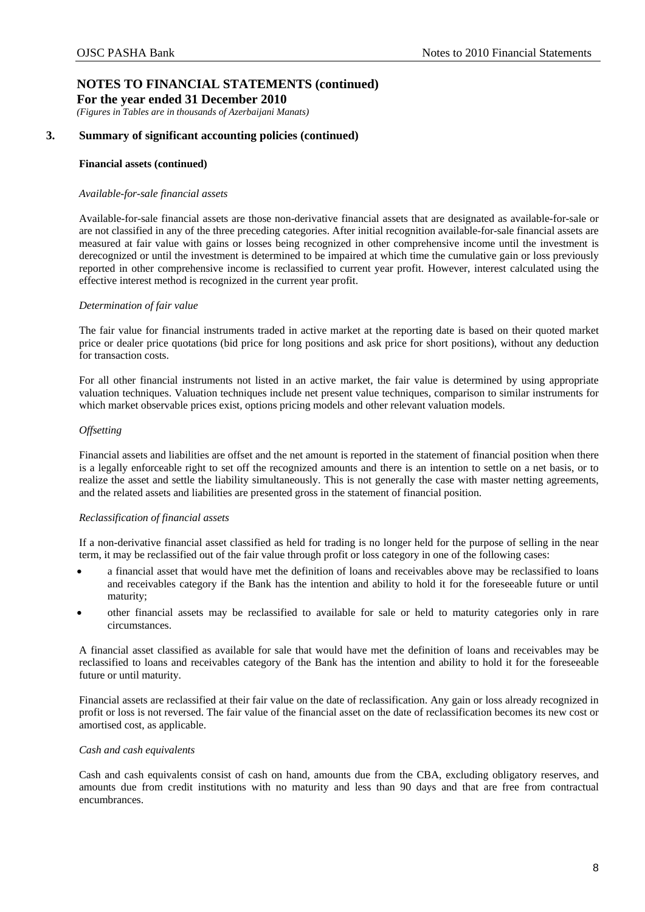# NOTES TO FINANCIAL STATEMENTS (continued)

**For the year ended 31 December 2010**

*(Figures in Tables are in thousands of Azerbaijani Manats)*

## 3. Summary of significant accounting policies (continued)

**Financial assets (continued)**

*Available-for-sale financial assets*

Available-for-sale financial assets are those non-derivative financial assets that are designated as available-for-sale or are not classified in any of the three preceding categories. After initial recognition available-for-sale financial assets are measured at fair value with gains or losses being recognized in other comprehensive income until the investment is derecognized or until the investment is determined to be impaired at which time the cumulative gain or loss previously reported in other comprehensive income is reclassified to current year profit. However, interest calculated using the effective interest method is recognized in the current year profit.

*Determination of fair value*

The fair value for financial instruments traded in active market at the reporting date is based on their quoted market price or dealer price quotations (bid price for long positions and ask price for short positions), without any deduction for transaction costs.

For all other financial instruments not listed in an active market, the fair value is determined by using appropriate valuation techniques. Valuation techniques include net present value techniques, comparison to similar instruments for which market observable prices exist, options pricing models and other relevant valuation models.

*Offsetting*

Financial assets and liabilities are offset and the net amount is reported in the statement of financial position when there is a legally enforceable right to set off the recognized amounts and there is an intention to settle on a net basis, or to realize the asset and settle the liability simultaneously. This is not generally the case with master netting agreements, and the related assets and liabilities are presented gross in the statement of financial position.

*Reclassification of financial assets*

If a non-derivative financial asset classified as held for trading is no longer held for the purpose of selling in the near term, it may be reclassified out of the fair value through profit or loss category in one of the following cases:

- a financial asset that would have met the definition of loans and receivables above may be reclassified to loans and receivables category if the Bank has the intention and ability to hold it for the foreseeable future or until maturity;
- other financial assets may be reclassified to available for sale or held to maturity categories only in rare circumstances.

A financial asset classified as available for sale that would have met the definition of loans and receivables may be reclassified to loans and receivables category of the Bank has the intention and ability to hold it for the foreseeable future or until maturity.

Financial assets are reclassified at their fair value on the date of reclassification. Any gain or loss already recognized in profit or loss is not reversed. The fair value of the financial asset on the date of reclassification becomes its new cost or amortised cost, as applicable.

*Cash and cash equivalents*

Cash and cash equivalents consist of cash on hand, amounts due from the CBA, excluding obligatory reserves, and amounts due from credit institutions with no maturity and less than 90 days and that are free from contractual encumbrances.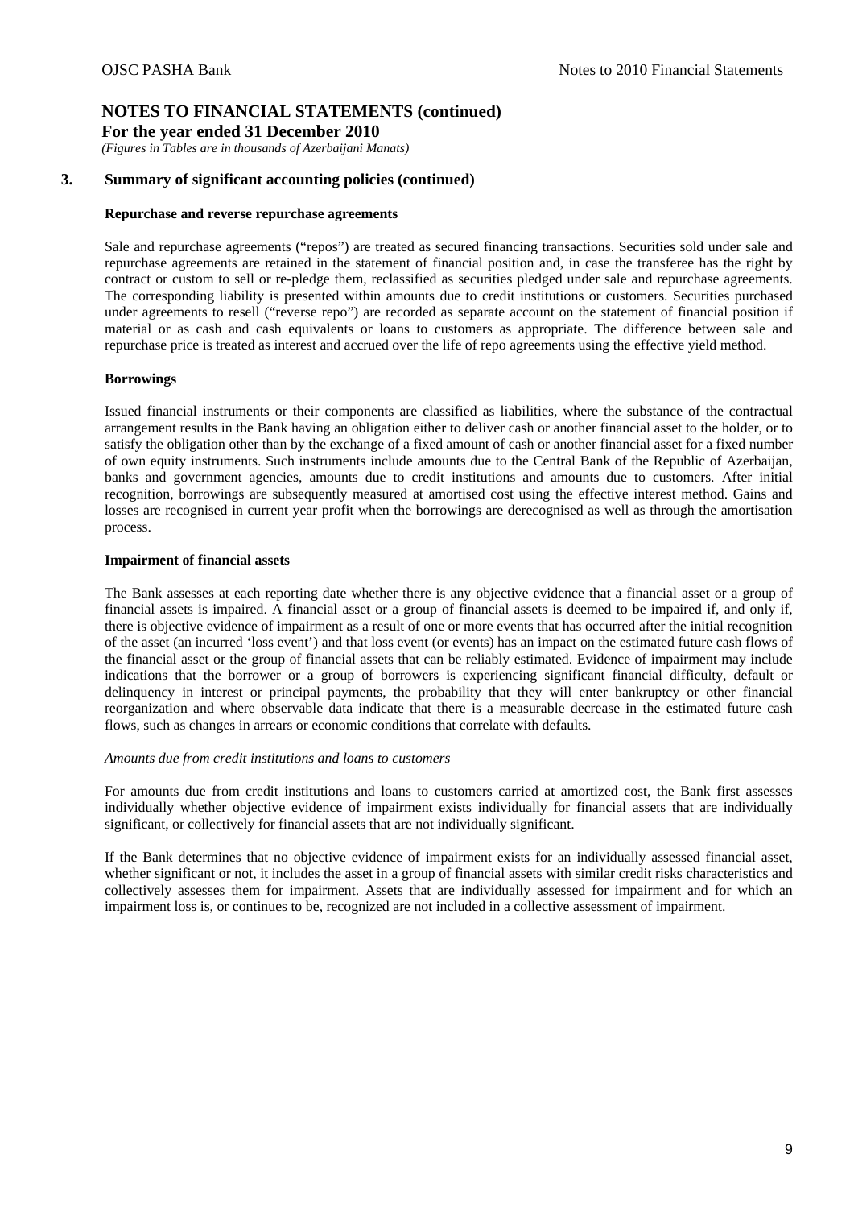# NOTES TO FINANCIAL STATEMENTS (continued)

**For the year ended 31 December 2010**

*(Figures in Tables are in thousands of Azerbaijani Manats)*

## 3. Summary of significant accounting policies (continued)

**Repurchase and reverse repurchase agreements**

Sale and repurchase agreements ("repos") are treated as secured financing transactions. Securities sold under sale and repurchase agreements are retained in the statement of financial position and, in case the transferee has the right by contract or custom to sell or re-pledge them, reclassified as securities pledged under sale and repurchase agreements. The corresponding liability is presented within amounts due to credit institutions or customers. Securities purchased under agreements to resell ("reverse repo") are recorded as separate account on the statement of financial position if material or as cash and cash equivalents or loans to customers as appropriate. The difference between sale and repurchase price is treated as interest and accrued over the life of repo agreements using the effective yield method.

**Borrowings**

Issued financial instruments or their components are classified as liabilities, where the substance of the contractual arrangement results in the Bank having an obligation either to deliver cash or another financial asset to the holder, or to satisfy the obligation other than by the exchange of a fixed amount of cash or another financial asset for a fixed number of own equity instruments. Such instruments include amounts due to the Central Bank of the Republic of Azerbaijan, banks and government agencies, amounts due to credit institutions and amounts due to customers. After initial recognition, borrowings are subsequently measured at amortised cost using the effective interest method. Gains and losses are recognised in current year profit when the borrowings are derecognised as well as through the amortisation process.

**Impairment of financial assets**

The Bank assesses at each reporting date whether there is any objective evidence that a financial asset or a group of financial assets is impaired. A financial asset or a group of financial assets is deemed to be impaired if, and only if, there is objective evidence of impairment as a result of one or more events that has occurred after the initial recognition of the asset (an incurred 'loss event') and that loss event (or events) has an impact on the estimated future cash flows of the financial asset or the group of financial assets that can be reliably estimated. Evidence of impairment may include indications that the borrower or a group of borrowers is experiencing significant financial difficulty, default or delinquency in interest or principal payments, the probability that they will enter bankruptcy or other financial reorganization and where observable data indicate that there is a measurable decrease in the estimated future cash flows, such as changes in arrears or economic conditions that correlate with defaults.

*Amounts due from credit institutions and loans to customers*

For amounts due from credit institutions and loans to customers carried at amortized cost, the Bank first assesses individually whether objective evidence of impairment exists individually for financial assets that are individually significant, or collectively for financial assets that are not individually significant.

If the Bank determines that no objective evidence of impairment exists for an individually assessed financial asset, whether significant or not, it includes the asset in a group of financial assets with similar credit risks characteristics and collectively assesses them for impairment. Assets that are individually assessed for impairment and for which an impairment loss is, or continues to be, recognized are not included in a collective assessment of impairment.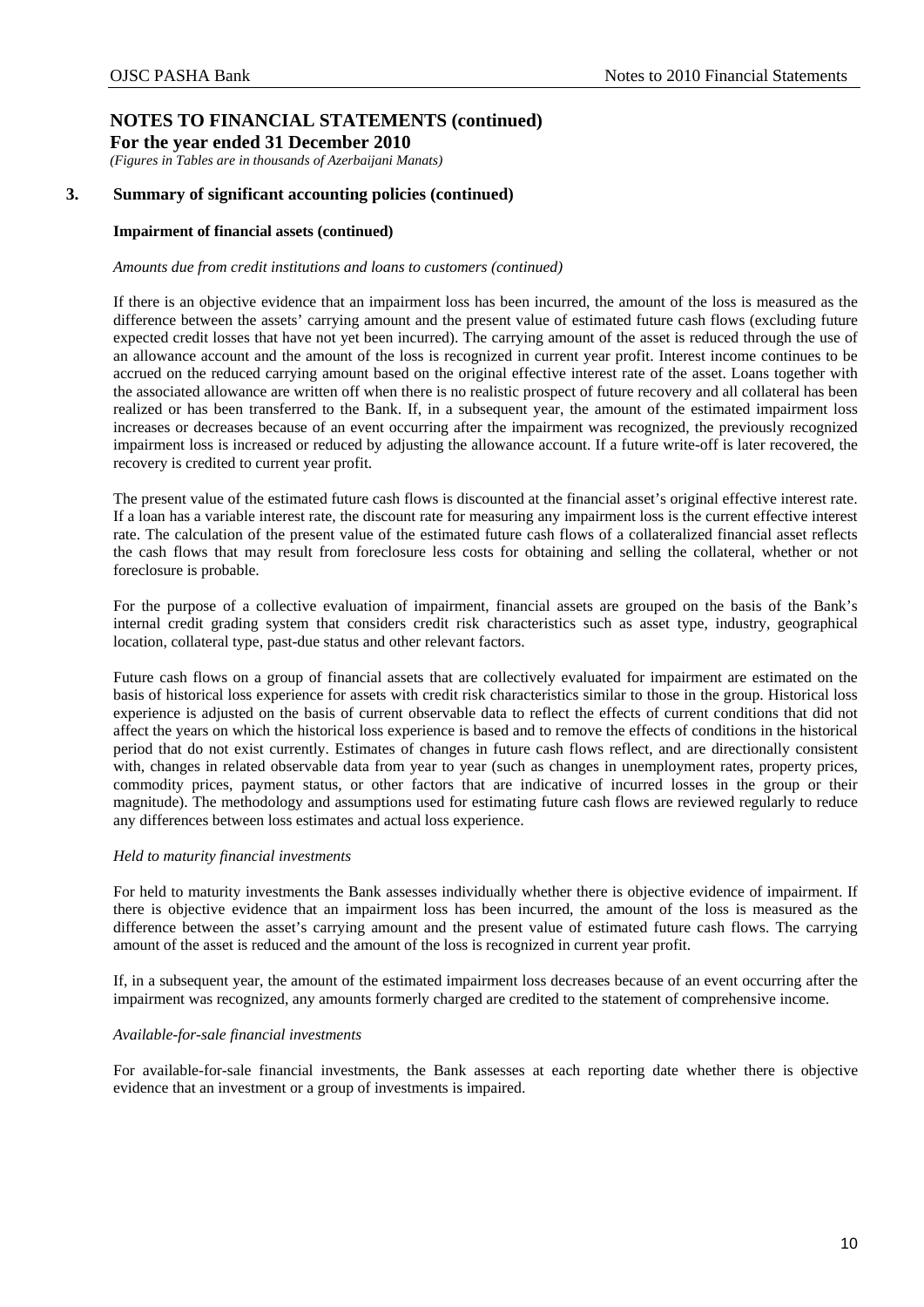# NOTES TO FINANCIAL STATEMENTS (continued)

**For the year ended 31 December 2010**

*(Figures in Tables are in thousands of Azerbaijani Manats)*

## 3. Summary of significant accounting policies (continued)

### Impairment of financial assets (continued)

*Amounts due from credit institutions and loans to customers (continued)*

If there is an objective evidence that an impairment loss has been incurred, the amount of the loss is measured as the difference between the assets' carrying amount and the present value of estimated future cash flows (excluding future expected credit losses that have not yet been incurred). The carrying amount of the asset is reduced through the use of an allowance account and the amount of the loss is recognized in current year profit. Interest income continues to be accrued on the reduced carrying amount based on the original effective interest rate of the asset. Loans together with the associated allowance are written off when there is no realistic prospect of future recovery and all collateral has been realized or has been transferred to the Bank. If, in a subsequent year, the amount of the estimated impairment loss increases or decreases because of an event occurring after the impairment was recognized, the previously recognized impairment loss is increased or reduced by adjusting the allowance account. If a future write-off is later recovered, the recovery is credited to current year profit.

The present value of the estimated future cash flows is discounted at the financial asset's original effective interest rate. If a loan has a variable interest rate, the discount rate for measuring any impairment loss is the current effective interest rate. The calculation of the present value of the estimated future cash flows of a collateralized financial asset reflects the cash flows that may result from foreclosure less costs for obtaining and selling the collateral, whether or not foreclosure is probable.

For the purpose of a collective evaluation of impairment, financial assets are grouped on the basis of the Bank's internal credit grading system that considers credit risk characteristics such as asset type, industry, geographical location, collateral type, past-due status and other relevant factors.

Future cash flows on a group of financial assets that are collectively evaluated for impairment are estimated on the basis of historical loss experience for assets with credit risk characteristics similar to those in the group. Historical loss experience is adjusted on the basis of current observable data to reflect the effects of current conditions that did not affect the years on which the historical loss experience is based and to remove the effects of conditions in the historical period that do not exist currently. Estimates of changes in future cash flows reflect, and are directionally consistent with, changes in related observable data from year to year (such as changes in unemployment rates, property prices, commodity prices, payment status, or other factors that are indicative of incurred losses in the group or their magnitude). The methodology and assumptions used for estimating future cash flows are reviewed regularly to reduce any differences between loss estimates and actual loss experience.

*Held to maturity financial investments*

For held to maturity investments the Bank assesses individually whether there is objective evidence of impairment. If there is objective evidence that an impairment loss has been incurred, the amount of the loss is measured as the difference between the asset's carrying amount and the present value of estimated future cash flows. The carrying amount of the asset is reduced and the amount of the loss is recognized in current year profit.

If, in a subsequent year, the amount of the estimated impairment loss decreases because of an event occurring after the impairment was recognized, any amounts formerly charged are credited to the statement of comprehensive income.

*Available-for-sale financial investments*

For available-for-sale financial investments, the Bank assesses at each reporting date whether there is objective evidence that an investment or a group of investments is impaired.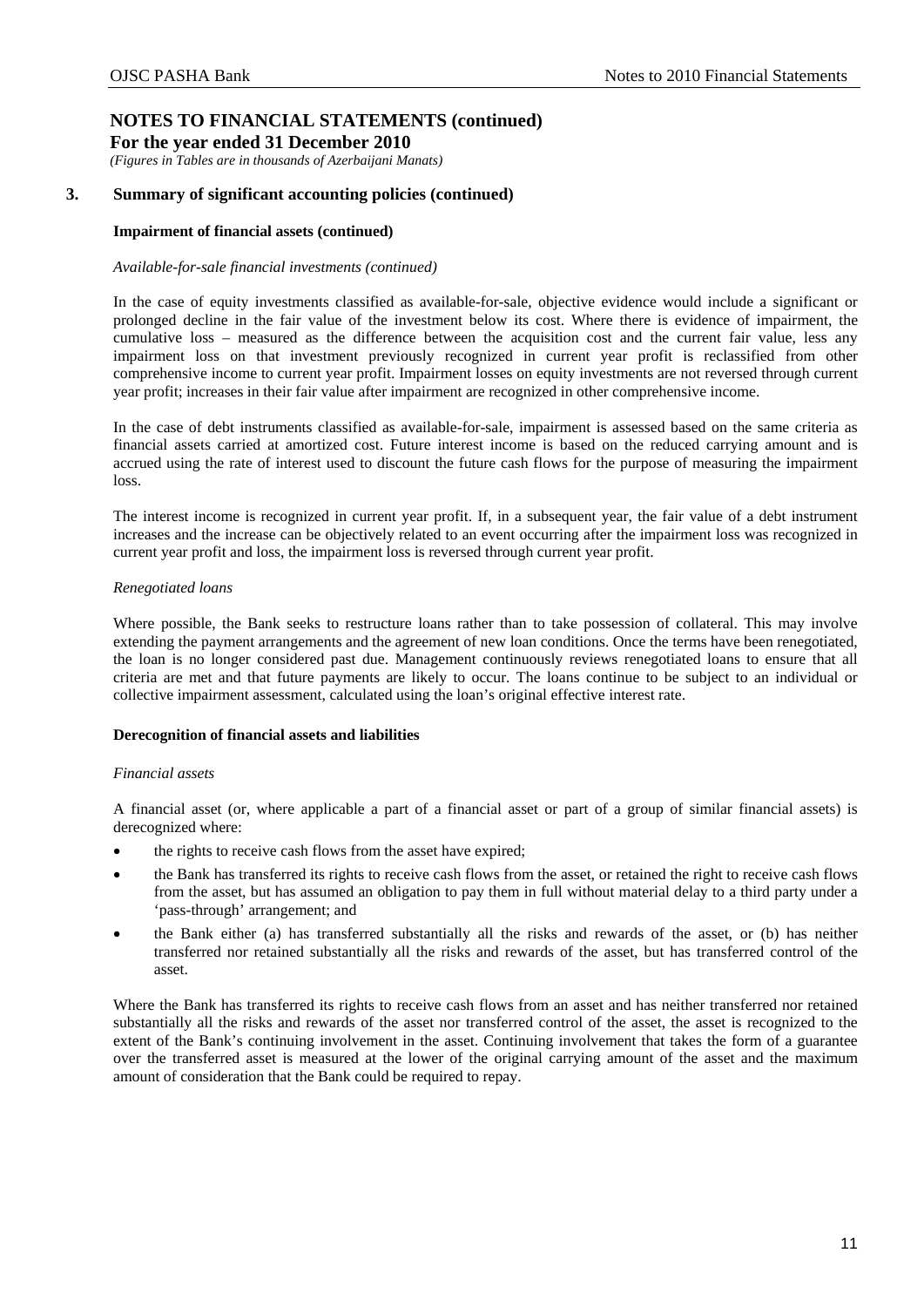# NOTES TO FINANCIAL STATEMENTS (continued)

**For the year ended 31 December 2010**

*(Figures in Tables are in thousands of Azerbaijani Manats)*

## 3. Summary of significant accounting policies (continued)

**Impairment of financial assets (continued)**

*Available-for-sale financial investments (continued)*

In the case of equity investments classified as available-for-sale, objective evidence would include a significant or prolonged decline in the fair value of the investment below its cost. Where there is evidence of impairment, the cumulative loss – measured as the difference between the acquisition cost and the current fair value, less any impairment loss on that investment previously recognized in current year profit is reclassified from other comprehensive income to current year profit. Impairment losses on equity investments are not reversed through current year profit; increases in their fair value after impairment are recognized in other comprehensive income.

In the case of debt instruments classified as available-for-sale, impairment is assessed based on the same criteria as financial assets carried at amortized cost. Future interest income is based on the reduced carrying amount and is accrued using the rate of interest used to discount the future cash flows for the purpose of measuring the impairment loss.

The interest income is recognized in current year profit. If, in a subsequent year, the fair value of a debt instrument increases and the increase can be objectively related to an event occurring after the impairment loss was recognized in current year profit and loss, the impairment loss is reversed through current year profit.

*Renegotiated loans*

Where possible, the Bank seeks to restructure loans rather than to take possession of collateral. This may involve extending the payment arrangements and the agreement of new loan conditions. Once the terms have been renegotiated, the loan is no longer considered past due. Management continuously reviews renegotiated loans to ensure that all criteria are met and that future payments are likely to occur. The loans continue to be subject to an individual or collective impairment assessment, calculated using the loan's original effective interest rate.

**Derecognition of financial assets and liabilities**

*Financial assets*

A financial asset (or, where applicable a part of a financial asset or part of a group of similar financial assets) is derecognized where:

- the rights to receive cash flows from the asset have expired;
- the Bank has transferred its rights to receive cash flows from the asset, or retained the right to receive cash flows from the asset, but has assumed an obligation to pay them in full without material delay to a third party under a 'pass-through' arrangement; and
- the Bank either (a) has transferred substantially all the risks and rewards of the asset, or (b) has neither transferred nor retained substantially all the risks and rewards of the asset, but has transferred control of the asset.

Where the Bank has transferred its rights to receive cash flows from an asset and has neither transferred nor retained substantially all the risks and rewards of the asset nor transferred control of the asset, the asset is recognized to the extent of the Bank's continuing involvement in the asset. Continuing involvement that takes the form of a guarantee over the transferred asset is measured at the lower of the original carrying amount of the asset and the maximum amount of consideration that the Bank could be required to repay.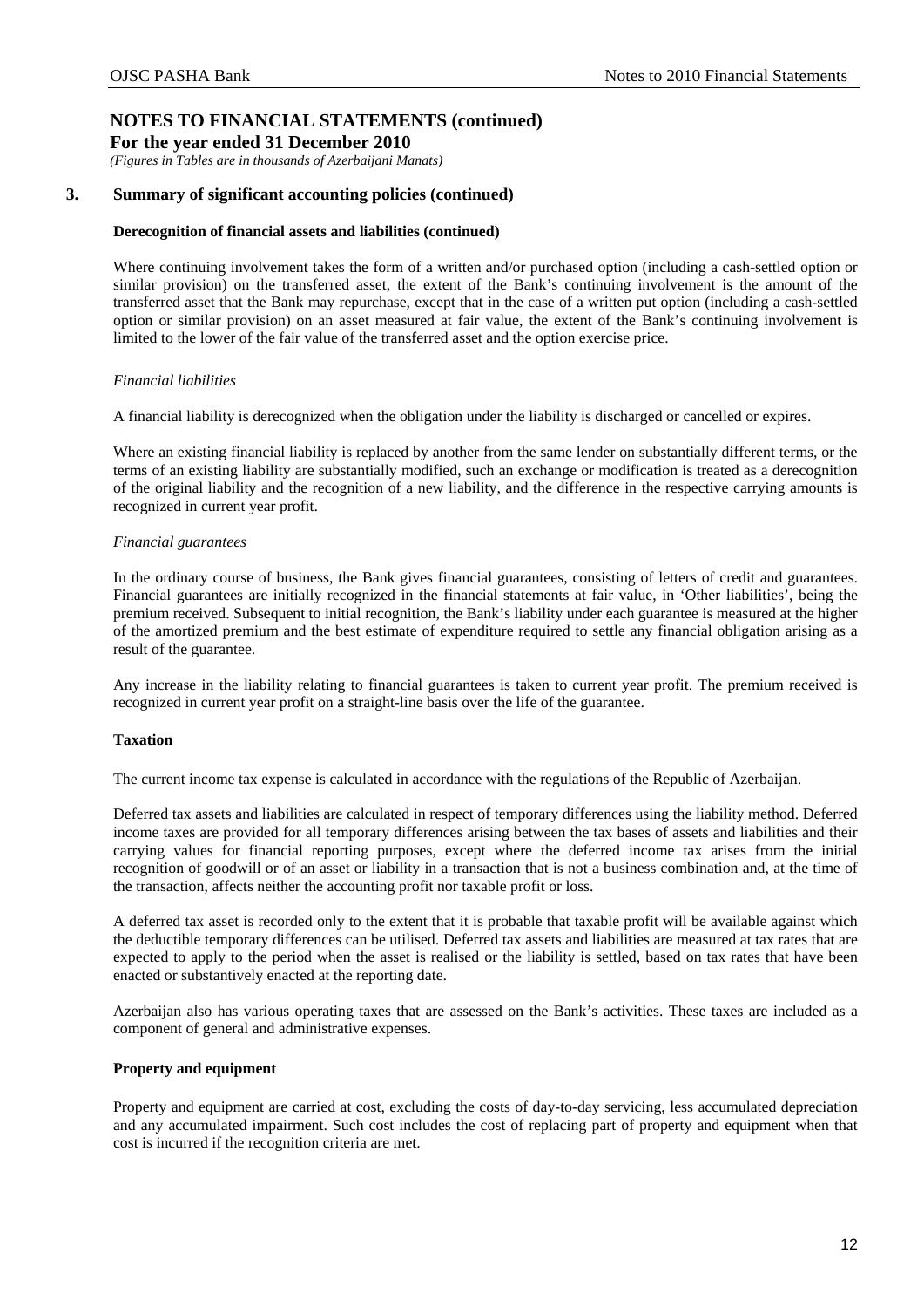## NOTES TO FINANCIAL STATEMENTS (continued)

**For the year ended 31 December 2010**

*(Figures in Tables are in thousands of Azerbaijani Manats)*

### 3. Summary of significant accounting policies (continued)

**Derecognition of financial assets and liabilities (continued)**

Where continuing involvement takes the form of a written and/or purchased option (including a cash-settled option or similar provision) on the transferred asset, the extent of the Bank's continuing involvement is the amount of the transferred asset that the Bank may repurchase, except that in the case of a written put option (including a cash-settled option or similar provision) on an asset measured at fair value, the extent of the Bank's continuing involvement is limited to the lower of the fair value of the transferred asset and the option exercise price.

*Financial liabilities*

A financial liability is derecognized when the obligation under the liability is discharged or cancelled or expires.

Where an existing financial liability is replaced by another from the same lender on substantially different terms, or the terms of an existing liability are substantially modified, such an exchange or modification is treated as a derecognition of the original liability and the recognition of a new liability, and the difference in the respective carrying amounts is recognized in current year profit.

*Financial guarantees*

In the ordinary course of business, the Bank gives financial guarantees, consisting of letters of credit and guarantees. Financial guarantees are initially recognized in the financial statements at fair value, in 'Other liabilities', being the premium received. Subsequent to initial recognition, the Bank's liability under each guarantee is measured at the higher of the amortized premium and the best estimate of expenditure required to settle any financial obligation arising as a result of the guarantee.

Any increase in the liability relating to financial guarantees is taken to current year profit. The premium received is recognized in current year profit on a straight-line basis over the life of the guarantee.

**Taxation**

The current income tax expense is calculated in accordance with the regulations of the Republic of Azerbaijan.

Deferred tax assets and liabilities are calculated in respect of temporary differences using the liability method. Deferred income taxes are provided for all temporary differences arising between the tax bases of assets and liabilities and their carrying values for financial reporting purposes, except where the deferred income tax arises from the initial recognition of goodwill or of an asset or liability in a transaction that is not a business combination and, at the time of the transaction, affects neither the accounting profit nor taxable profit or loss.

A deferred tax asset is recorded only to the extent that it is probable that taxable profit will be available against which the deductible temporary differences can be utilised. Deferred tax assets and liabilities are measured at tax rates that are expected to apply to the period when the asset is realised or the liability is settled, based on tax rates that have been enacted or substantively enacted at the reporting date.

Azerbaijan also has various operating taxes that are assessed on the Bank's activities. These taxes are included as a component of general and administrative expenses.

**Property and equipment**

Property and equipment are carried at cost, excluding the costs of day-to-day servicing, less accumulated depreciation and any accumulated impairment. Such cost includes the cost of replacing part of property and equipment when that cost is incurred if the recognition criteria are met.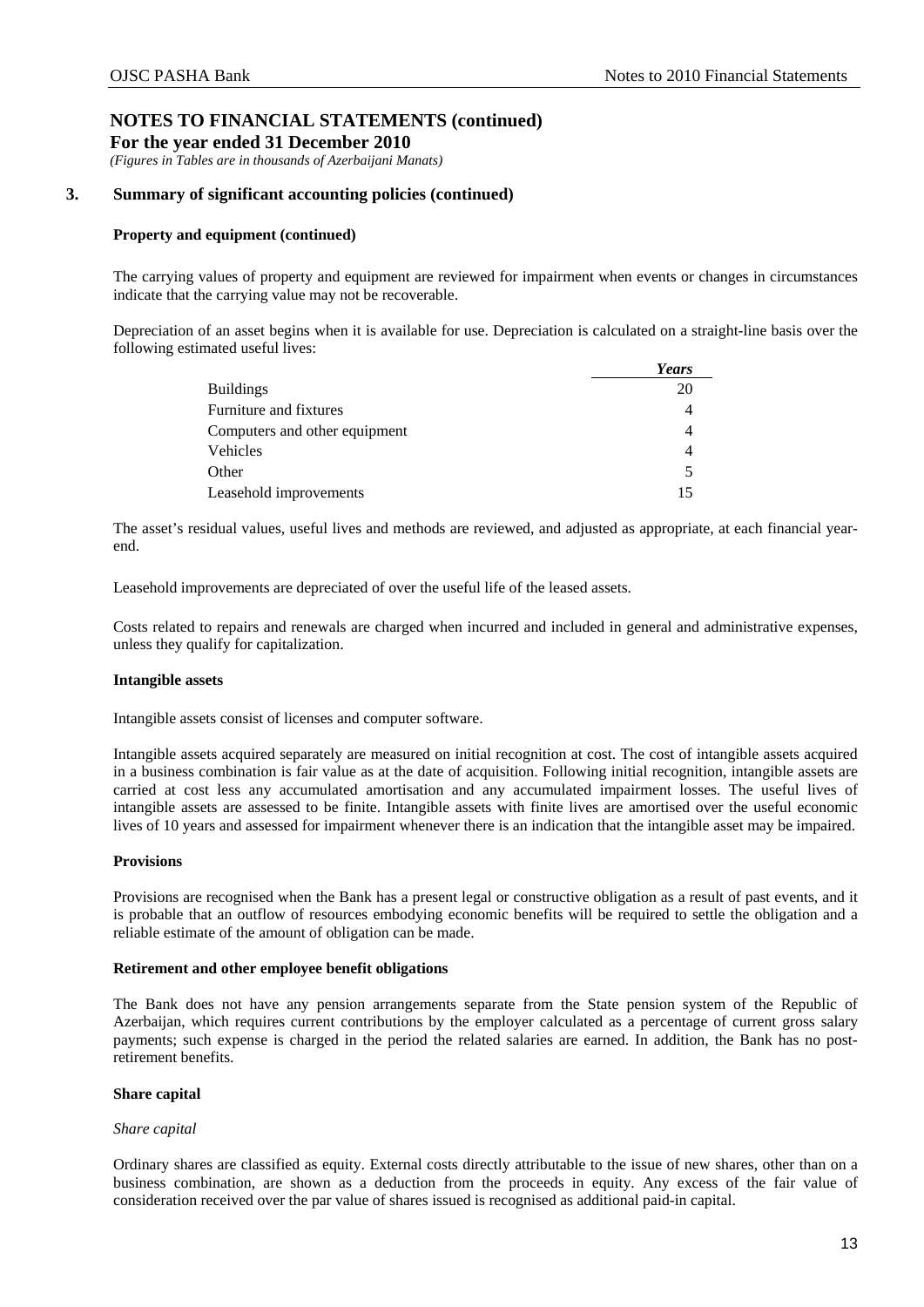# NOTES TO FINANCIAL STATEMENTS (continued)

**For the year ended 31 December 2010**

*(Figures in Tables are in thousands of Azerbaijani Manats)*

## 3. Summary of significant accounting policies (continued)

**Property and equipment (continued)**

The carrying values of property and equipment are reviewed for impairment when events or changes in circumstances indicate that the carrying value may not be recoverable.

Depreciation of an asset begins when it is available for use. Depreciation is calculated on a straight-line basis over the following estimated useful lives:

| | *Years* |
|---|---|
| Buildings | 20 |
| Furniture and fixtures | 4 |
| Computers and other equipment | 4 |
| Vehicles | 4 |
| Other | 5 |
| Leasehold improvements | 15 |

The asset's residual values, useful lives and methods are reviewed, and adjusted as appropriate, at each financial year-end.

Leasehold improvements are depreciated of over the useful life of the leased assets.

Costs related to repairs and renewals are charged when incurred and included in general and administrative expenses, unless they qualify for capitalization.

**Intangible assets**

Intangible assets consist of licenses and computer software.

Intangible assets acquired separately are measured on initial recognition at cost. The cost of intangible assets acquired in a business combination is fair value as at the date of acquisition. Following initial recognition, intangible assets are carried at cost less any accumulated amortisation and any accumulated impairment losses. The useful lives of intangible assets are assessed to be finite. Intangible assets with finite lives are amortised over the useful economic lives of 10 years and assessed for impairment whenever there is an indication that the intangible asset may be impaired.

**Provisions**

Provisions are recognised when the Bank has a present legal or constructive obligation as a result of past events, and it is probable that an outflow of resources embodying economic benefits will be required to settle the obligation and a reliable estimate of the amount of obligation can be made.

**Retirement and other employee benefit obligations**

The Bank does not have any pension arrangements separate from the State pension system of the Republic of Azerbaijan, which requires current contributions by the employer calculated as a percentage of current gross salary payments; such expense is charged in the period the related salaries are earned. In addition, the Bank has no post-retirement benefits.

**Share capital**

*Share capital*

Ordinary shares are classified as equity. External costs directly attributable to the issue of new shares, other than on a business combination, are shown as a deduction from the proceeds in equity. Any excess of the fair value of consideration received over the par value of shares issued is recognised as additional paid-in capital.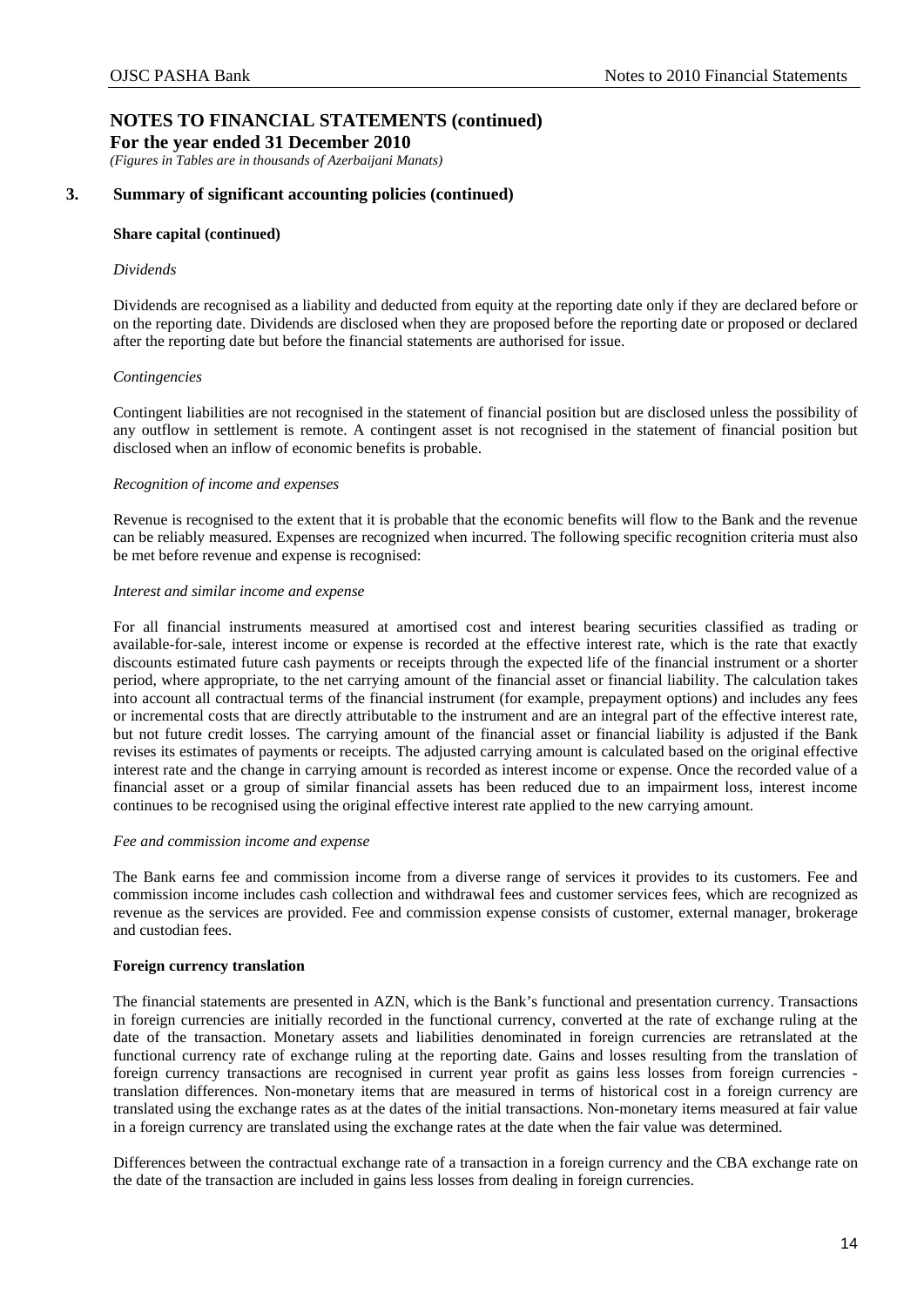# NOTES TO FINANCIAL STATEMENTS (continued)

**For the year ended 31 December 2010**

*(Figures in Tables are in thousands of Azerbaijani Manats)*

## 3. Summary of significant accounting policies (continued)

**Share capital (continued)**

*Dividends*

Dividends are recognised as a liability and deducted from equity at the reporting date only if they are declared before or on the reporting date. Dividends are disclosed when they are proposed before the reporting date or proposed or declared after the reporting date but before the financial statements are authorised for issue.

*Contingencies*

Contingent liabilities are not recognised in the statement of financial position but are disclosed unless the possibility of any outflow in settlement is remote. A contingent asset is not recognised in the statement of financial position but disclosed when an inflow of economic benefits is probable.

*Recognition of income and expenses*

Revenue is recognised to the extent that it is probable that the economic benefits will flow to the Bank and the revenue can be reliably measured. Expenses are recognized when incurred. The following specific recognition criteria must also be met before revenue and expense is recognised:

*Interest and similar income and expense*

For all financial instruments measured at amortised cost and interest bearing securities classified as trading or available-for-sale, interest income or expense is recorded at the effective interest rate, which is the rate that exactly discounts estimated future cash payments or receipts through the expected life of the financial instrument or a shorter period, where appropriate, to the net carrying amount of the financial asset or financial liability. The calculation takes into account all contractual terms of the financial instrument (for example, prepayment options) and includes any fees or incremental costs that are directly attributable to the instrument and are an integral part of the effective interest rate, but not future credit losses. The carrying amount of the financial asset or financial liability is adjusted if the Bank revises its estimates of payments or receipts. The adjusted carrying amount is calculated based on the original effective interest rate and the change in carrying amount is recorded as interest income or expense. Once the recorded value of a financial asset or a group of similar financial assets has been reduced due to an impairment loss, interest income continues to be recognised using the original effective interest rate applied to the new carrying amount.

*Fee and commission income and expense*

The Bank earns fee and commission income from a diverse range of services it provides to its customers. Fee and commission income includes cash collection and withdrawal fees and customer services fees, which are recognized as revenue as the services are provided. Fee and commission expense consists of customer, external manager, brokerage and custodian fees.

**Foreign currency translation**

The financial statements are presented in AZN, which is the Bank's functional and presentation currency. Transactions in foreign currencies are initially recorded in the functional currency, converted at the rate of exchange ruling at the date of the transaction. Monetary assets and liabilities denominated in foreign currencies are retranslated at the functional currency rate of exchange ruling at the reporting date. Gains and losses resulting from the translation of foreign currency transactions are recognised in current year profit as gains less losses from foreign currencies - translation differences. Non-monetary items that are measured in terms of historical cost in a foreign currency are translated using the exchange rates as at the dates of the initial transactions. Non-monetary items measured at fair value in a foreign currency are translated using the exchange rates at the date when the fair value was determined.

Differences between the contractual exchange rate of a transaction in a foreign currency and the CBA exchange rate on the date of the transaction are included in gains less losses from dealing in foreign currencies.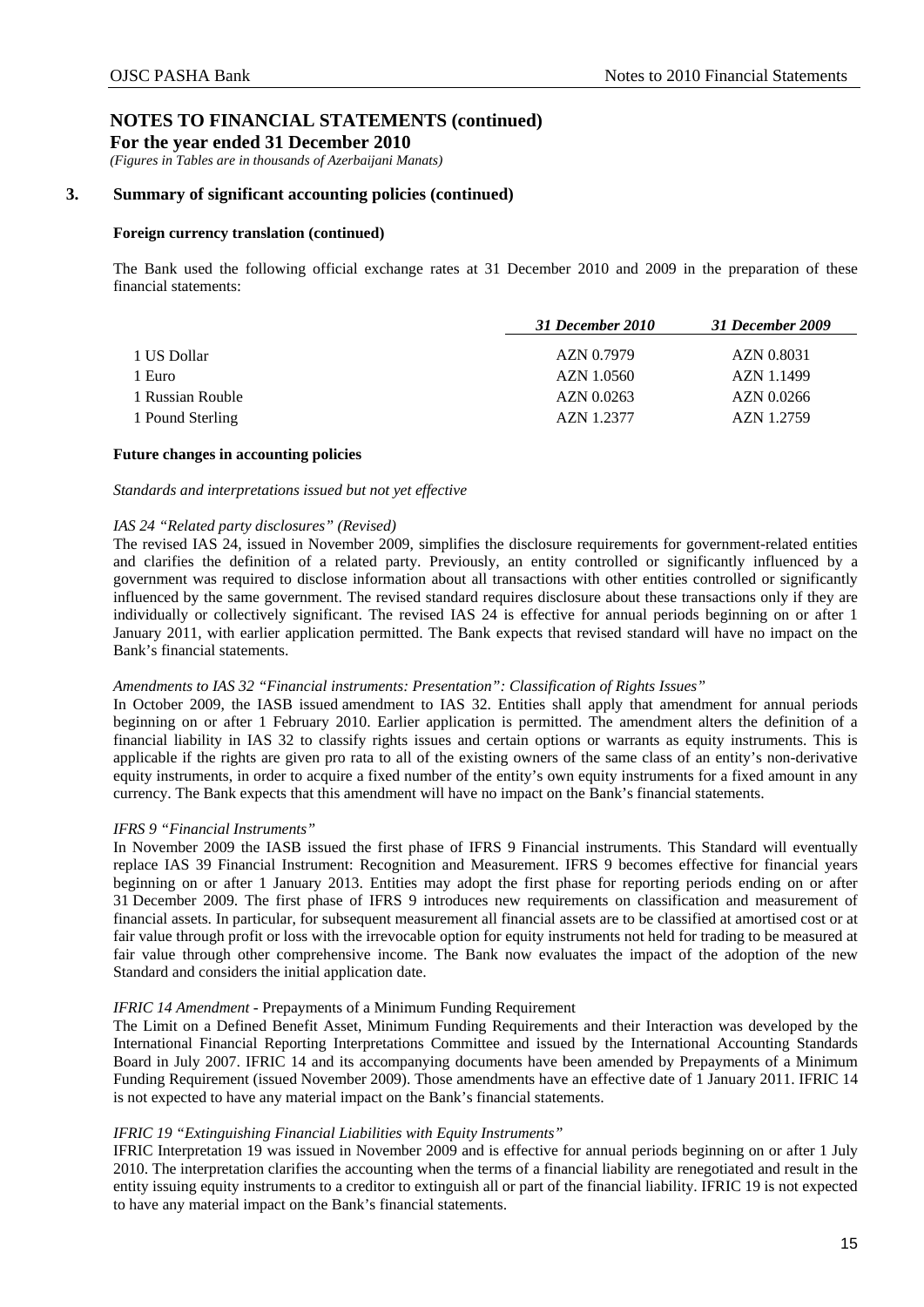# NOTES TO FINANCIAL STATEMENTS (continued)

**For the year ended 31 December 2010**

*(Figures in Tables are in thousands of Azerbaijani Manats)*

## 3. Summary of significant accounting policies (continued)

### Foreign currency translation (continued)

The Bank used the following official exchange rates at 31 December 2010 and 2009 in the preparation of these financial statements:

| | *31 December 2010* | *31 December 2009* |
|---|---|---|
| 1 US Dollar | AZN 0.7979 | AZN 0.8031 |
| 1 Euro | AZN 1.0560 | AZN 1.1499 |
| 1 Russian Rouble | AZN 0.0263 | AZN 0.0266 |
| 1 Pound Sterling | AZN 1.2377 | AZN 1.2759 |

### Future changes in accounting policies

*Standards and interpretations issued but not yet effective*

*IAS 24 "Related party disclosures" (Revised)*

The revised IAS 24, issued in November 2009, simplifies the disclosure requirements for government-related entities and clarifies the definition of a related party. Previously, an entity controlled or significantly influenced by a government was required to disclose information about all transactions with other entities controlled or significantly influenced by the same government. The revised standard requires disclosure about these transactions only if they are individually or collectively significant. The revised IAS 24 is effective for annual periods beginning on or after 1 January 2011, with earlier application permitted. The Bank expects that revised standard will have no impact on the Bank's financial statements.

*Amendments to IAS 32 "Financial instruments: Presentation": Classification of Rights Issues"*

In October 2009, the IASB issued amendment to IAS 32. Entities shall apply that amendment for annual periods beginning on or after 1 February 2010. Earlier application is permitted. The amendment alters the definition of a financial liability in IAS 32 to classify rights issues and certain options or warrants as equity instruments. This is applicable if the rights are given pro rata to all of the existing owners of the same class of an entity's non-derivative equity instruments, in order to acquire a fixed number of the entity's own equity instruments for a fixed amount in any currency. The Bank expects that this amendment will have no impact on the Bank's financial statements.

*IFRS 9 "Financial Instruments"*

In November 2009 the IASB issued the first phase of IFRS 9 Financial instruments. This Standard will eventually replace IAS 39 Financial Instrument: Recognition and Measurement. IFRS 9 becomes effective for financial years beginning on or after 1 January 2013. Entities may adopt the first phase for reporting periods ending on or after 31 December 2009. The first phase of IFRS 9 introduces new requirements on classification and measurement of financial assets. In particular, for subsequent measurement all financial assets are to be classified at amortised cost or at fair value through profit or loss with the irrevocable option for equity instruments not held for trading to be measured at fair value through other comprehensive income. The Bank now evaluates the impact of the adoption of the new Standard and considers the initial application date.

*IFRIC 14 Amendment* - Prepayments of a Minimum Funding Requirement

The Limit on a Defined Benefit Asset, Minimum Funding Requirements and their Interaction was developed by the International Financial Reporting Interpretations Committee and issued by the International Accounting Standards Board in July 2007. IFRIC 14 and its accompanying documents have been amended by Prepayments of a Minimum Funding Requirement (issued November 2009). Those amendments have an effective date of 1 January 2011. IFRIC 14 is not expected to have any material impact on the Bank's financial statements.

*IFRIC 19 "Extinguishing Financial Liabilities with Equity Instruments"*

IFRIC Interpretation 19 was issued in November 2009 and is effective for annual periods beginning on or after 1 July 2010. The interpretation clarifies the accounting when the terms of a financial liability are renegotiated and result in the entity issuing equity instruments to a creditor to extinguish all or part of the financial liability. IFRIC 19 is not expected to have any material impact on the Bank's financial statements.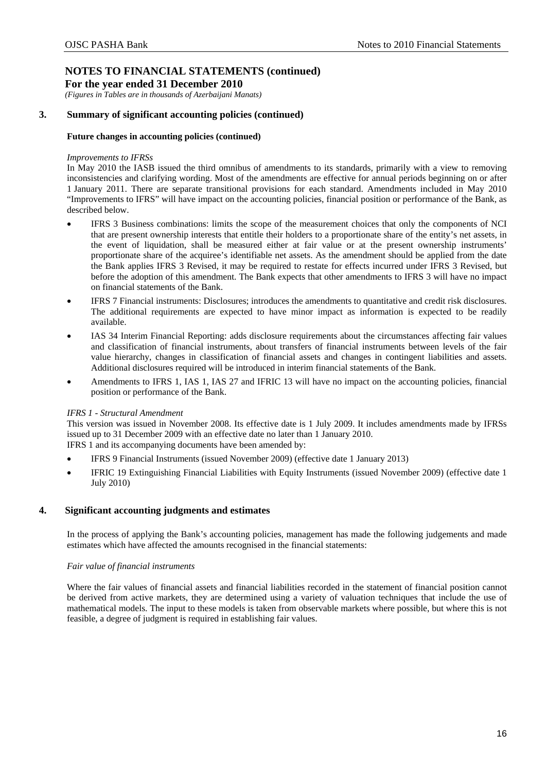## NOTES TO FINANCIAL STATEMENTS (continued)

**For the year ended 31 December 2010**

*(Figures in Tables are in thousands of Azerbaijani Manats)*

### 3. Summary of significant accounting policies (continued)

**Future changes in accounting policies (continued)**

*Improvements to IFRSs*

In May 2010 the IASB issued the third omnibus of amendments to its standards, primarily with a view to removing inconsistencies and clarifying wording. Most of the amendments are effective for annual periods beginning on or after 1 January 2011. There are separate transitional provisions for each standard. Amendments included in May 2010 "Improvements to IFRS" will have impact on the accounting policies, financial position or performance of the Bank, as described below.

- IFRS 3 Business combinations: limits the scope of the measurement choices that only the components of NCI that are present ownership interests that entitle their holders to a proportionate share of the entity's net assets, in the event of liquidation, shall be measured either at fair value or at the present ownership instruments' proportionate share of the acquiree's identifiable net assets. As the amendment should be applied from the date the Bank applies IFRS 3 Revised, it may be required to restate for effects incurred under IFRS 3 Revised, but before the adoption of this amendment. The Bank expects that other amendments to IFRS 3 will have no impact on financial statements of the Bank.
- IFRS 7 Financial instruments: Disclosures; introduces the amendments to quantitative and credit risk disclosures. The additional requirements are expected to have minor impact as information is expected to be readily available.
- IAS 34 Interim Financial Reporting: adds disclosure requirements about the circumstances affecting fair values and classification of financial instruments, about transfers of financial instruments between levels of the fair value hierarchy, changes in classification of financial assets and changes in contingent liabilities and assets. Additional disclosures required will be introduced in interim financial statements of the Bank.
- Amendments to IFRS 1, IAS 1, IAS 27 and IFRIC 13 will have no impact on the accounting policies, financial position or performance of the Bank.

*IFRS 1 - Structural Amendment*

This version was issued in November 2008. Its effective date is 1 July 2009. It includes amendments made by IFRSs issued up to 31 December 2009 with an effective date no later than 1 January 2010.

IFRS 1 and its accompanying documents have been amended by:

- IFRS 9 Financial Instruments (issued November 2009) (effective date 1 January 2013)
- IFRIC 19 Extinguishing Financial Liabilities with Equity Instruments (issued November 2009) (effective date 1 July 2010)

### 4. Significant accounting judgments and estimates

In the process of applying the Bank's accounting policies, management has made the following judgements and made estimates which have affected the amounts recognised in the financial statements:

*Fair value of financial instruments*

Where the fair values of financial assets and financial liabilities recorded in the statement of financial position cannot be derived from active markets, they are determined using a variety of valuation techniques that include the use of mathematical models. The input to these models is taken from observable markets where possible, but where this is not feasible, a degree of judgment is required in establishing fair values.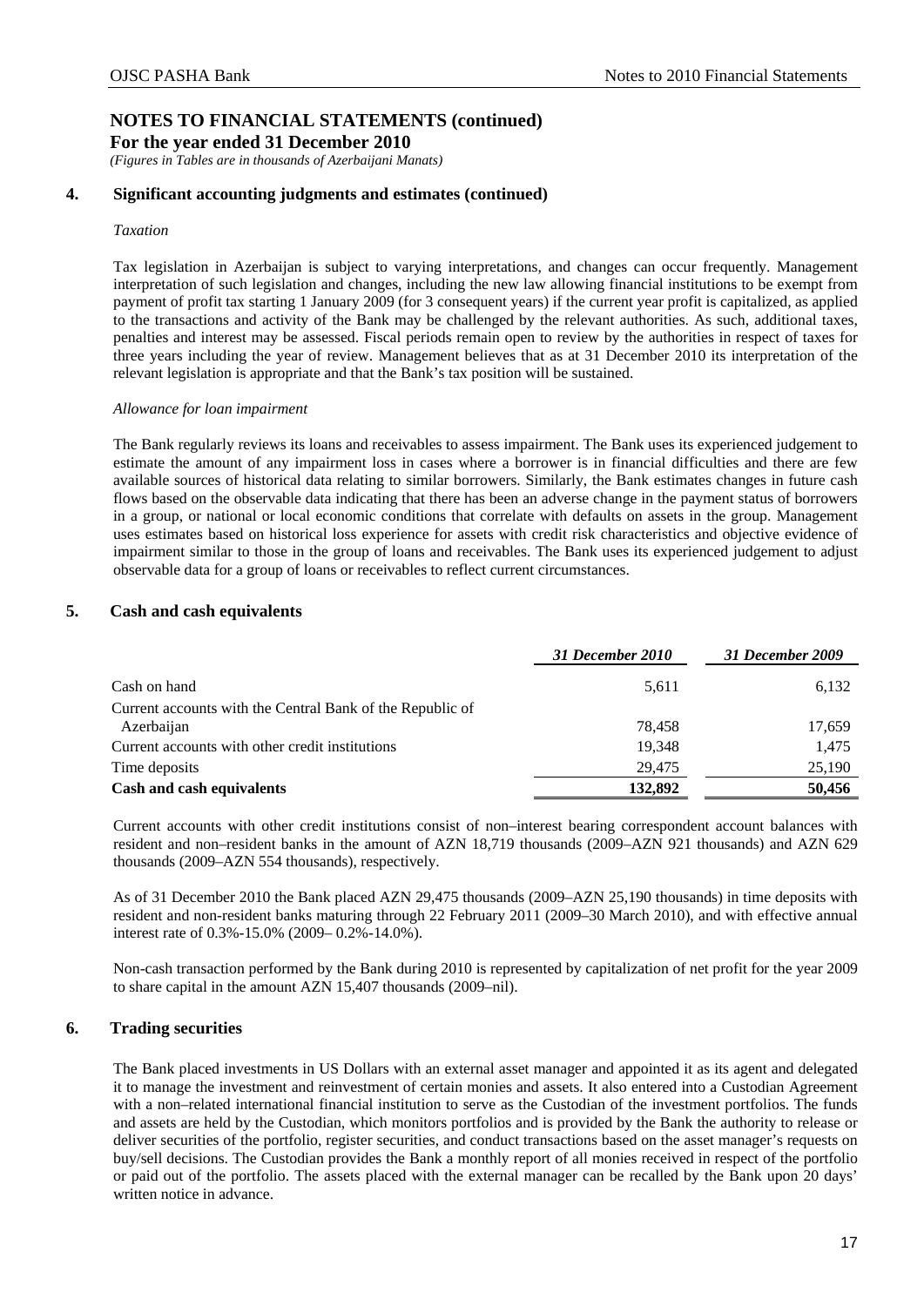# NOTES TO FINANCIAL STATEMENTS (continued)

**For the year ended 31 December 2010**

*(Figures in Tables are in thousands of Azerbaijani Manats)*

## 4. Significant accounting judgments and estimates (continued)

*Taxation*

Tax legislation in Azerbaijan is subject to varying interpretations, and changes can occur frequently. Management interpretation of such legislation and changes, including the new law allowing financial institutions to be exempt from payment of profit tax starting 1 January 2009 (for 3 consequent years) if the current year profit is capitalized, as applied to the transactions and activity of the Bank may be challenged by the relevant authorities. As such, additional taxes, penalties and interest may be assessed. Fiscal periods remain open to review by the authorities in respect of taxes for three years including the year of review. Management believes that as at 31 December 2010 its interpretation of the relevant legislation is appropriate and that the Bank's tax position will be sustained.

*Allowance for loan impairment*

The Bank regularly reviews its loans and receivables to assess impairment. The Bank uses its experienced judgement to estimate the amount of any impairment loss in cases where a borrower is in financial difficulties and there are few available sources of historical data relating to similar borrowers. Similarly, the Bank estimates changes in future cash flows based on the observable data indicating that there has been an adverse change in the payment status of borrowers in a group, or national or local economic conditions that correlate with defaults on assets in the group. Management uses estimates based on historical loss experience for assets with credit risk characteristics and objective evidence of impairment similar to those in the group of loans and receivables. The Bank uses its experienced judgement to adjust observable data for a group of loans or receivables to reflect current circumstances.

## 5. Cash and cash equivalents

| | *31 December 2010* | *31 December 2009* |
|---|---|---|
| Cash on hand | 5,611 | 6,132 |
| Current accounts with the Central Bank of the Republic of Azerbaijan | 78,458 | 17,659 |
| Current accounts with other credit institutions | 19,348 | 1,475 |
| Time deposits | 29,475 | 25,190 |
| **Cash and cash equivalents** | **132,892** | **50,456** |

Current accounts with other credit institutions consist of non–interest bearing correspondent account balances with resident and non–resident banks in the amount of AZN 18,719 thousands (2009–AZN 921 thousands) and AZN 629 thousands (2009–AZN 554 thousands), respectively.

As of 31 December 2010 the Bank placed AZN 29,475 thousands (2009–AZN 25,190 thousands) in time deposits with resident and non-resident banks maturing through 22 February 2011 (2009–30 March 2010), and with effective annual interest rate of 0.3%-15.0% (2009– 0.2%-14.0%).

Non-cash transaction performed by the Bank during 2010 is represented by capitalization of net profit for the year 2009 to share capital in the amount AZN 15,407 thousands (2009–nil).

## 6. Trading securities

The Bank placed investments in US Dollars with an external asset manager and appointed it as its agent and delegated it to manage the investment and reinvestment of certain monies and assets. It also entered into a Custodian Agreement with a non–related international financial institution to serve as the Custodian of the investment portfolios. The funds and assets are held by the Custodian, which monitors portfolios and is provided by the Bank the authority to release or deliver securities of the portfolio, register securities, and conduct transactions based on the asset manager's requests on buy/sell decisions. The Custodian provides the Bank a monthly report of all monies received in respect of the portfolio or paid out of the portfolio. The assets placed with the external manager can be recalled by the Bank upon 20 days' written notice in advance.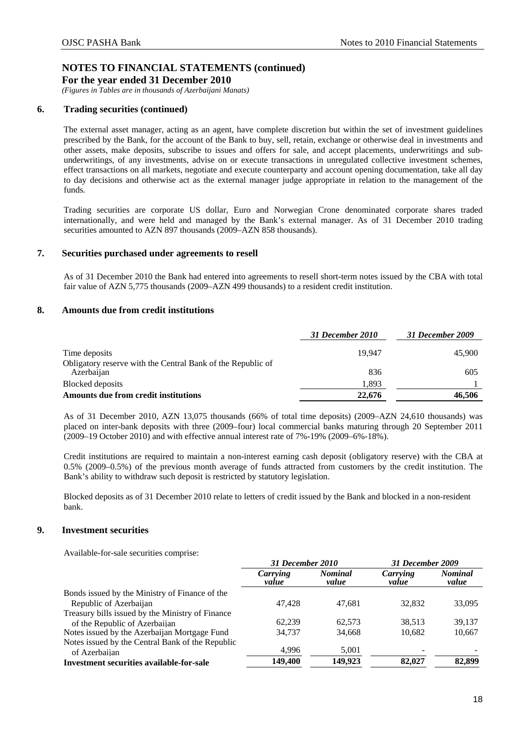# NOTES TO FINANCIAL STATEMENTS (continued)

**For the year ended 31 December 2010**

*(Figures in Tables are in thousands of Azerbaijani Manats)*

## 6. Trading securities (continued)

The external asset manager, acting as an agent, have complete discretion but within the set of investment guidelines prescribed by the Bank, for the account of the Bank to buy, sell, retain, exchange or otherwise deal in investments and other assets, make deposits, subscribe to issues and offers for sale, and accept placements, underwritings and sub-underwritings, of any investments, advise on or execute transactions in unregulated collective investment schemes, effect transactions on all markets, negotiate and execute counterparty and account opening documentation, take all day to day decisions and otherwise act as the external manager judge appropriate in relation to the management of the funds.

Trading securities are corporate US dollar, Euro and Norwegian Crone denominated corporate shares traded internationally, and were held and managed by the Bank's external manager. As of 31 December 2010 trading securities amounted to AZN 897 thousands (2009–AZN 858 thousands).

## 7. Securities purchased under agreements to resell

As of 31 December 2010 the Bank had entered into agreements to resell short-term notes issued by the CBA with total fair value of AZN 5,775 thousands (2009–AZN 499 thousands) to a resident credit institution.

## 8. Amounts due from credit institutions

| | *31 December 2010* | *31 December 2009* |
|---|---|---|
| Time deposits | 19,947 | 45,900 |
| Obligatory reserve with the Central Bank of the Republic of Azerbaijan | 836 | 605 |
| Blocked deposits | 1,893 | 1 |
| **Amounts due from credit institutions** | **22,676** | **46,506** |

As of 31 December 2010, AZN 13,075 thousands (66% of total time deposits) (2009–AZN 24,610 thousands) was placed on inter-bank deposits with three (2009–four) local commercial banks maturing through 20 September 2011 (2009–19 October 2010) and with effective annual interest rate of 7%-19% (2009–6%-18%).

Credit institutions are required to maintain a non-interest earning cash deposit (obligatory reserve) with the CBA at 0.5% (2009–0.5%) of the previous month average of funds attracted from customers by the credit institution. The Bank's ability to withdraw such deposit is restricted by statutory legislation.

Blocked deposits as of 31 December 2010 relate to letters of credit issued by the Bank and blocked in a non-resident bank.

## 9. Investment securities

Available-for-sale securities comprise:

| | *31 December 2010* | | *31 December 2009* | |
|---|---|---|---|---|
| | *Carrying value* | *Nominal value* | *Carrying value* | *Nominal value* |
| Bonds issued by the Ministry of Finance of the Republic of Azerbaijan | 47,428 | 47,681 | 32,832 | 33,095 |
| Treasury bills issued by the Ministry of Finance of the Republic of Azerbaijan | 62,239 | 62,573 | 38,513 | 39,137 |
| Notes issued by the Azerbaijan Mortgage Fund | 34,737 | 34,668 | 10,682 | 10,667 |
| Notes issued by the Central Bank of the Republic of Azerbaijan | 4,996 | 5,001 | - | - |
| **Investment securities available-for-sale** | **149,400** | **149,923** | **82,027** | **82,899** |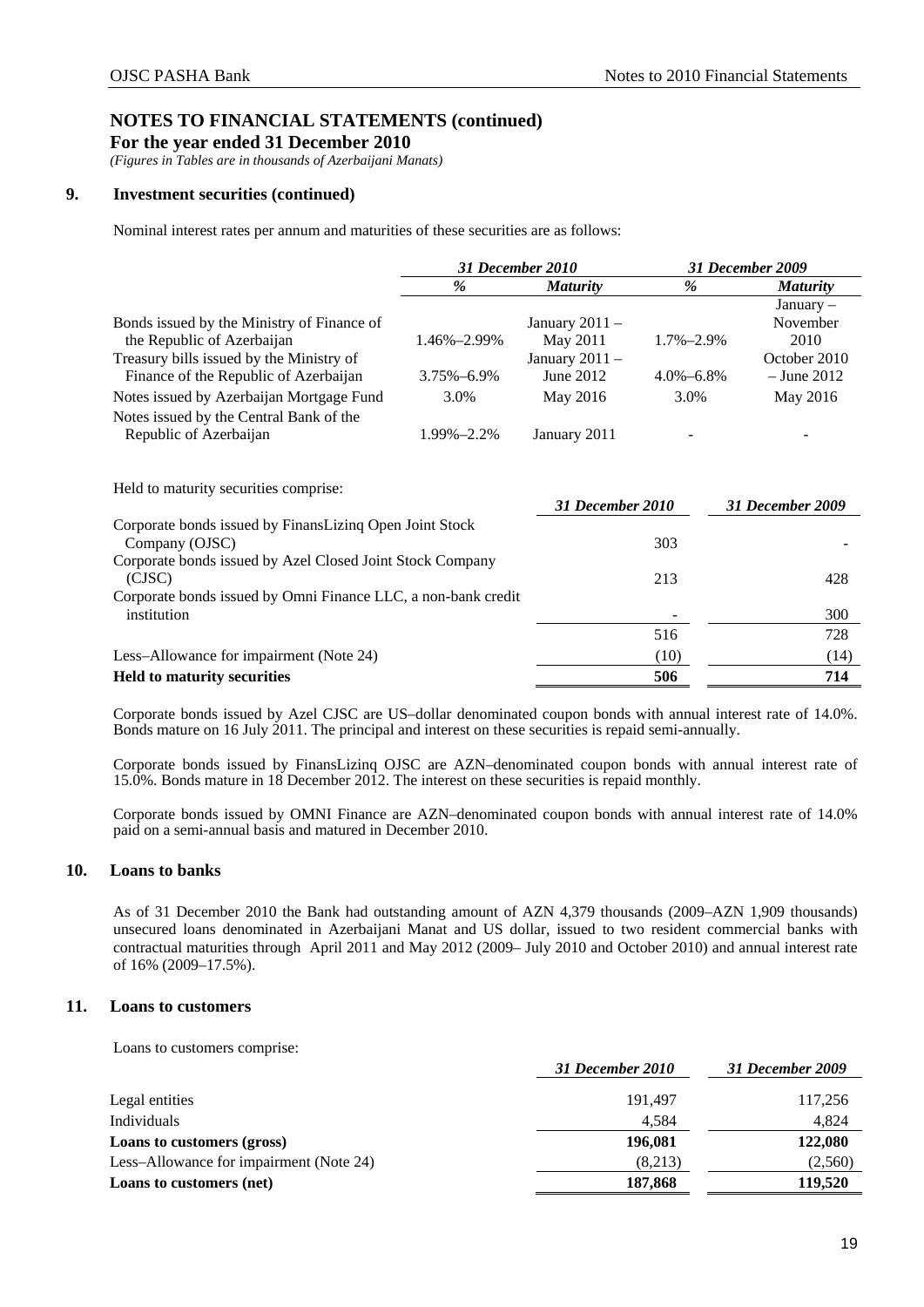## NOTES TO FINANCIAL STATEMENTS (continued)

**For the year ended 31 December 2010**

*(Figures in Tables are in thousands of Azerbaijani Manats)*

### 9. Investment securities (continued)

Nominal interest rates per annum and maturities of these securities are as follows:

| | *31 December 2010* | | *31 December 2009* | |
|---|---|---|---|---|
| | *%* | *Maturity* | *%* | *Maturity* |
| Bonds issued by the Ministry of Finance of the Republic of Azerbaijan | 1.46%–2.99% | January 2011 – May 2011 | 1.7%–2.9% | January – November 2010 |
| Treasury bills issued by the Ministry of Finance of the Republic of Azerbaijan | 3.75%–6.9% | January 2011 – June 2012 | 4.0%–6.8% | October 2010 – June 2012 |
| Notes issued by Azerbaijan Mortgage Fund | 3.0% | May 2016 | 3.0% | May 2016 |
| Notes issued by the Central Bank of the Republic of Azerbaijan | 1.99%–2.2% | January 2011 | - | - |

Held to maturity securities comprise:

| | *31 December 2010* | *31 December 2009* |
|---|---|---|
| Corporate bonds issued by FinansLizinq Open Joint Stock Company (OJSC) | 303 | - |
| Corporate bonds issued by Azel Closed Joint Stock Company (CJSC) | 213 | 428 |
| Corporate bonds issued by Omni Finance LLC, a non-bank credit institution | - | 300 |
| | 516 | 728 |
| Less–Allowance for impairment (Note 24) | (10) | (14) |
| **Held to maturity securities** | **506** | **714** |

Corporate bonds issued by Azel CJSC are US–dollar denominated coupon bonds with annual interest rate of 14.0%. Bonds mature on 16 July 2011. The principal and interest on these securities is repaid semi-annually.

Corporate bonds issued by FinansLizinq OJSC are AZN–denominated coupon bonds with annual interest rate of 15.0%. Bonds mature in 18 December 2012. The interest on these securities is repaid monthly.

Corporate bonds issued by OMNI Finance are AZN–denominated coupon bonds with annual interest rate of 14.0% paid on a semi-annual basis and matured in December 2010.

### 10. Loans to banks

As of 31 December 2010 the Bank had outstanding amount of AZN 4,379 thousands (2009–AZN 1,909 thousands) unsecured loans denominated in Azerbaijani Manat and US dollar, issued to two resident commercial banks with contractual maturities through April 2011 and May 2012 (2009– July 2010 and October 2010) and annual interest rate of 16% (2009–17.5%).

### 11. Loans to customers

Loans to customers comprise:

| | *31 December 2010* | *31 December 2009* |
|---|---|---|
| Legal entities | 191,497 | 117,256 |
| Individuals | 4,584 | 4,824 |
| **Loans to customers (gross)** | **196,081** | **122,080** |
| Less–Allowance for impairment (Note 24) | (8,213) | (2,560) |
| **Loans to customers (net)** | **187,868** | **119,520** |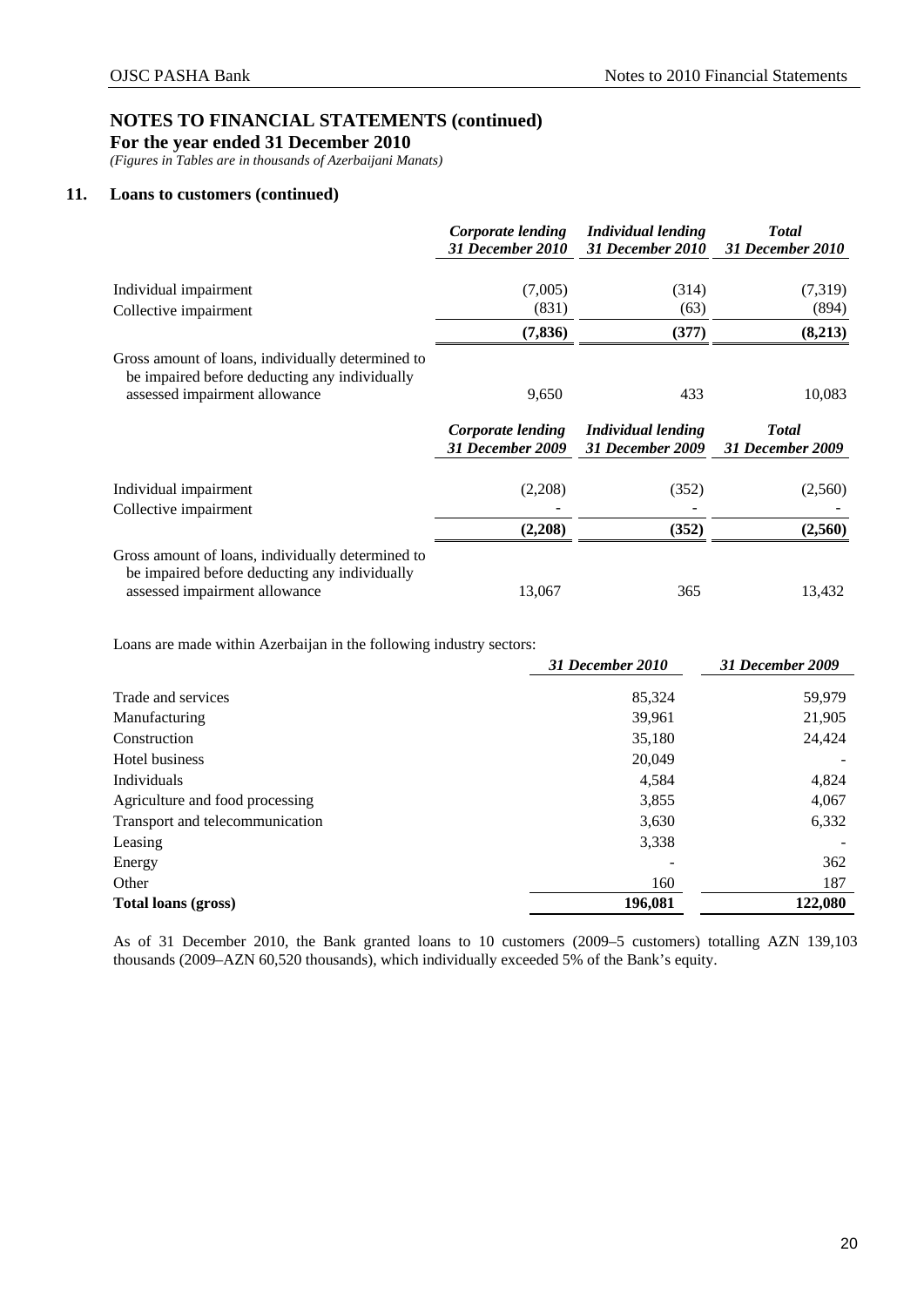# NOTES TO FINANCIAL STATEMENTS (continued)

**For the year ended 31 December 2010**

*(Figures in Tables are in thousands of Azerbaijani Manats)*

## 11. Loans to customers (continued)

| | *Corporate lending 31 December 2010* | *Individual lending 31 December 2010* | *Total 31 December 2010* |
|---|---|---|---|
| Individual impairment | (7,005) | (314) | (7,319) |
| Collective impairment | (831) | (63) | (894) |
| | **(7,836)** | **(377)** | **(8,213)** |
| Gross amount of loans, individually determined to be impaired before deducting any individually assessed impairment allowance | 9,650 | 433 | 10,083 |

| | *Corporate lending 31 December 2009* | *Individual lending 31 December 2009* | *Total 31 December 2009* |
|---|---|---|---|
| Individual impairment | (2,208) | (352) | (2,560) |
| Collective impairment | - | - | - |
| | **(2,208)** | **(352)** | **(2,560)** |
| Gross amount of loans, individually determined to be impaired before deducting any individually assessed impairment allowance | 13,067 | 365 | 13,432 |

Loans are made within Azerbaijan in the following industry sectors:

| | *31 December 2010* | *31 December 2009* |
|---|---|---|
| Trade and services | 85,324 | 59,979 |
| Manufacturing | 39,961 | 21,905 |
| Construction | 35,180 | 24,424 |
| Hotel business | 20,049 | - |
| Individuals | 4,584 | 4,824 |
| Agriculture and food processing | 3,855 | 4,067 |
| Transport and telecommunication | 3,630 | 6,332 |
| Leasing | 3,338 | - |
| Energy | - | 362 |
| Other | 160 | 187 |
| **Total loans (gross)** | **196,081** | **122,080** |

As of 31 December 2010, the Bank granted loans to 10 customers (2009–5 customers) totalling AZN 139,103 thousands (2009–AZN 60,520 thousands), which individually exceeded 5% of the Bank's equity.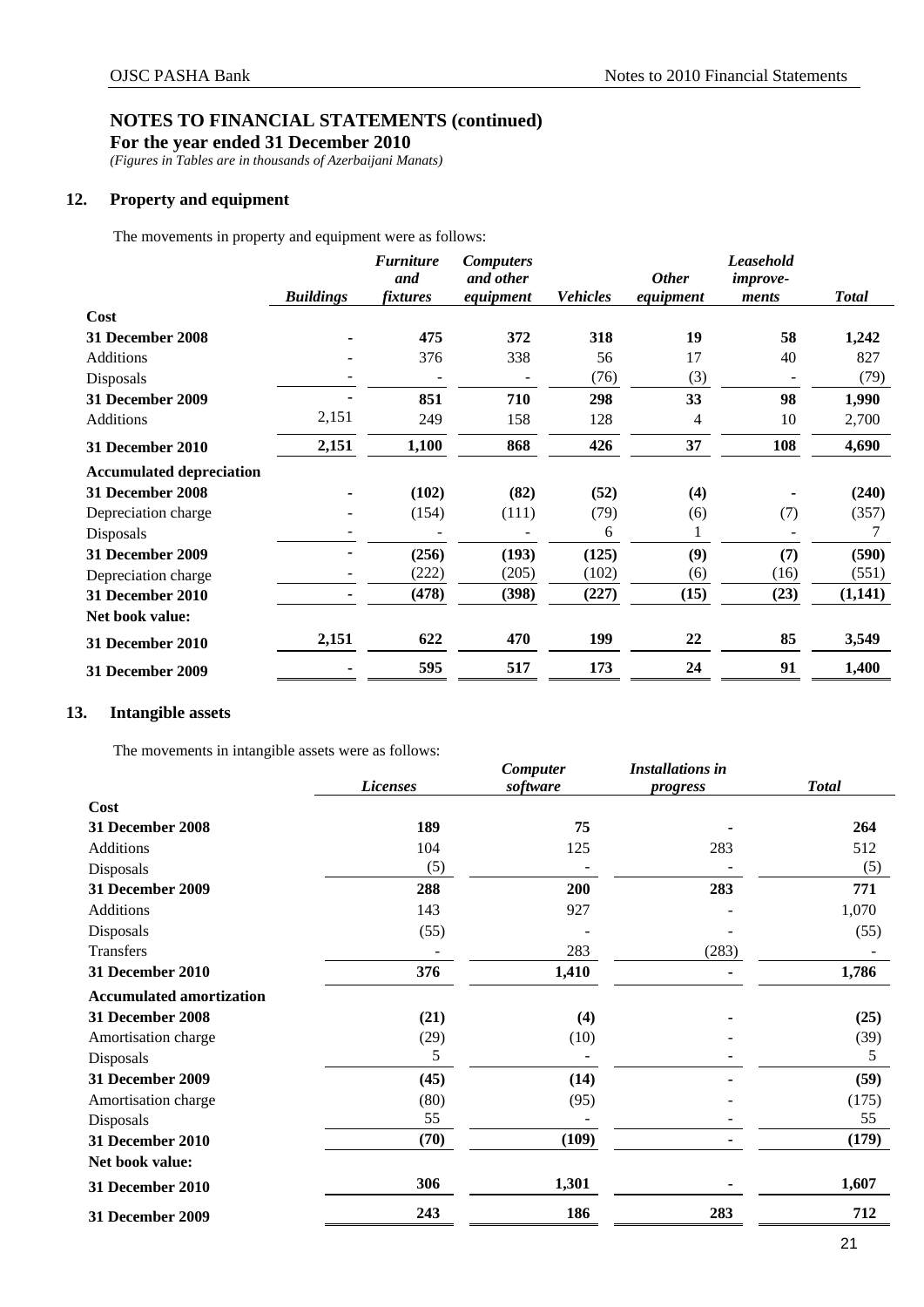# NOTES TO FINANCIAL STATEMENTS (continued)

**For the year ended 31 December 2010**

*(Figures in Tables are in thousands of Azerbaijani Manats)*

## 12. Property and equipment

The movements in property and equipment were as follows:

| | *Buildings* | *Furniture and fixtures* | *Computers and other equipment* | *Vehicles* | *Other equipment* | *Leasehold improve-ments* | *Total* |
|---|---|---|---|---|---|---|---|
| **Cost** | | | | | | | |
| **31 December 2008** | **-** | **475** | **372** | **318** | **19** | **58** | **1,242** |
| Additions | - | 376 | 338 | 56 | 17 | 40 | 827 |
| Disposals | - | - | - | (76) | (3) | - | (79) |
| **31 December 2009** | **-** | **851** | **710** | **298** | **33** | **98** | **1,990** |
| Additions | 2,151 | 249 | 158 | 128 | 4 | 10 | 2,700 |
| **31 December 2010** | **2,151** | **1,100** | **868** | **426** | **37** | **108** | **4,690** |
| **Accumulated depreciation** | | | | | | | |
| **31 December 2008** | **-** | **(102)** | **(82)** | **(52)** | **(4)** | **-** | **(240)** |
| Depreciation charge | - | (154) | (111) | (79) | (6) | (7) | (357) |
| Disposals | - | - | - | 6 | 1 | - | 7 |
| **31 December 2009** | **-** | **(256)** | **(193)** | **(125)** | **(9)** | **(7)** | **(590)** |
| Depreciation charge | - | (222) | (205) | (102) | (6) | (16) | (551) |
| **31 December 2010** | **-** | **(478)** | **(398)** | **(227)** | **(15)** | **(23)** | **(1,141)** |
| **Net book value:** | | | | | | | |
| **31 December 2010** | **2,151** | **622** | **470** | **199** | **22** | **85** | **3,549** |
| **31 December 2009** | **-** | **595** | **517** | **173** | **24** | **91** | **1,400** |

## 13. Intangible assets

The movements in intangible assets were as follows:

| | *Licenses* | *Computer software* | *Installations in progress* | *Total* |
|---|---|---|---|---|
| **Cost** | | | | |
| **31 December 2008** | **189** | **75** | **-** | **264** |
| Additions | 104 | 125 | 283 | 512 |
| Disposals | (5) | - | - | (5) |
| **31 December 2009** | **288** | **200** | **283** | **771** |
| Additions | 143 | 927 | - | 1,070 |
| Disposals | (55) | - | - | (55) |
| Transfers | - | 283 | (283) | - |
| **31 December 2010** | **376** | **1,410** | **-** | **1,786** |
| **Accumulated amortization** | | | | |
| **31 December 2008** | **(21)** | **(4)** | **-** | **(25)** |
| Amortisation charge | (29) | (10) | - | (39) |
| Disposals | 5 | - | - | 5 |
| **31 December 2009** | **(45)** | **(14)** | **-** | **(59)** |
| Amortisation charge | (80) | (95) | - | (175) |
| Disposals | 55 | - | - | 55 |
| **31 December 2010** | **(70)** | **(109)** | **-** | **(179)** |
| **Net book value:** | | | | |
| **31 December 2010** | **306** | **1,301** | **-** | **1,607** |
| **31 December 2009** | **243** | **186** | **283** | **712** |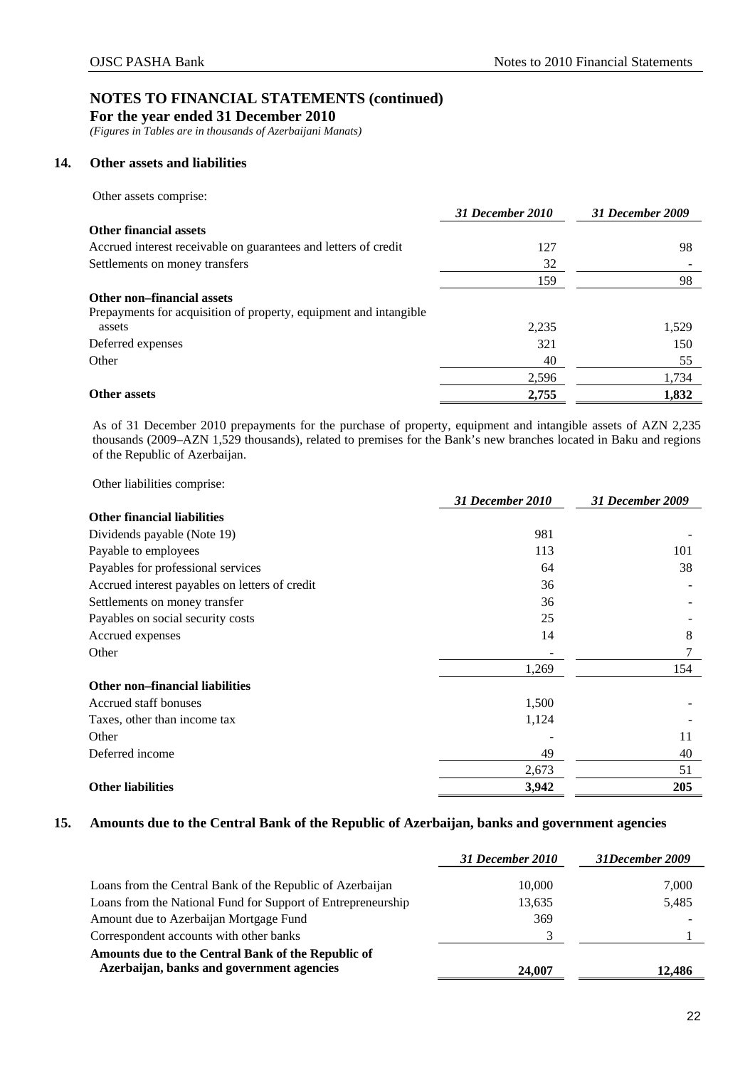# NOTES TO FINANCIAL STATEMENTS (continued)

**For the year ended 31 December 2010**

*(Figures in Tables are in thousands of Azerbaijani Manats)*

## 14. Other assets and liabilities

Other assets comprise:

| | *31 December 2010* | *31 December 2009* |
|---|---|---|
| **Other financial assets** | | |
| Accrued interest receivable on guarantees and letters of credit | 127 | 98 |
| Settlements on money transfers | 32 | - |
| | 159 | 98 |
| **Other non–financial assets** | | |
| Prepayments for acquisition of property, equipment and intangible assets | 2,235 | 1,529 |
| Deferred expenses | 321 | 150 |
| Other | 40 | 55 |
| | 2,596 | 1,734 |
| **Other assets** | **2,755** | **1,832** |

As of 31 December 2010 prepayments for the purchase of property, equipment and intangible assets of AZN 2,235 thousands (2009–AZN 1,529 thousands), related to premises for the Bank's new branches located in Baku and regions of the Republic of Azerbaijan.

Other liabilities comprise:

| | *31 December 2010* | *31 December 2009* |
|---|---|---|
| **Other financial liabilities** | | |
| Dividends payable (Note 19) | 981 | - |
| Payable to employees | 113 | 101 |
| Payables for professional services | 64 | 38 |
| Accrued interest payables on letters of credit | 36 | - |
| Settlements on money transfer | 36 | - |
| Payables on social security costs | 25 | - |
| Accrued expenses | 14 | 8 |
| Other | - | 7 |
| | 1,269 | 154 |
| **Other non–financial liabilities** | | |
| Accrued staff bonuses | 1,500 | - |
| Taxes, other than income tax | 1,124 | - |
| Other | - | 11 |
| Deferred income | 49 | 40 |
| | 2,673 | 51 |
| **Other liabilities** | **3,942** | **205** |

## 15. Amounts due to the Central Bank of the Republic of Azerbaijan, banks and government agencies

| | *31 December 2010* | *31December 2009* |
|---|---|---|
| Loans from the Central Bank of the Republic of Azerbaijan | 10,000 | 7,000 |
| Loans from the National Fund for Support of Entrepreneurship | 13,635 | 5,485 |
| Amount due to Azerbaijan Mortgage Fund | 369 | - |
| Correspondent accounts with other banks | 3 | 1 |
| **Amounts due to the Central Bank of the Republic of Azerbaijan, banks and government agencies** | **24,007** | **12,486** |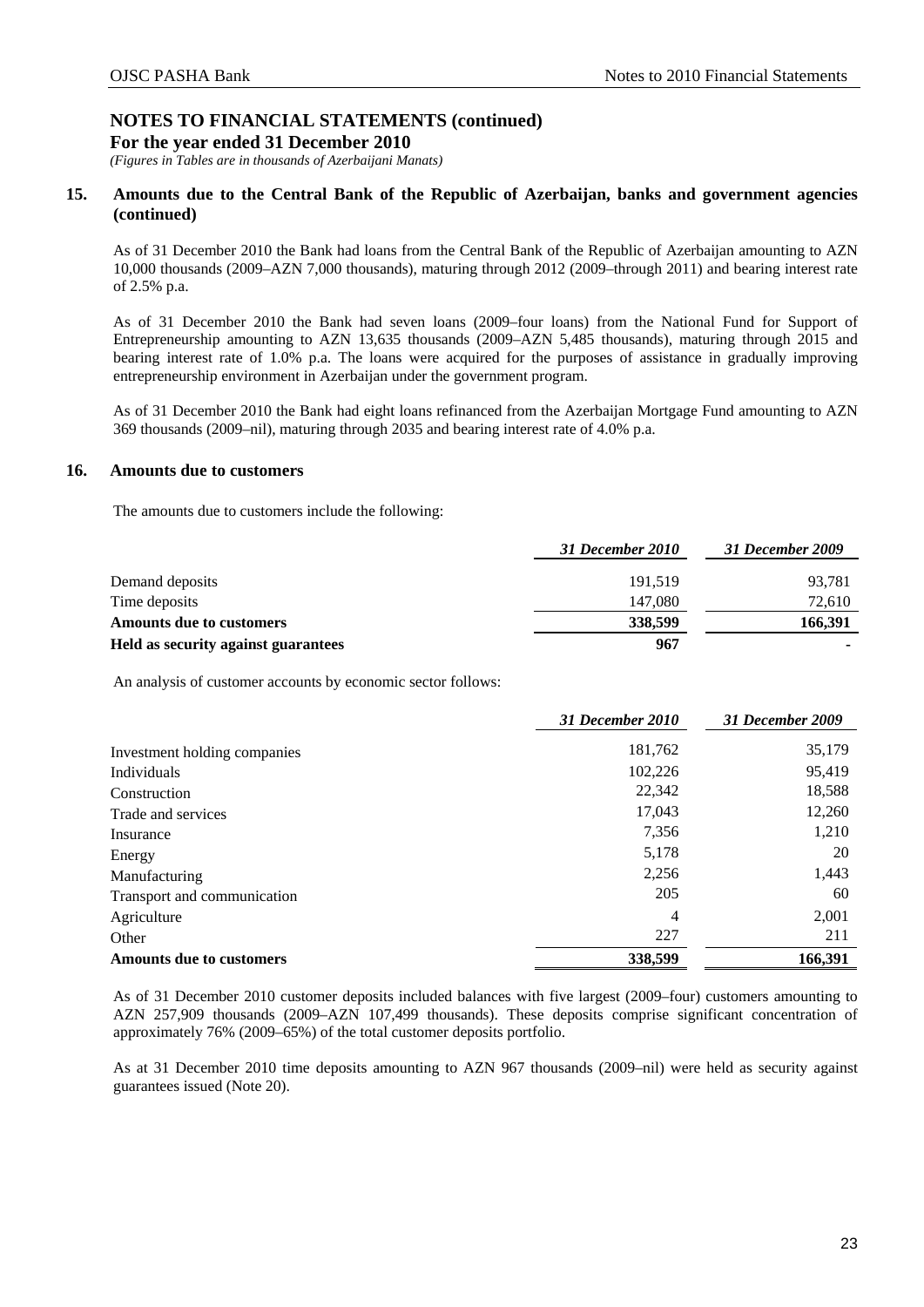# NOTES TO FINANCIAL STATEMENTS (continued)

**For the year ended 31 December 2010**

*(Figures in Tables are in thousands of Azerbaijani Manats)*

## 15. Amounts due to the Central Bank of the Republic of Azerbaijan, banks and government agencies (continued)

As of 31 December 2010 the Bank had loans from the Central Bank of the Republic of Azerbaijan amounting to AZN 10,000 thousands (2009–AZN 7,000 thousands), maturing through 2012 (2009–through 2011) and bearing interest rate of 2.5% p.a.

As of 31 December 2010 the Bank had seven loans (2009–four loans) from the National Fund for Support of Entrepreneurship amounting to AZN 13,635 thousands (2009–AZN 5,485 thousands), maturing through 2015 and bearing interest rate of 1.0% p.a. The loans were acquired for the purposes of assistance in gradually improving entrepreneurship environment in Azerbaijan under the government program.

As of 31 December 2010 the Bank had eight loans refinanced from the Azerbaijan Mortgage Fund amounting to AZN 369 thousands (2009–nil), maturing through 2035 and bearing interest rate of 4.0% p.a.

## 16. Amounts due to customers

The amounts due to customers include the following:

| | *31 December 2010* | *31 December 2009* |
|---|---|---|
| Demand deposits | 191,519 | 93,781 |
| Time deposits | 147,080 | 72,610 |
| **Amounts due to customers** | **338,599** | **166,391** |
| **Held as security against guarantees** | **967** | **-** |

An analysis of customer accounts by economic sector follows:

| | *31 December 2010* | *31 December 2009* |
|---|---|---|
| Investment holding companies | 181,762 | 35,179 |
| Individuals | 102,226 | 95,419 |
| Construction | 22,342 | 18,588 |
| Trade and services | 17,043 | 12,260 |
| Insurance | 7,356 | 1,210 |
| Energy | 5,178 | 20 |
| Manufacturing | 2,256 | 1,443 |
| Transport and communication | 205 | 60 |
| Agriculture | 4 | 2,001 |
| Other | 227 | 211 |
| **Amounts due to customers** | **338,599** | **166,391** |

As of 31 December 2010 customer deposits included balances with five largest (2009–four) customers amounting to AZN 257,909 thousands (2009–AZN 107,499 thousands). These deposits comprise significant concentration of approximately 76% (2009–65%) of the total customer deposits portfolio.

As at 31 December 2010 time deposits amounting to AZN 967 thousands (2009–nil) were held as security against guarantees issued (Note 20).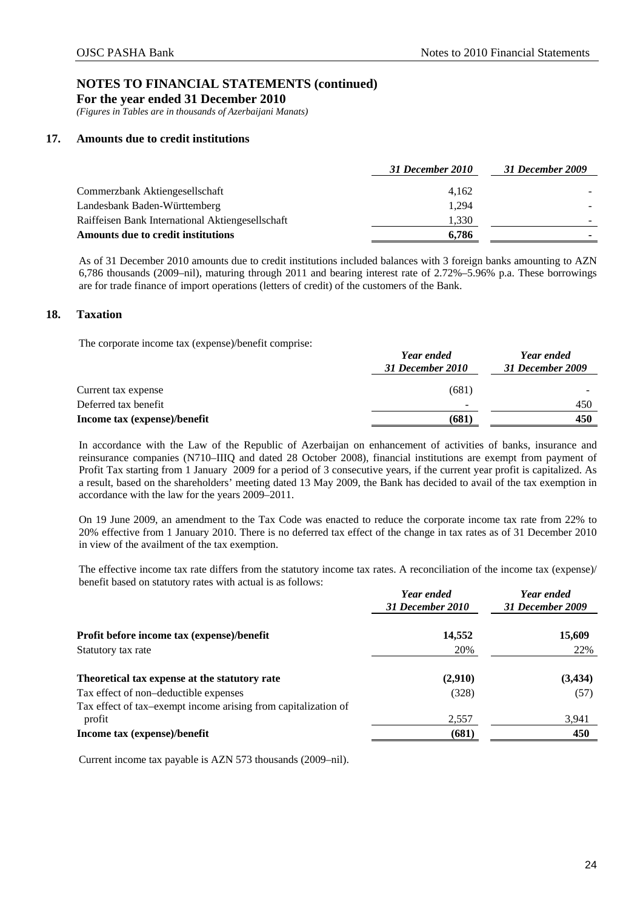# NOTES TO FINANCIAL STATEMENTS (continued)

**For the year ended 31 December 2010**

*(Figures in Tables are in thousands of Azerbaijani Manats)*

## 17. Amounts due to credit institutions

| | *31 December 2010* | *31 December 2009* |
|---|---|---|
| Commerzbank Aktiengesellschaft | 4,162 | - |
| Landesbank Baden-Württemberg | 1,294 | - |
| Raiffeisen Bank International Aktiengesellschaft | 1,330 | - |
| **Amounts due to credit institutions** | **6,786** | **-** |

As of 31 December 2010 amounts due to credit institutions included balances with 3 foreign banks amounting to AZN 6,786 thousands (2009–nil), maturing through 2011 and bearing interest rate of 2.72%–5.96% p.a. These borrowings are for trade finance of import operations (letters of credit) of the customers of the Bank.

## 18. Taxation

The corporate income tax (expense)/benefit comprise:

| | *Year ended 31 December 2010* | *Year ended 31 December 2009* |
|---|---|---|
| Current tax expense | (681) | - |
| Deferred tax benefit | - | 450 |
| **Income tax (expense)/benefit** | **(681)** | **450** |

In accordance with the Law of the Republic of Azerbaijan on enhancement of activities of banks, insurance and reinsurance companies (N710–IIIQ and dated 28 October 2008), financial institutions are exempt from payment of Profit Tax starting from 1 January 2009 for a period of 3 consecutive years, if the current year profit is capitalized. As a result, based on the shareholders' meeting dated 13 May 2009, the Bank has decided to avail of the tax exemption in accordance with the law for the years 2009–2011.

On 19 June 2009, an amendment to the Tax Code was enacted to reduce the corporate income tax rate from 22% to 20% effective from 1 January 2010. There is no deferred tax effect of the change in tax rates as of 31 December 2010 in view of the availment of the tax exemption.

The effective income tax rate differs from the statutory income tax rates. A reconciliation of the income tax (expense)/ benefit based on statutory rates with actual is as follows:

| | *Year ended 31 December 2010* | *Year ended 31 December 2009* |
|---|---|---|
| **Profit before income tax (expense)/benefit** | **14,552** | **15,609** |
| Statutory tax rate | 20% | 22% |
| **Theoretical tax expense at the statutory rate** | **(2,910)** | **(3,434)** |
| Tax effect of non–deductible expenses | (328) | (57) |
| Tax effect of tax–exempt income arising from capitalization of profit | 2,557 | 3,941 |
| **Income tax (expense)/benefit** | **(681)** | **450** |

Current income tax payable is AZN 573 thousands (2009–nil).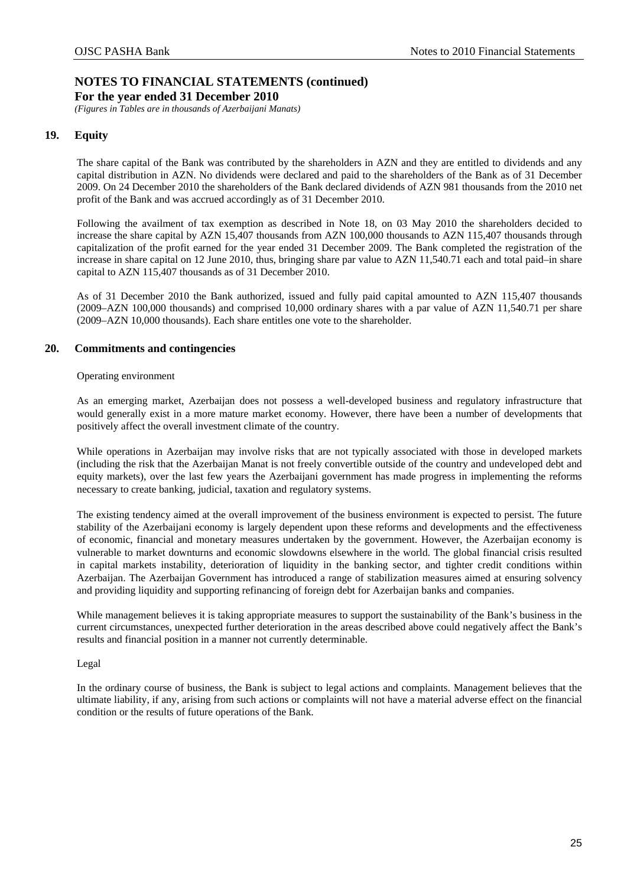# NOTES TO FINANCIAL STATEMENTS (continued)

**For the year ended 31 December 2010**

*(Figures in Tables are in thousands of Azerbaijani Manats)*

## 19. Equity

The share capital of the Bank was contributed by the shareholders in AZN and they are entitled to dividends and any capital distribution in AZN. No dividends were declared and paid to the shareholders of the Bank as of 31 December 2009. On 24 December 2010 the shareholders of the Bank declared dividends of AZN 981 thousands from the 2010 net profit of the Bank and was accrued accordingly as of 31 December 2010.

Following the availment of tax exemption as described in Note 18, on 03 May 2010 the shareholders decided to increase the share capital by AZN 15,407 thousands from AZN 100,000 thousands to AZN 115,407 thousands through capitalization of the profit earned for the year ended 31 December 2009. The Bank completed the registration of the increase in share capital on 12 June 2010, thus, bringing share par value to AZN 11,540.71 each and total paid–in share capital to AZN 115,407 thousands as of 31 December 2010.

As of 31 December 2010 the Bank authorized, issued and fully paid capital amounted to AZN 115,407 thousands (2009–AZN 100,000 thousands) and comprised 10,000 ordinary shares with a par value of AZN 11,540.71 per share (2009–AZN 10,000 thousands). Each share entitles one vote to the shareholder.

## 20. Commitments and contingencies

Operating environment

As an emerging market, Azerbaijan does not possess a well-developed business and regulatory infrastructure that would generally exist in a more mature market economy. However, there have been a number of developments that positively affect the overall investment climate of the country.

While operations in Azerbaijan may involve risks that are not typically associated with those in developed markets (including the risk that the Azerbaijan Manat is not freely convertible outside of the country and undeveloped debt and equity markets), over the last few years the Azerbaijani government has made progress in implementing the reforms necessary to create banking, judicial, taxation and regulatory systems.

The existing tendency aimed at the overall improvement of the business environment is expected to persist. The future stability of the Azerbaijani economy is largely dependent upon these reforms and developments and the effectiveness of economic, financial and monetary measures undertaken by the government. However, the Azerbaijan economy is vulnerable to market downturns and economic slowdowns elsewhere in the world. The global financial crisis resulted in capital markets instability, deterioration of liquidity in the banking sector, and tighter credit conditions within Azerbaijan. The Azerbaijan Government has introduced a range of stabilization measures aimed at ensuring solvency and providing liquidity and supporting refinancing of foreign debt for Azerbaijan banks and companies.

While management believes it is taking appropriate measures to support the sustainability of the Bank's business in the current circumstances, unexpected further deterioration in the areas described above could negatively affect the Bank's results and financial position in a manner not currently determinable.

Legal

In the ordinary course of business, the Bank is subject to legal actions and complaints. Management believes that the ultimate liability, if any, arising from such actions or complaints will not have a material adverse effect on the financial condition or the results of future operations of the Bank.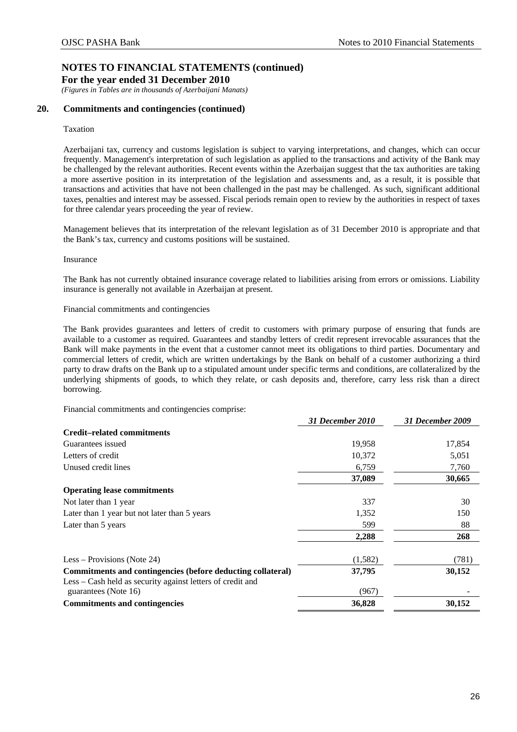# NOTES TO FINANCIAL STATEMENTS (continued)

**For the year ended 31 December 2010**

*(Figures in Tables are in thousands of Azerbaijani Manats)*

## 20. Commitments and contingencies (continued)

Taxation

Azerbaijani tax, currency and customs legislation is subject to varying interpretations, and changes, which can occur frequently. Management's interpretation of such legislation as applied to the transactions and activity of the Bank may be challenged by the relevant authorities. Recent events within the Azerbaijan suggest that the tax authorities are taking a more assertive position in its interpretation of the legislation and assessments and, as a result, it is possible that transactions and activities that have not been challenged in the past may be challenged. As such, significant additional taxes, penalties and interest may be assessed. Fiscal periods remain open to review by the authorities in respect of taxes for three calendar years proceeding the year of review.

Management believes that its interpretation of the relevant legislation as of 31 December 2010 is appropriate and that the Bank's tax, currency and customs positions will be sustained.

Insurance

The Bank has not currently obtained insurance coverage related to liabilities arising from errors or omissions. Liability insurance is generally not available in Azerbaijan at present.

Financial commitments and contingencies

The Bank provides guarantees and letters of credit to customers with primary purpose of ensuring that funds are available to a customer as required. Guarantees and standby letters of credit represent irrevocable assurances that the Bank will make payments in the event that a customer cannot meet its obligations to third parties. Documentary and commercial letters of credit, which are written undertakings by the Bank on behalf of a customer authorizing a third party to draw drafts on the Bank up to a stipulated amount under specific terms and conditions, are collateralized by the underlying shipments of goods, to which they relate, or cash deposits and, therefore, carry less risk than a direct borrowing.

Financial commitments and contingencies comprise:

| | *31 December 2010* | *31 December 2009* |
|---|---|---|
| **Credit–related commitments** | | |
| Guarantees issued | 19,958 | 17,854 |
| Letters of credit | 10,372 | 5,051 |
| Unused credit lines | 6,759 | 7,760 |
| | **37,089** | **30,665** |
| **Operating lease commitments** | | |
| Not later than 1 year | 337 | 30 |
| Later than 1 year but not later than 5 years | 1,352 | 150 |
| Later than 5 years | 599 | 88 |
| | **2,288** | **268** |
| Less – Provisions (Note 24) | (1,582) | (781) |
| **Commitments and contingencies (before deducting collateral)** | **37,795** | **30,152** |
| Less – Cash held as security against letters of credit and guarantees (Note 16) | (967) | - |
| **Commitments and contingencies** | **36,828** | **30,152** |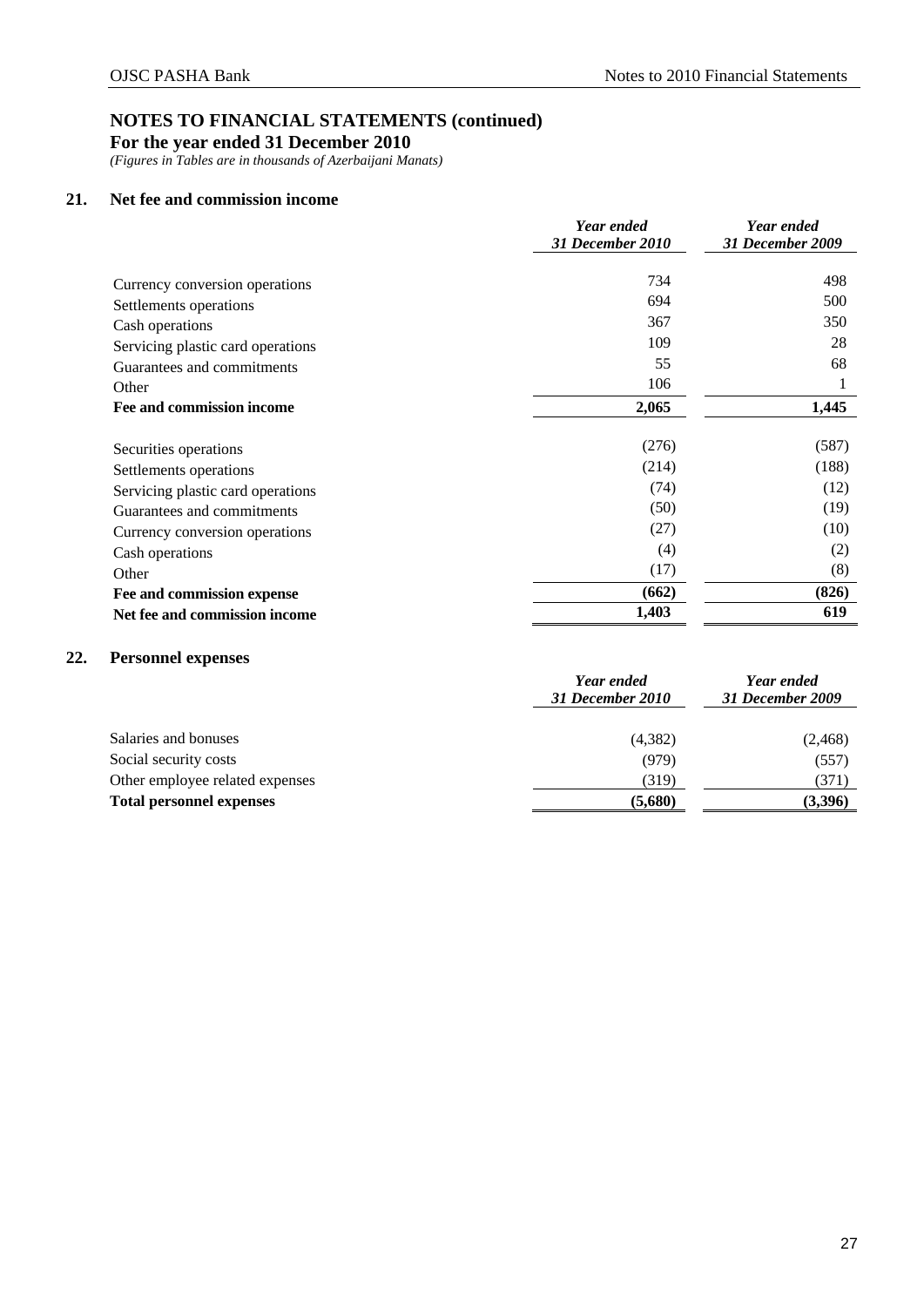# NOTES TO FINANCIAL STATEMENTS (continued)

**For the year ended 31 December 2010**

*(Figures in Tables are in thousands of Azerbaijani Manats)*

## 21. Net fee and commission income

| | *Year ended 31 December 2010* | *Year ended 31 December 2009* |
|---|---|---|
| Currency conversion operations | 734 | 498 |
| Settlements operations | 694 | 500 |
| Cash operations | 367 | 350 |
| Servicing plastic card operations | 109 | 28 |
| Guarantees and commitments | 55 | 68 |
| Other | 106 | 1 |
| **Fee and commission income** | **2,065** | **1,445** |
| Securities operations | (276) | (587) |
| Settlements operations | (214) | (188) |
| Servicing plastic card operations | (74) | (12) |
| Guarantees and commitments | (50) | (19) |
| Currency conversion operations | (27) | (10) |
| Cash operations | (4) | (2) |
| Other | (17) | (8) |
| **Fee and commission expense** | **(662)** | **(826)** |
| **Net fee and commission income** | **1,403** | **619** |

## 22. Personnel expenses

| | *Year ended 31 December 2010* | *Year ended 31 December 2009* |
|---|---|---|
| Salaries and bonuses | (4,382) | (2,468) |
| Social security costs | (979) | (557) |
| Other employee related expenses | (319) | (371) |
| **Total personnel expenses** | **(5,680)** | **(3,396)** |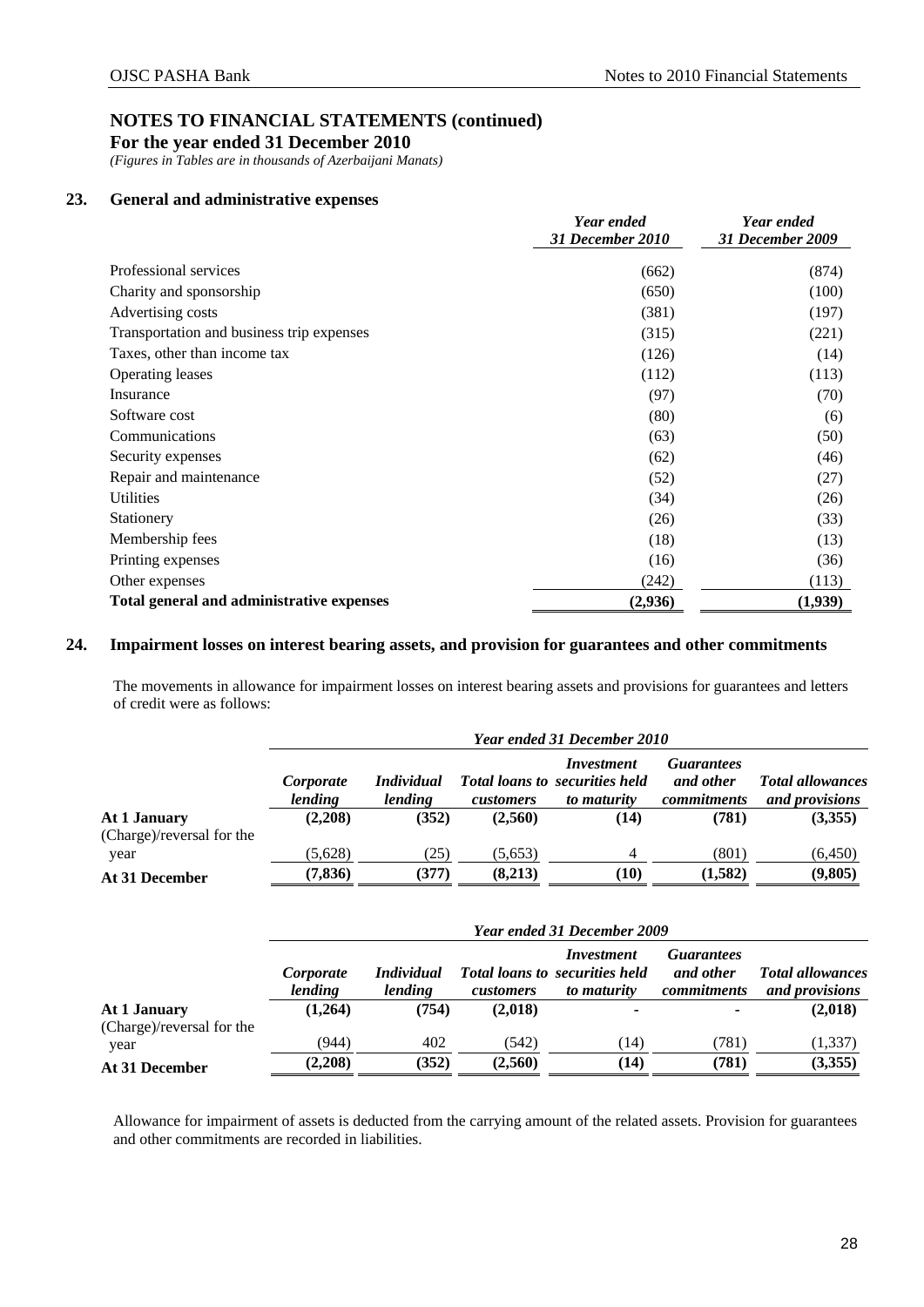# NOTES TO FINANCIAL STATEMENTS (continued)

**For the year ended 31 December 2010**

*(Figures in Tables are in thousands of Azerbaijani Manats)*

## 23. General and administrative expenses

| | *Year ended 31 December 2010* | *Year ended 31 December 2009* |
|---|---|---|
| Professional services | (662) | (874) |
| Charity and sponsorship | (650) | (100) |
| Advertising costs | (381) | (197) |
| Transportation and business trip expenses | (315) | (221) |
| Taxes, other than income tax | (126) | (14) |
| Operating leases | (112) | (113) |
| Insurance | (97) | (70) |
| Software cost | (80) | (6) |
| Communications | (63) | (50) |
| Security expenses | (62) | (46) |
| Repair and maintenance | (52) | (27) |
| Utilities | (34) | (26) |
| Stationery | (26) | (33) |
| Membership fees | (18) | (13) |
| Printing expenses | (16) | (36) |
| Other expenses | (242) | (113) |
| **Total general and administrative expenses** | **(2,936)** | **(1,939)** |

## 24. Impairment losses on interest bearing assets, and provision for guarantees and other commitments

The movements in allowance for impairment losses on interest bearing assets and provisions for guarantees and letters of credit were as follows:

| | *Year ended 31 December 2010* | | | | | |
|---|---|---|---|---|---|---|
| | *Corporate lending* | *Individual lending* | *Total loans to customers* | *Investment securities held to maturity* | *Guarantees and other commitments* | *Total allowances and provisions* |
| **At 1 January** | **(2,208)** | **(352)** | **(2,560)** | **(14)** | **(781)** | **(3,355)** |
| (Charge)/reversal for the year | (5,628) | (25) | (5,653) | 4 | (801) | (6,450) |
| **At 31 December** | **(7,836)** | **(377)** | **(8,213)** | **(10)** | **(1,582)** | **(9,805)** |

| | *Year ended 31 December 2009* | | | | | |
|---|---|---|---|---|---|---|
| | *Corporate lending* | *Individual lending* | *Total loans to customers* | *Investment securities held to maturity* | *Guarantees and other commitments* | *Total allowances and provisions* |
| **At 1 January** | **(1,264)** | **(754)** | **(2,018)** | **-** | **-** | **(2,018)** |
| (Charge)/reversal for the year | (944) | 402 | (542) | (14) | (781) | (1,337) |
| **At 31 December** | **(2,208)** | **(352)** | **(2,560)** | **(14)** | **(781)** | **(3,355)** |

Allowance for impairment of assets is deducted from the carrying amount of the related assets. Provision for guarantees and other commitments are recorded in liabilities.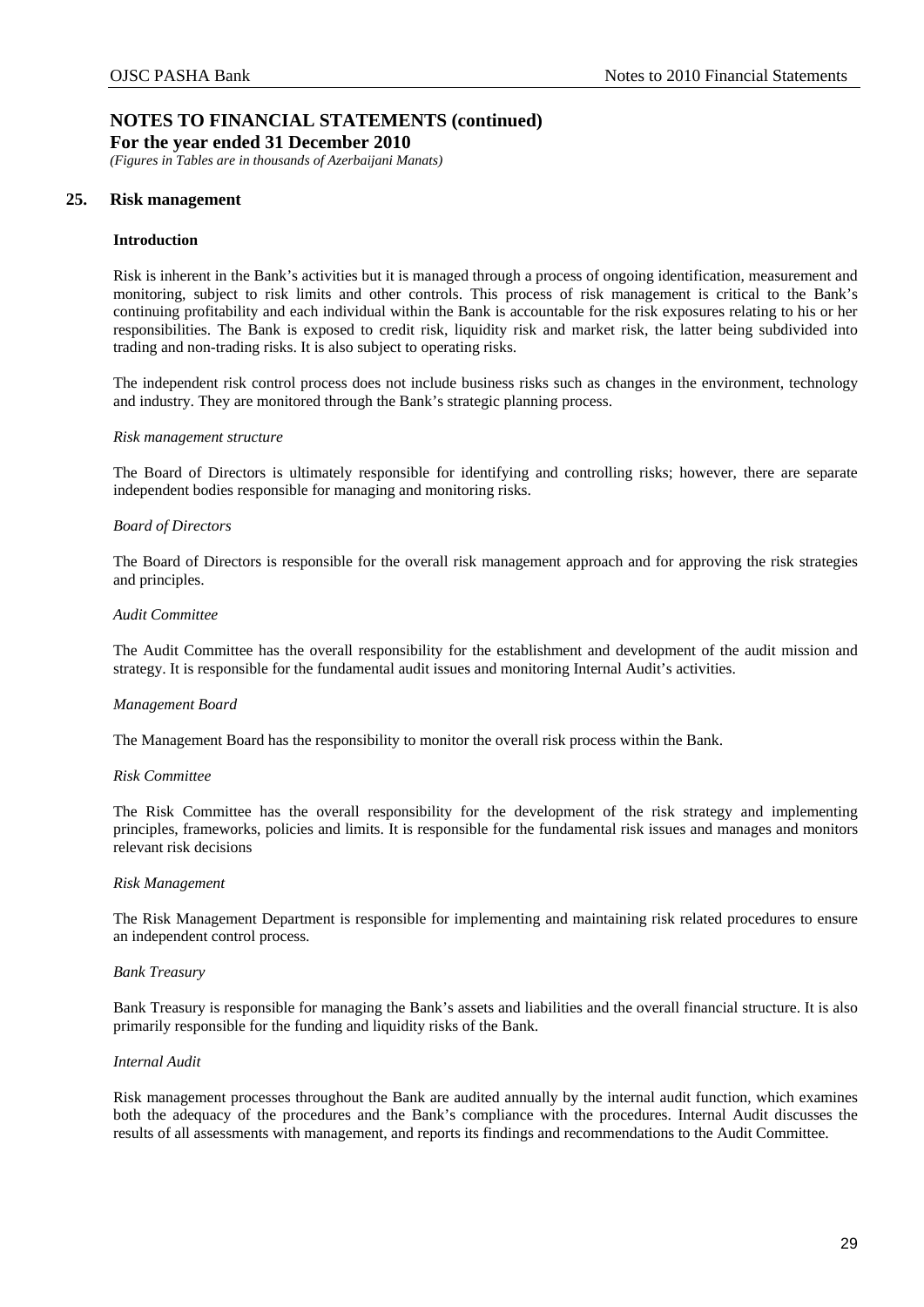# NOTES TO FINANCIAL STATEMENTS (continued)

**For the year ended 31 December 2010**

*(Figures in Tables are in thousands of Azerbaijani Manats)*

## 25. Risk management

### Introduction

Risk is inherent in the Bank's activities but it is managed through a process of ongoing identification, measurement and monitoring, subject to risk limits and other controls. This process of risk management is critical to the Bank's continuing profitability and each individual within the Bank is accountable for the risk exposures relating to his or her responsibilities. The Bank is exposed to credit risk, liquidity risk and market risk, the latter being subdivided into trading and non-trading risks. It is also subject to operating risks.

The independent risk control process does not include business risks such as changes in the environment, technology and industry. They are monitored through the Bank's strategic planning process.

*Risk management structure*

The Board of Directors is ultimately responsible for identifying and controlling risks; however, there are separate independent bodies responsible for managing and monitoring risks.

*Board of Directors*

The Board of Directors is responsible for the overall risk management approach and for approving the risk strategies and principles.

*Audit Committee*

The Audit Committee has the overall responsibility for the establishment and development of the audit mission and strategy. It is responsible for the fundamental audit issues and monitoring Internal Audit's activities.

*Management Board*

The Management Board has the responsibility to monitor the overall risk process within the Bank.

*Risk Committee*

The Risk Committee has the overall responsibility for the development of the risk strategy and implementing principles, frameworks, policies and limits. It is responsible for the fundamental risk issues and manages and monitors relevant risk decisions

*Risk Management*

The Risk Management Department is responsible for implementing and maintaining risk related procedures to ensure an independent control process.

*Bank Treasury*

Bank Treasury is responsible for managing the Bank's assets and liabilities and the overall financial structure. It is also primarily responsible for the funding and liquidity risks of the Bank.

*Internal Audit*

Risk management processes throughout the Bank are audited annually by the internal audit function, which examines both the adequacy of the procedures and the Bank's compliance with the procedures. Internal Audit discusses the results of all assessments with management, and reports its findings and recommendations to the Audit Committee.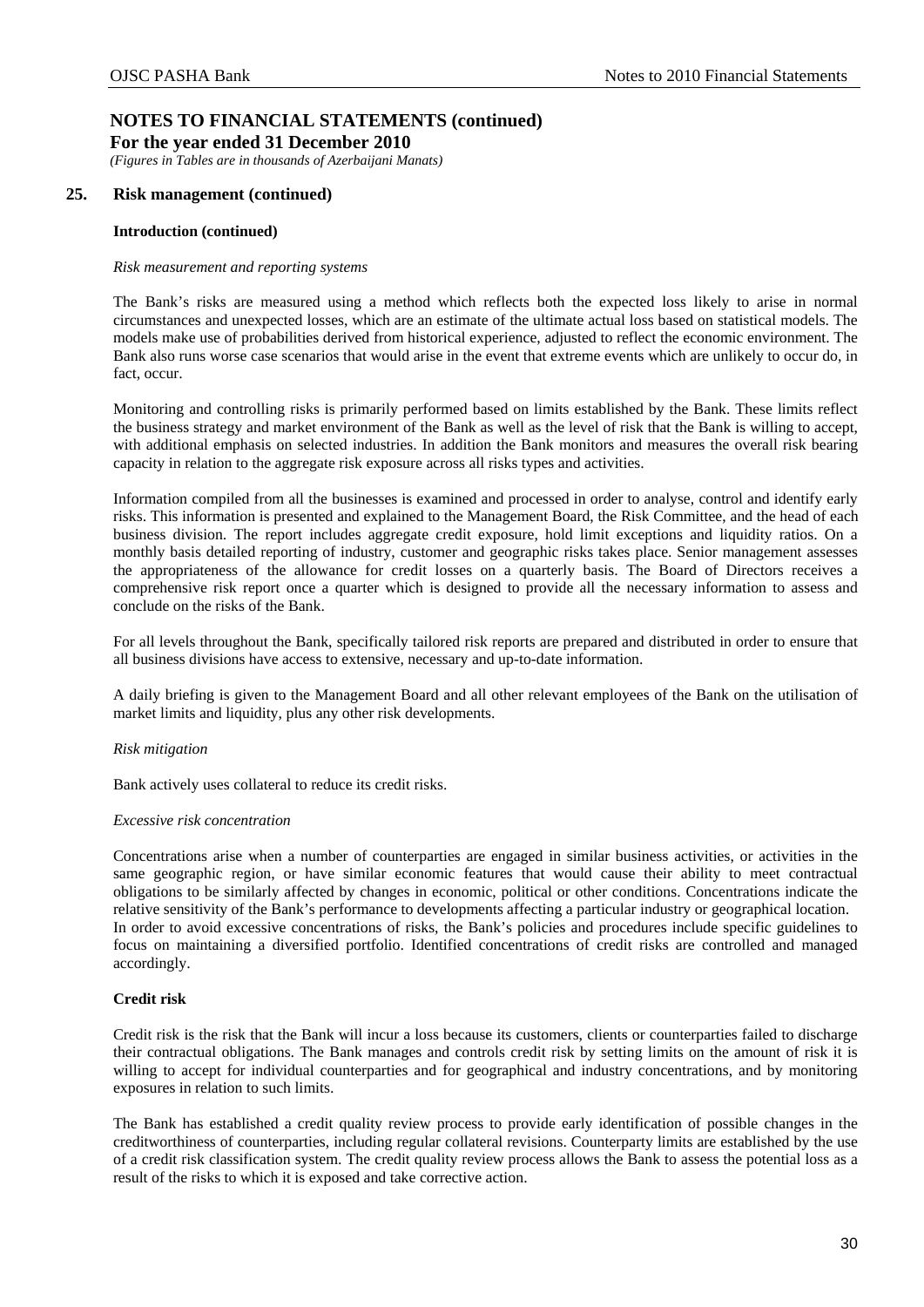# NOTES TO FINANCIAL STATEMENTS (continued)

**For the year ended 31 December 2010**

*(Figures in Tables are in thousands of Azerbaijani Manats)*

## 25. Risk management (continued)

### Introduction (continued)

*Risk measurement and reporting systems*

The Bank's risks are measured using a method which reflects both the expected loss likely to arise in normal circumstances and unexpected losses, which are an estimate of the ultimate actual loss based on statistical models. The models make use of probabilities derived from historical experience, adjusted to reflect the economic environment. The Bank also runs worse case scenarios that would arise in the event that extreme events which are unlikely to occur do, in fact, occur.

Monitoring and controlling risks is primarily performed based on limits established by the Bank. These limits reflect the business strategy and market environment of the Bank as well as the level of risk that the Bank is willing to accept, with additional emphasis on selected industries. In addition the Bank monitors and measures the overall risk bearing capacity in relation to the aggregate risk exposure across all risks types and activities.

Information compiled from all the businesses is examined and processed in order to analyse, control and identify early risks. This information is presented and explained to the Management Board, the Risk Committee, and the head of each business division. The report includes aggregate credit exposure, hold limit exceptions and liquidity ratios. On a monthly basis detailed reporting of industry, customer and geographic risks takes place. Senior management assesses the appropriateness of the allowance for credit losses on a quarterly basis. The Board of Directors receives a comprehensive risk report once a quarter which is designed to provide all the necessary information to assess and conclude on the risks of the Bank.

For all levels throughout the Bank, specifically tailored risk reports are prepared and distributed in order to ensure that all business divisions have access to extensive, necessary and up-to-date information.

A daily briefing is given to the Management Board and all other relevant employees of the Bank on the utilisation of market limits and liquidity, plus any other risk developments.

*Risk mitigation*

Bank actively uses collateral to reduce its credit risks.

*Excessive risk concentration*

Concentrations arise when a number of counterparties are engaged in similar business activities, or activities in the same geographic region, or have similar economic features that would cause their ability to meet contractual obligations to be similarly affected by changes in economic, political or other conditions. Concentrations indicate the relative sensitivity of the Bank's performance to developments affecting a particular industry or geographical location. In order to avoid excessive concentrations of risks, the Bank's policies and procedures include specific guidelines to focus on maintaining a diversified portfolio. Identified concentrations of credit risks are controlled and managed accordingly.

### Credit risk

Credit risk is the risk that the Bank will incur a loss because its customers, clients or counterparties failed to discharge their contractual obligations. The Bank manages and controls credit risk by setting limits on the amount of risk it is willing to accept for individual counterparties and for geographical and industry concentrations, and by monitoring exposures in relation to such limits.

The Bank has established a credit quality review process to provide early identification of possible changes in the creditworthiness of counterparties, including regular collateral revisions. Counterparty limits are established by the use of a credit risk classification system. The credit quality review process allows the Bank to assess the potential loss as a result of the risks to which it is exposed and take corrective action.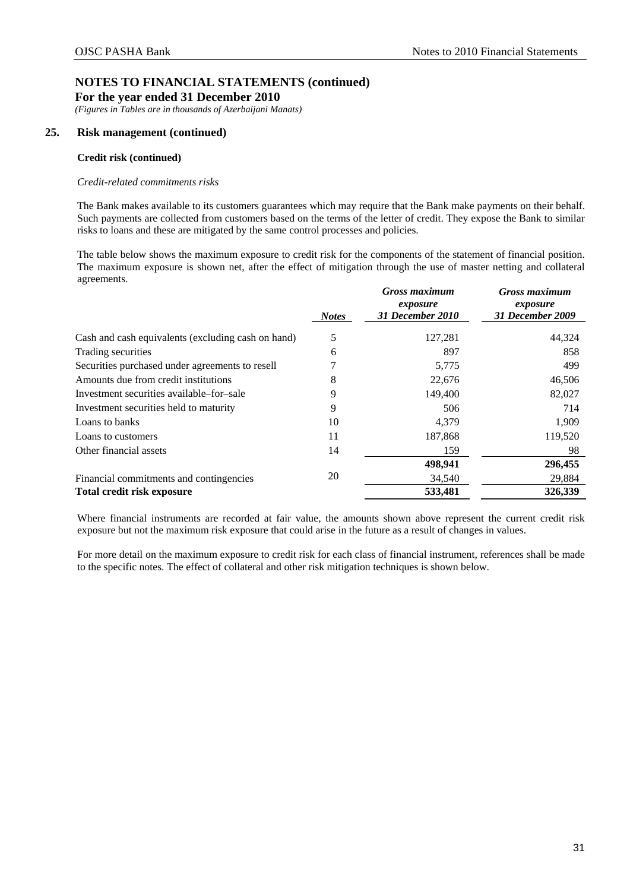## NOTES TO FINANCIAL STATEMENTS (continued)

**For the year ended 31 December 2010**

*(Figures in Tables are in thousands of Azerbaijani Manats)*

### 25. Risk management (continued)

**Credit risk (continued)**

*Credit-related commitments risks*

The Bank makes available to its customers guarantees which may require that the Bank make payments on their behalf. Such payments are collected from customers based on the terms of the letter of credit. They expose the Bank to similar risks to loans and these are mitigated by the same control processes and policies.

The table below shows the maximum exposure to credit risk for the components of the statement of financial position. The maximum exposure is shown net, after the effect of mitigation through the use of master netting and collateral agreements.

| | *Notes* | *Gross maximum exposure 31 December 2010* | *Gross maximum exposure 31 December 2009* |
|---|---|---|---|
| Cash and cash equivalents (excluding cash on hand) | 5 | 127,281 | 44,324 |
| Trading securities | 6 | 897 | 858 |
| Securities purchased under agreements to resell | 7 | 5,775 | 499 |
| Amounts due from credit institutions | 8 | 22,676 | 46,506 |
| Investment securities available–for–sale | 9 | 149,400 | 82,027 |
| Investment securities held to maturity | 9 | 506 | 714 |
| Loans to banks | 10 | 4,379 | 1,909 |
| Loans to customers | 11 | 187,868 | 119,520 |
| Other financial assets | 14 | 159 | 98 |
| | | **498,941** | **296,455** |
| Financial commitments and contingencies | 20 | 34,540 | 29,884 |
| **Total credit risk exposure** | | **533,481** | **326,339** |

Where financial instruments are recorded at fair value, the amounts shown above represent the current credit risk exposure but not the maximum risk exposure that could arise in the future as a result of changes in values.

For more detail on the maximum exposure to credit risk for each class of financial instrument, references shall be made to the specific notes. The effect of collateral and other risk mitigation techniques is shown below.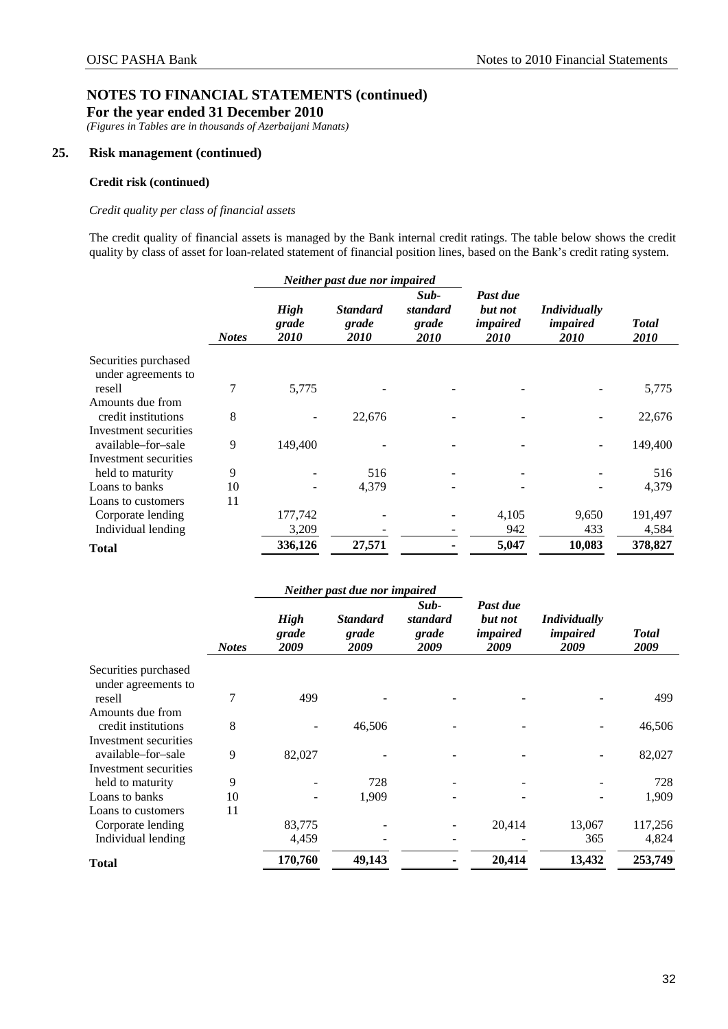# NOTES TO FINANCIAL STATEMENTS (continued)

**For the year ended 31 December 2010**

*(Figures in Tables are in thousands of Azerbaijani Manats)*

## 25. Risk management (continued)

### Credit risk (continued)

*Credit quality per class of financial assets*

The credit quality of financial assets is managed by the Bank internal credit ratings. The table below shows the credit quality by class of asset for loan-related statement of financial position lines, based on the Bank's credit rating system.

| | | *Neither past due nor impaired* | | | | | |
|---|---|---|---|---|---|---|---|
| | *Notes* | *High grade 2010* | *Standard grade 2010* | *Sub-standard grade 2010* | *Past due but not impaired 2010* | *Individually impaired 2010* | *Total 2010* |
| Securities purchased under agreements to resell | 7 | 5,775 | - | - | - | - | 5,775 |
| Amounts due from credit institutions | 8 | - | 22,676 | - | - | - | 22,676 |
| Investment securities available–for–sale | 9 | 149,400 | - | - | - | - | 149,400 |
| Investment securities held to maturity | 9 | - | 516 | - | - | - | 516 |
| Loans to banks | 10 | - | 4,379 | - | - | - | 4,379 |
| Loans to customers | 11 | | | | | | |
| Corporate lending | | 177,742 | - | - | 4,105 | 9,650 | 191,497 |
| Individual lending | | 3,209 | - | - | 942 | 433 | 4,584 |
| **Total** | | **336,126** | **27,571** | **-** | **5,047** | **10,083** | **378,827** |

| | | *Neither past due nor impaired* | | | | | |
|---|---|---|---|---|---|---|---|
| | *Notes* | *High grade 2009* | *Standard grade 2009* | *Sub-standard grade 2009* | *Past due but not impaired 2009* | *Individually impaired 2009* | *Total 2009* |
| Securities purchased under agreements to resell | 7 | 499 | - | - | - | - | 499 |
| Amounts due from credit institutions | 8 | - | 46,506 | - | - | - | 46,506 |
| Investment securities available–for–sale | 9 | 82,027 | - | - | - | - | 82,027 |
| Investment securities held to maturity | 9 | - | 728 | - | - | - | 728 |
| Loans to banks | 10 | - | 1,909 | - | - | - | 1,909 |
| Loans to customers | 11 | | | | | | |
| Corporate lending | | 83,775 | - | - | 20,414 | 13,067 | 117,256 |
| Individual lending | | 4,459 | - | - | - | 365 | 4,824 |
| **Total** | | **170,760** | **49,143** | **-** | **20,414** | **13,432** | **253,749** |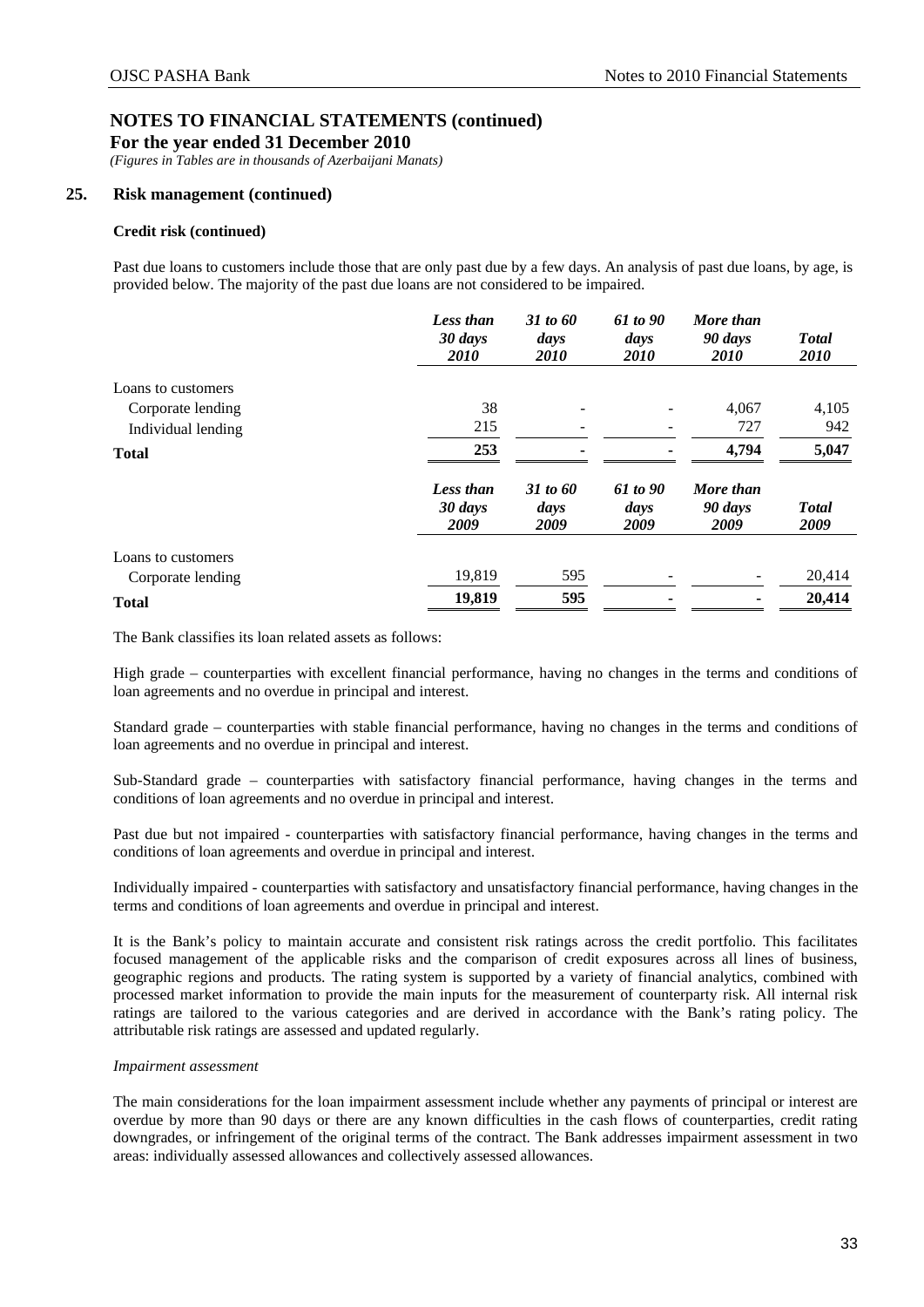# NOTES TO FINANCIAL STATEMENTS (continued)

**For the year ended 31 December 2010**

*(Figures in Tables are in thousands of Azerbaijani Manats)*

## 25. Risk management (continued)

### Credit risk (continued)

Past due loans to customers include those that are only past due by a few days. An analysis of past due loans, by age, is provided below. The majority of the past due loans are not considered to be impaired.

| | *Less than 30 days 2010* | *31 to 60 days 2010* | *61 to 90 days 2010* | *More than 90 days 2010* | *Total 2010* |
|---|---|---|---|---|---|
| Loans to customers | | | | | |
| Corporate lending | 38 | - | - | 4,067 | 4,105 |
| Individual lending | 215 | - | - | 727 | 942 |
| **Total** | **253** | **-** | **-** | **4,794** | **5,047** |

| | *Less than 30 days 2009* | *31 to 60 days 2009* | *61 to 90 days 2009* | *More than 90 days 2009* | *Total 2009* |
|---|---|---|---|---|---|
| Loans to customers | | | | | |
| Corporate lending | 19,819 | 595 | - | - | 20,414 |
| **Total** | **19,819** | **595** | **-** | **-** | **20,414** |

The Bank classifies its loan related assets as follows:

High grade – counterparties with excellent financial performance, having no changes in the terms and conditions of loan agreements and no overdue in principal and interest.

Standard grade – counterparties with stable financial performance, having no changes in the terms and conditions of loan agreements and no overdue in principal and interest.

Sub-Standard grade – counterparties with satisfactory financial performance, having changes in the terms and conditions of loan agreements and no overdue in principal and interest.

Past due but not impaired - counterparties with satisfactory financial performance, having changes in the terms and conditions of loan agreements and overdue in principal and interest.

Individually impaired - counterparties with satisfactory and unsatisfactory financial performance, having changes in the terms and conditions of loan agreements and overdue in principal and interest.

It is the Bank's policy to maintain accurate and consistent risk ratings across the credit portfolio. This facilitates focused management of the applicable risks and the comparison of credit exposures across all lines of business, geographic regions and products. The rating system is supported by a variety of financial analytics, combined with processed market information to provide the main inputs for the measurement of counterparty risk. All internal risk ratings are tailored to the various categories and are derived in accordance with the Bank's rating policy. The attributable risk ratings are assessed and updated regularly.

*Impairment assessment*

The main considerations for the loan impairment assessment include whether any payments of principal or interest are overdue by more than 90 days or there are any known difficulties in the cash flows of counterparties, credit rating downgrades, or infringement of the original terms of the contract. The Bank addresses impairment assessment in two areas: individually assessed allowances and collectively assessed allowances.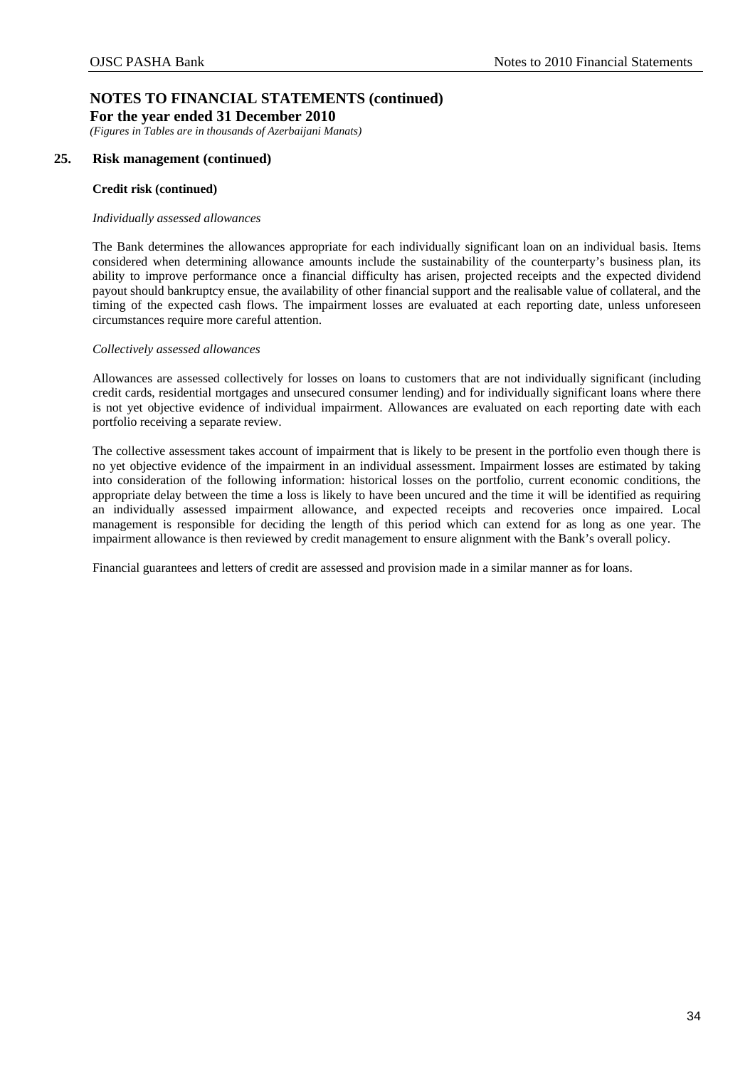# NOTES TO FINANCIAL STATEMENTS (continued)

**For the year ended 31 December 2010**

*(Figures in Tables are in thousands of Azerbaijani Manats)*

## 25. Risk management (continued)

### Credit risk (continued)

*Individually assessed allowances*

The Bank determines the allowances appropriate for each individually significant loan on an individual basis. Items considered when determining allowance amounts include the sustainability of the counterparty's business plan, its ability to improve performance once a financial difficulty has arisen, projected receipts and the expected dividend payout should bankruptcy ensue, the availability of other financial support and the realisable value of collateral, and the timing of the expected cash flows. The impairment losses are evaluated at each reporting date, unless unforeseen circumstances require more careful attention.

*Collectively assessed allowances*

Allowances are assessed collectively for losses on loans to customers that are not individually significant (including credit cards, residential mortgages and unsecured consumer lending) and for individually significant loans where there is not yet objective evidence of individual impairment. Allowances are evaluated on each reporting date with each portfolio receiving a separate review.

The collective assessment takes account of impairment that is likely to be present in the portfolio even though there is no yet objective evidence of the impairment in an individual assessment. Impairment losses are estimated by taking into consideration of the following information: historical losses on the portfolio, current economic conditions, the appropriate delay between the time a loss is likely to have been uncured and the time it will be identified as requiring an individually assessed impairment allowance, and expected receipts and recoveries once impaired. Local management is responsible for deciding the length of this period which can extend for as long as one year. The impairment allowance is then reviewed by credit management to ensure alignment with the Bank's overall policy.

Financial guarantees and letters of credit are assessed and provision made in a similar manner as for loans.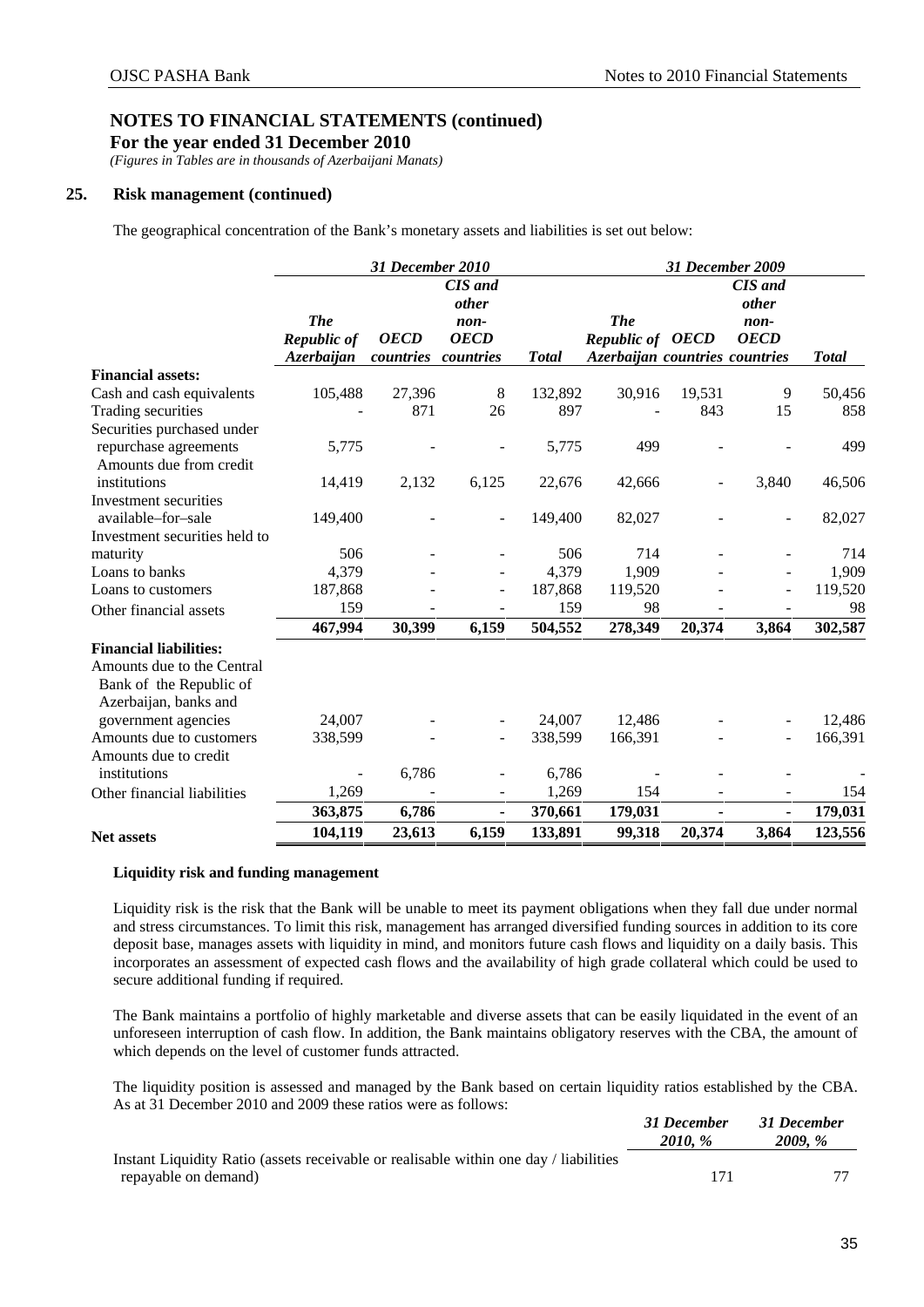# NOTES TO FINANCIAL STATEMENTS (continued)

**For the year ended 31 December 2010**

*(Figures in Tables are in thousands of Azerbaijani Manats)*

## 25. Risk management (continued)

The geographical concentration of the Bank's monetary assets and liabilities is set out below:

| | *31 December 2010* | | | | *31 December 2009* | | | |
|---|---|---|---|---|---|---|---|---|
| | *The Republic of Azerbaijan* | *OECD countries* | *CIS and other non-OECD countries* | *Total* | *The Republic of Azerbaijan* | *OECD countries* | *CIS and other non-OECD countries* | *Total* |
| **Financial assets:** | | | | | | | | |
| Cash and cash equivalents | 105,488 | 27,396 | 8 | 132,892 | 30,916 | 19,531 | 9 | 50,456 |
| Trading securities | - | 871 | 26 | 897 | - | 843 | 15 | 858 |
| Securities purchased under repurchase agreements | 5,775 | - | - | 5,775 | 499 | - | - | 499 |
| Amounts due from credit institutions | 14,419 | 2,132 | 6,125 | 22,676 | 42,666 | - | 3,840 | 46,506 |
| Investment securities available–for–sale | 149,400 | - | - | 149,400 | 82,027 | - | - | 82,027 |
| Investment securities held to maturity | 506 | - | - | 506 | 714 | - | - | 714 |
| Loans to banks | 4,379 | - | - | 4,379 | 1,909 | - | - | 1,909 |
| Loans to customers | 187,868 | - | - | 187,868 | 119,520 | - | - | 119,520 |
| Other financial assets | 159 | - | - | 159 | 98 | - | - | 98 |
| | **467,994** | **30,399** | **6,159** | **504,552** | **278,349** | **20,374** | **3,864** | **302,587** |
| **Financial liabilities:** | | | | | | | | |
| Amounts due to the Central Bank of the Republic of Azerbaijan, banks and government agencies | 24,007 | - | - | 24,007 | 12,486 | - | - | 12,486 |
| Amounts due to customers | 338,599 | - | - | 338,599 | 166,391 | - | - | 166,391 |
| Amounts due to credit institutions | - | 6,786 | - | 6,786 | - | - | - | - |
| Other financial liabilities | 1,269 | - | - | 1,269 | 154 | - | - | 154 |
| | **363,875** | **6,786** | **-** | **370,661** | **179,031** | **-** | **-** | **179,031** |
| **Net assets** | **104,119** | **23,613** | **6,159** | **133,891** | **99,318** | **20,374** | **3,864** | **123,556** |

### Liquidity risk and funding management

Liquidity risk is the risk that the Bank will be unable to meet its payment obligations when they fall due under normal and stress circumstances. To limit this risk, management has arranged diversified funding sources in addition to its core deposit base, manages assets with liquidity in mind, and monitors future cash flows and liquidity on a daily basis. This incorporates an assessment of expected cash flows and the availability of high grade collateral which could be used to secure additional funding if required.

The Bank maintains a portfolio of highly marketable and diverse assets that can be easily liquidated in the event of an unforeseen interruption of cash flow. In addition, the Bank maintains obligatory reserves with the CBA, the amount of which depends on the level of customer funds attracted.

The liquidity position is assessed and managed by the Bank based on certain liquidity ratios established by the CBA. As at 31 December 2010 and 2009 these ratios were as follows:

| | *31 December 2010, %* | *31 December 2009, %* |
|---|---|---|
| Instant Liquidity Ratio (assets receivable or realisable within one day / liabilities repayable on demand) | 171 | 77 |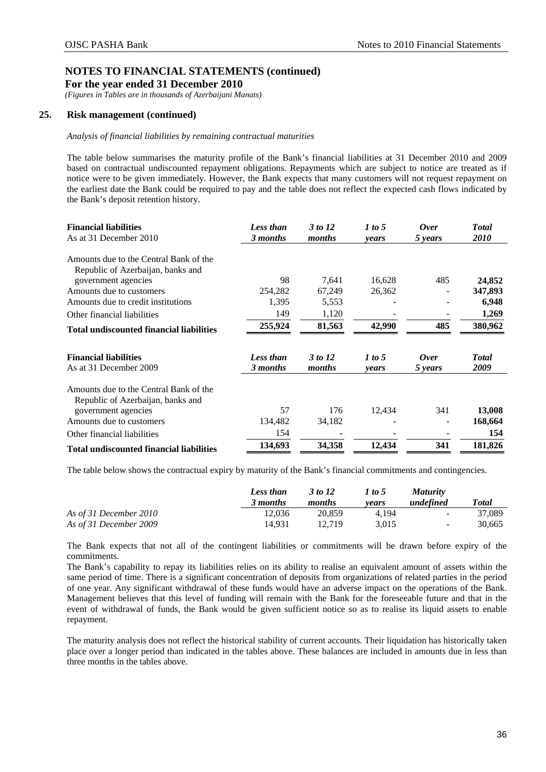# NOTES TO FINANCIAL STATEMENTS (continued)

**For the year ended 31 December 2010**

*(Figures in Tables are in thousands of Azerbaijani Manats)*

## 25. Risk management (continued)

*Analysis of financial liabilities by remaining contractual maturities*

The table below summarises the maturity profile of the Bank's financial liabilities at 31 December 2010 and 2009 based on contractual undiscounted repayment obligations. Repayments which are subject to notice are treated as if notice were to be given immediately. However, the Bank expects that many customers will not request repayment on the earliest date the Bank could be required to pay and the table does not reflect the expected cash flows indicated by the Bank's deposit retention history.

| **Financial liabilities** As at 31 December 2010 | ***Less than 3 months*** | ***3 to 12 months*** | ***1 to 5 years*** | ***Over 5 years*** | ***Total 2010*** |
|---|---|---|---|---|---|
| Amounts due to the Central Bank of the Republic of Azerbaijan, banks and government agencies | 98 | 7,641 | 16,628 | 485 | **24,852** |
| Amounts due to customers | 254,282 | 67,249 | 26,362 | - | **347,893** |
| Amounts due to credit institutions | 1,395 | 5,553 | - | - | **6,948** |
| Other financial liabilities | 149 | 1,120 | - | - | **1,269** |
| **Total undiscounted financial liabilities** | **255,924** | **81,563** | **42,990** | **485** | **380,962** |

| **Financial liabilities** As at 31 December 2009 | ***Less than 3 months*** | ***3 to 12 months*** | ***1 to 5 years*** | ***Over 5 years*** | ***Total 2009*** |
|---|---|---|---|---|---|
| Amounts due to the Central Bank of the Republic of Azerbaijan, banks and government agencies | 57 | 176 | 12,434 | 341 | **13,008** |
| Amounts due to customers | 134,482 | 34,182 | - | - | **168,664** |
| Other financial liabilities | 154 | - | - | - | **154** |
| **Total undiscounted financial liabilities** | **134,693** | **34,358** | **12,434** | **341** | **181,826** |

The table below shows the contractual expiry by maturity of the Bank's financial commitments and contingencies.

| | ***Less than 3 months*** | ***3 to 12 months*** | ***1 to 5 years*** | ***Maturity undefined*** | ***Total*** |
|---|---|---|---|---|---|
| *As of 31 December 2010* | 12,036 | 20,859 | 4,194 | - | 37,089 |
| *As of 31 December 2009* | 14,931 | 12,719 | 3,015 | - | 30,665 |

The Bank expects that not all of the contingent liabilities or commitments will be drawn before expiry of the commitments.

The Bank's capability to repay its liabilities relies on its ability to realise an equivalent amount of assets within the same period of time. There is a significant concentration of deposits from organizations of related parties in the period of one year. Any significant withdrawal of these funds would have an adverse impact on the operations of the Bank. Management believes that this level of funding will remain with the Bank for the foreseeable future and that in the event of withdrawal of funds, the Bank would be given sufficient notice so as to realise its liquid assets to enable repayment.

The maturity analysis does not reflect the historical stability of current accounts. Their liquidation has historically taken place over a longer period than indicated in the tables above. These balances are included in amounts due in less than three months in the tables above.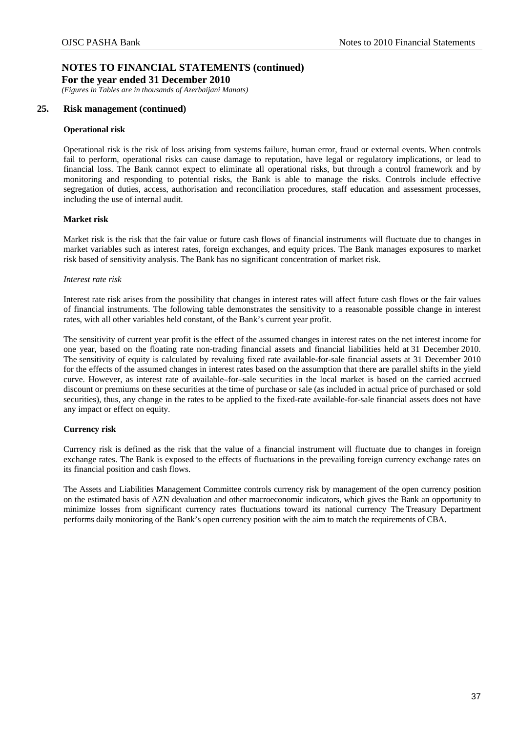# NOTES TO FINANCIAL STATEMENTS (continued)

**For the year ended 31 December 2010**

*(Figures in Tables are in thousands of Azerbaijani Manats)*

## 25. Risk management (continued)

**Operational risk**

Operational risk is the risk of loss arising from systems failure, human error, fraud or external events. When controls fail to perform, operational risks can cause damage to reputation, have legal or regulatory implications, or lead to financial loss. The Bank cannot expect to eliminate all operational risks, but through a control framework and by monitoring and responding to potential risks, the Bank is able to manage the risks. Controls include effective segregation of duties, access, authorisation and reconciliation procedures, staff education and assessment processes, including the use of internal audit.

**Market risk**

Market risk is the risk that the fair value or future cash flows of financial instruments will fluctuate due to changes in market variables such as interest rates, foreign exchanges, and equity prices. The Bank manages exposures to market risk based of sensitivity analysis. The Bank has no significant concentration of market risk.

*Interest rate risk*

Interest rate risk arises from the possibility that changes in interest rates will affect future cash flows or the fair values of financial instruments. The following table demonstrates the sensitivity to a reasonable possible change in interest rates, with all other variables held constant, of the Bank's current year profit.

The sensitivity of current year profit is the effect of the assumed changes in interest rates on the net interest income for one year, based on the floating rate non-trading financial assets and financial liabilities held at 31 December 2010. The sensitivity of equity is calculated by revaluing fixed rate available-for-sale financial assets at 31 December 2010 for the effects of the assumed changes in interest rates based on the assumption that there are parallel shifts in the yield curve. However, as interest rate of available–for–sale securities in the local market is based on the carried accrued discount or premiums on these securities at the time of purchase or sale (as included in actual price of purchased or sold securities), thus, any change in the rates to be applied to the fixed-rate available-for-sale financial assets does not have any impact or effect on equity.

**Currency risk**

Currency risk is defined as the risk that the value of a financial instrument will fluctuate due to changes in foreign exchange rates. The Bank is exposed to the effects of fluctuations in the prevailing foreign currency exchange rates on its financial position and cash flows.

The Assets and Liabilities Management Committee controls currency risk by management of the open currency position on the estimated basis of AZN devaluation and other macroeconomic indicators, which gives the Bank an opportunity to minimize losses from significant currency rates fluctuations toward its national currency The Treasury Department performs daily monitoring of the Bank's open currency position with the aim to match the requirements of CBA.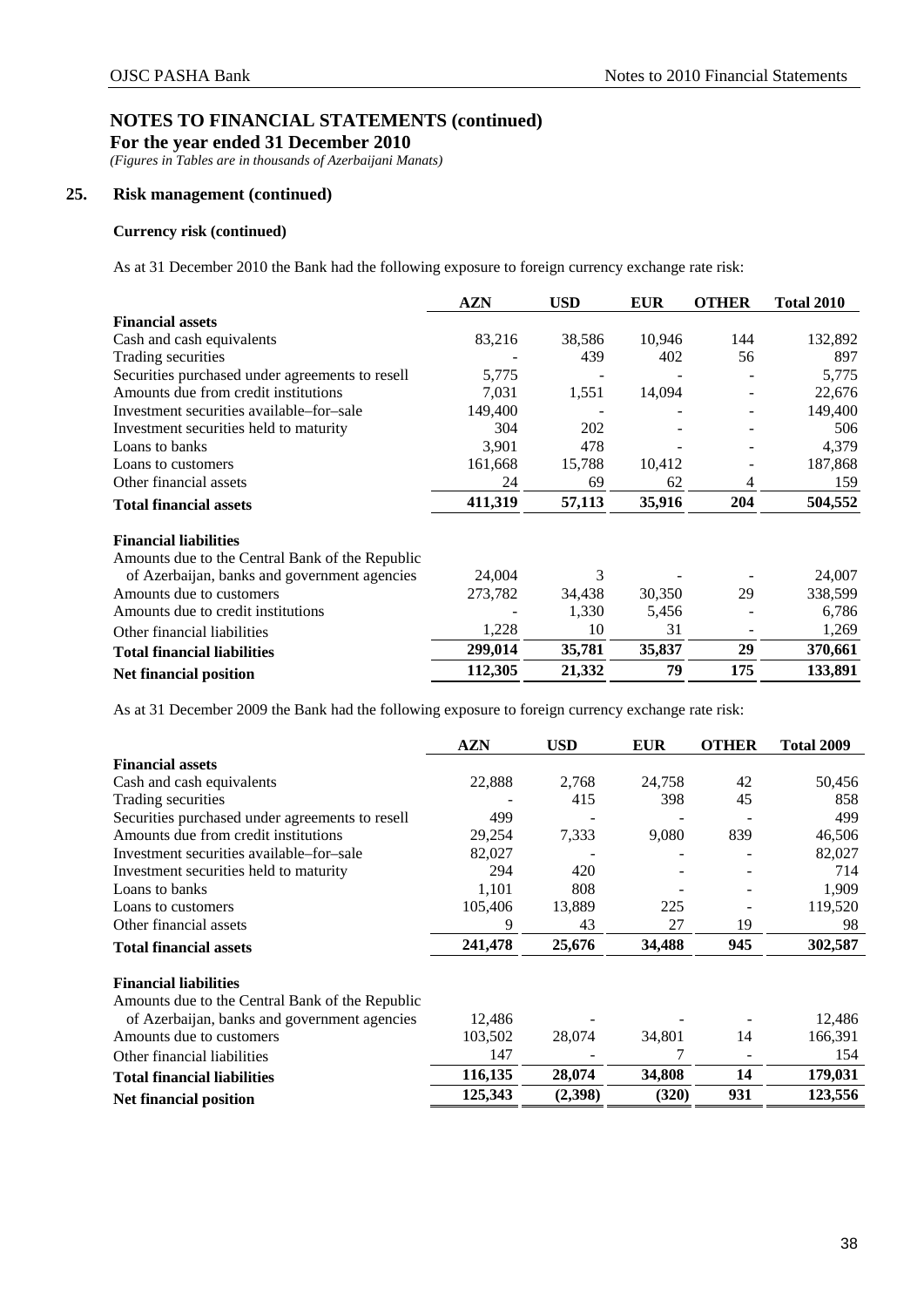# NOTES TO FINANCIAL STATEMENTS (continued)

**For the year ended 31 December 2010**

*(Figures in Tables are in thousands of Azerbaijani Manats)*

## 25. Risk management (continued)

### Currency risk (continued)

As at 31 December 2010 the Bank had the following exposure to foreign currency exchange rate risk:

| | AZN | USD | EUR | OTHER | Total 2010 |
|---|---|---|---|---|---|
| **Financial assets** | | | | | |
| Cash and cash equivalents | 83,216 | 38,586 | 10,946 | 144 | 132,892 |
| Trading securities | - | 439 | 402 | 56 | 897 |
| Securities purchased under agreements to resell | 5,775 | - | - | - | 5,775 |
| Amounts due from credit institutions | 7,031 | 1,551 | 14,094 | - | 22,676 |
| Investment securities available–for–sale | 149,400 | - | - | - | 149,400 |
| Investment securities held to maturity | 304 | 202 | - | - | 506 |
| Loans to banks | 3,901 | 478 | - | - | 4,379 |
| Loans to customers | 161,668 | 15,788 | 10,412 | - | 187,868 |
| Other financial assets | 24 | 69 | 62 | 4 | 159 |
| **Total financial assets** | **411,319** | **57,113** | **35,916** | **204** | **504,552** |
| **Financial liabilities** | | | | | |
| Amounts due to the Central Bank of the Republic of Azerbaijan, banks and government agencies | 24,004 | 3 | - | - | 24,007 |
| Amounts due to customers | 273,782 | 34,438 | 30,350 | 29 | 338,599 |
| Amounts due to credit institutions | - | 1,330 | 5,456 | - | 6,786 |
| Other financial liabilities | 1,228 | 10 | 31 | - | 1,269 |
| **Total financial liabilities** | **299,014** | **35,781** | **35,837** | **29** | **370,661** |
| **Net financial position** | **112,305** | **21,332** | **79** | **175** | **133,891** |

As at 31 December 2009 the Bank had the following exposure to foreign currency exchange rate risk:

| | AZN | USD | EUR | OTHER | Total 2009 |
|---|---|---|---|---|---|
| **Financial assets** | | | | | |
| Cash and cash equivalents | 22,888 | 2,768 | 24,758 | 42 | 50,456 |
| Trading securities | - | 415 | 398 | 45 | 858 |
| Securities purchased under agreements to resell | 499 | - | - | - | 499 |
| Amounts due from credit institutions | 29,254 | 7,333 | 9,080 | 839 | 46,506 |
| Investment securities available–for–sale | 82,027 | - | - | - | 82,027 |
| Investment securities held to maturity | 294 | 420 | - | - | 714 |
| Loans to banks | 1,101 | 808 | - | - | 1,909 |
| Loans to customers | 105,406 | 13,889 | 225 | - | 119,520 |
| Other financial assets | 9 | 43 | 27 | 19 | 98 |
| **Total financial assets** | **241,478** | **25,676** | **34,488** | **945** | **302,587** |
| **Financial liabilities** | | | | | |
| Amounts due to the Central Bank of the Republic of Azerbaijan, banks and government agencies | 12,486 | - | - | - | 12,486 |
| Amounts due to customers | 103,502 | 28,074 | 34,801 | 14 | 166,391 |
| Other financial liabilities | 147 | - | 7 | - | 154 |
| **Total financial liabilities** | **116,135** | **28,074** | **34,808** | **14** | **179,031** |
| **Net financial position** | **125,343** | **(2,398)** | **(320)** | **931** | **123,556** |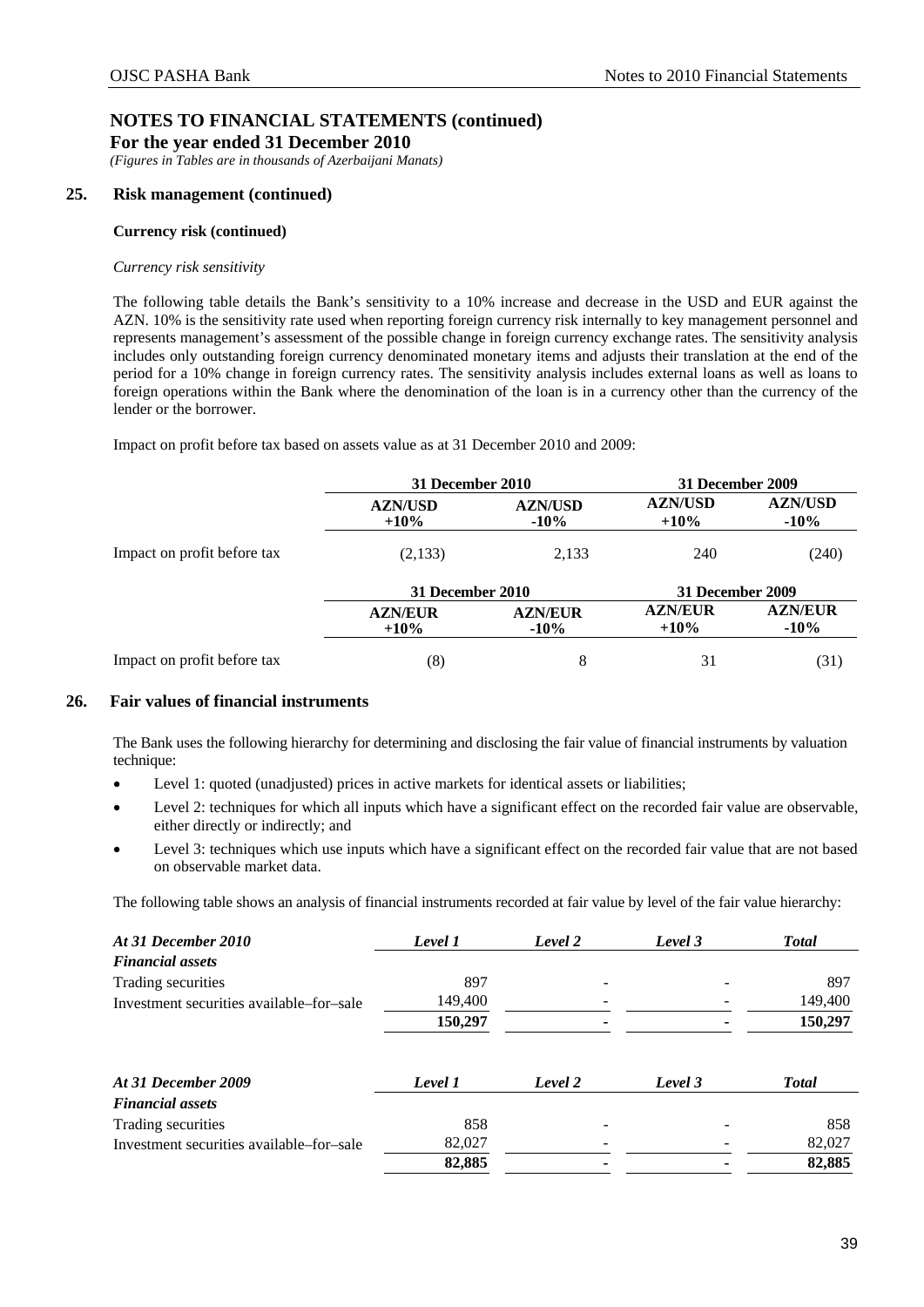# NOTES TO FINANCIAL STATEMENTS (continued)

**For the year ended 31 December 2010**

*(Figures in Tables are in thousands of Azerbaijani Manats)*

## 25. Risk management (continued)

### Currency risk (continued)

*Currency risk sensitivity*

The following table details the Bank's sensitivity to a 10% increase and decrease in the USD and EUR against the AZN. 10% is the sensitivity rate used when reporting foreign currency risk internally to key management personnel and represents management's assessment of the possible change in foreign currency exchange rates. The sensitivity analysis includes only outstanding foreign currency denominated monetary items and adjusts their translation at the end of the period for a 10% change in foreign currency rates. The sensitivity analysis includes external loans as well as loans to foreign operations within the Bank where the denomination of the loan is in a currency other than the currency of the lender or the borrower.

Impact on profit before tax based on assets value as at 31 December 2010 and 2009:

| | 31 December 2010 | | 31 December 2009 | |
|---|---|---|---|---|
| | **AZN/USD +10%** | **AZN/USD -10%** | **AZN/USD +10%** | **AZN/USD -10%** |
| Impact on profit before tax | (2,133) | 2,133 | 240 | (240) |

| | 31 December 2010 | | 31 December 2009 | |
|---|---|---|---|---|
| | **AZN/EUR +10%** | **AZN/EUR -10%** | **AZN/EUR +10%** | **AZN/EUR -10%** |
| Impact on profit before tax | (8) | 8 | 31 | (31) |

## 26. Fair values of financial instruments

The Bank uses the following hierarchy for determining and disclosing the fair value of financial instruments by valuation technique:

- Level 1: quoted (unadjusted) prices in active markets for identical assets or liabilities;
- Level 2: techniques for which all inputs which have a significant effect on the recorded fair value are observable, either directly or indirectly; and
- Level 3: techniques which use inputs which have a significant effect on the recorded fair value that are not based on observable market data.

The following table shows an analysis of financial instruments recorded at fair value by level of the fair value hierarchy:

| *At 31 December 2010* | *Level 1* | *Level 2* | *Level 3* | *Total* |
|---|---|---|---|---|
| ***Financial assets*** | | | | |
| Trading securities | 897 | - | - | 897 |
| Investment securities available–for–sale | 149,400 | - | - | 149,400 |
| | **150,297** | **-** | **-** | **150,297** |

| *At 31 December 2009* | *Level 1* | *Level 2* | *Level 3* | *Total* |
|---|---|---|---|---|
| ***Financial assets*** | | | | |
| Trading securities | 858 | - | - | 858 |
| Investment securities available–for–sale | 82,027 | - | - | 82,027 |
| | **82,885** | **-** | **-** | **82,885** |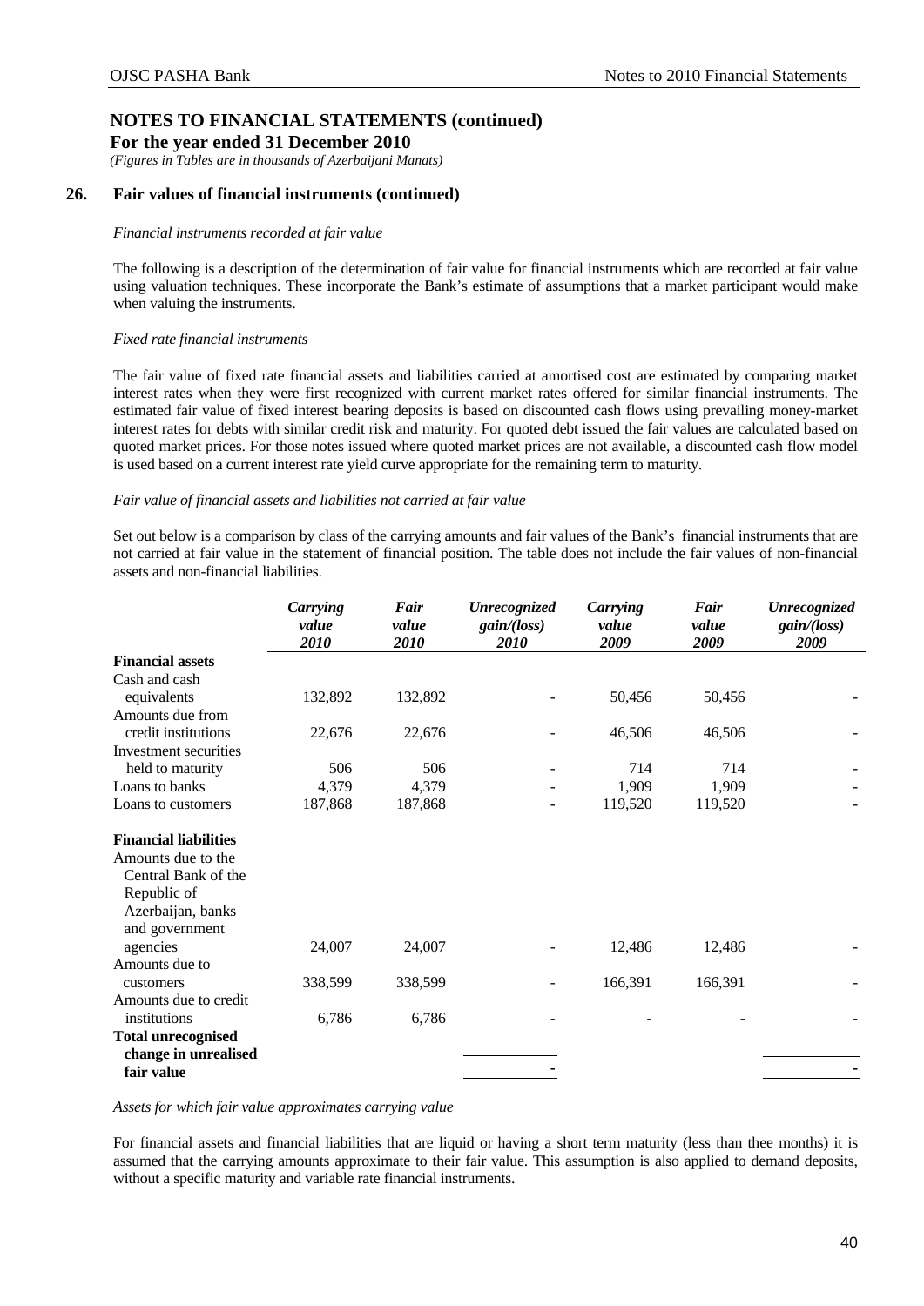## NOTES TO FINANCIAL STATEMENTS (continued)

**For the year ended 31 December 2010**

*(Figures in Tables are in thousands of Azerbaijani Manats)*

### 26. Fair values of financial instruments (continued)

*Financial instruments recorded at fair value*

The following is a description of the determination of fair value for financial instruments which are recorded at fair value using valuation techniques. These incorporate the Bank's estimate of assumptions that a market participant would make when valuing the instruments.

*Fixed rate financial instruments*

The fair value of fixed rate financial assets and liabilities carried at amortised cost are estimated by comparing market interest rates when they were first recognized with current market rates offered for similar financial instruments. The estimated fair value of fixed interest bearing deposits is based on discounted cash flows using prevailing money-market interest rates for debts with similar credit risk and maturity. For quoted debt issued the fair values are calculated based on quoted market prices. For those notes issued where quoted market prices are not available, a discounted cash flow model is used based on a current interest rate yield curve appropriate for the remaining term to maturity.

*Fair value of financial assets and liabilities not carried at fair value*

Set out below is a comparison by class of the carrying amounts and fair values of the Bank's financial instruments that are not carried at fair value in the statement of financial position. The table does not include the fair values of non-financial assets and non-financial liabilities.

| | *Carrying value 2010* | *Fair value 2010* | *Unrecognized gain/(loss) 2010* | *Carrying value 2009* | *Fair value 2009* | *Unrecognized gain/(loss) 2009* |
|---|---|---|---|---|---|---|
| **Financial assets** | | | | | | |
| Cash and cash equivalents | 132,892 | 132,892 | - | 50,456 | 50,456 | - |
| Amounts due from credit institutions | 22,676 | 22,676 | - | 46,506 | 46,506 | - |
| Investment securities held to maturity | 506 | 506 | - | 714 | 714 | - |
| Loans to banks | 4,379 | 4,379 | - | 1,909 | 1,909 | - |
| Loans to customers | 187,868 | 187,868 | - | 119,520 | 119,520 | - |
| **Financial liabilities** | | | | | | |
| Amounts due to the Central Bank of the Republic of Azerbaijan, banks and government agencies | 24,007 | 24,007 | - | 12,486 | 12,486 | - |
| Amounts due to customers | 338,599 | 338,599 | - | 166,391 | 166,391 | - |
| Amounts due to credit institutions | 6,786 | 6,786 | - | - | - | - |
| **Total unrecognised change in unrealised fair value** | | | - | | | - |

*Assets for which fair value approximates carrying value*

For financial assets and financial liabilities that are liquid or having a short term maturity (less than thee months) it is assumed that the carrying amounts approximate to their fair value. This assumption is also applied to demand deposits, without a specific maturity and variable rate financial instruments.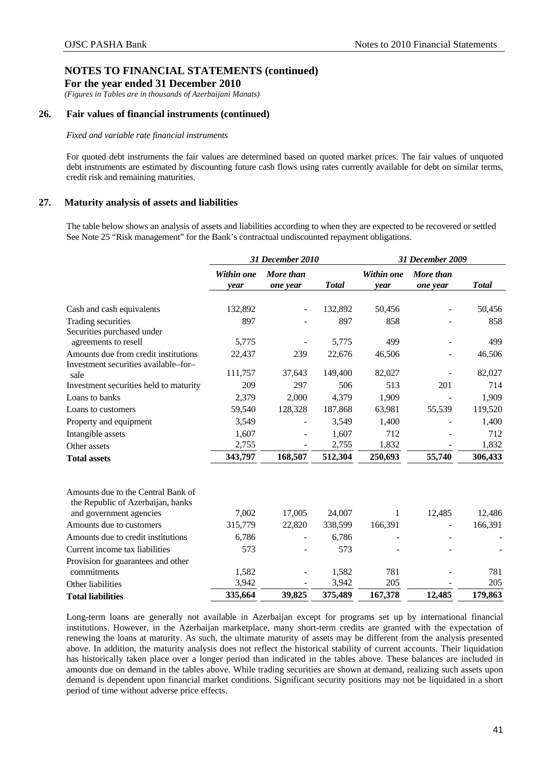## NOTES TO FINANCIAL STATEMENTS (continued)

**For the year ended 31 December 2010**

*(Figures in Tables are in thousands of Azerbaijani Manats)*

### 26. Fair values of financial instruments (continued)

*Fixed and variable rate financial instruments*

For quoted debt instruments the fair values are determined based on quoted market prices. The fair values of unquoted debt instruments are estimated by discounting future cash flows using rates currently available for debt on similar terms, credit risk and remaining maturities.

### 27. Maturity analysis of assets and liabilities

The table below shows an analysis of assets and liabilities according to when they are expected to be recovered or settled See Note 25 "Risk management" for the Bank's contractual undiscounted repayment obligations.

| | *31 December 2010* | | | *31 December 2009* | | |
|---|---|---|---|---|---|---|
| | *Within one year* | *More than one year* | *Total* | *Within one year* | *More than one year* | *Total* |
| Cash and cash equivalents | 132,892 | - | 132,892 | 50,456 | - | 50,456 |
| Trading securities | 897 | - | 897 | 858 | - | 858 |
| Securities purchased under agreements to resell | 5,775 | - | 5,775 | 499 | - | 499 |
| Amounts due from credit institutions | 22,437 | 239 | 22,676 | 46,506 | - | 46,506 |
| Investment securities available–for–sale | 111,757 | 37,643 | 149,400 | 82,027 | - | 82,027 |
| Investment securities held to maturity | 209 | 297 | 506 | 513 | 201 | 714 |
| Loans to banks | 2,379 | 2,000 | 4,379 | 1,909 | - | 1,909 |
| Loans to customers | 59,540 | 128,328 | 187,868 | 63,981 | 55,539 | 119,520 |
| Property and equipment | 3,549 | - | 3,549 | 1,400 | - | 1,400 |
| Intangible assets | 1,607 | - | 1,607 | 712 | - | 712 |
| Other assets | 2,755 | - | 2,755 | 1,832 | - | 1,832 |
| **Total assets** | **343,797** | **168,507** | **512,304** | **250,693** | **55,740** | **306,433** |
| | | | | | | |
| Amounts due to the Central Bank of the Republic of Azerbaijan, banks and government agencies | 7,002 | 17,005 | 24,007 | 1 | 12,485 | 12,486 |
| Amounts due to customers | 315,779 | 22,820 | 338,599 | 166,391 | - | 166,391 |
| Amounts due to credit institutions | 6,786 | - | 6,786 | - | - | - |
| Current income tax liabilities | 573 | - | 573 | - | - | - |
| Provision for guarantees and other commitments | 1,582 | - | 1,582 | 781 | - | 781 |
| Other liabilities | 3,942 | - | 3,942 | 205 | - | 205 |
| **Total liabilities** | **335,664** | **39,825** | **375,489** | **167,378** | **12,485** | **179,863** |

Long-term loans are generally not available in Azerbaijan except for programs set up by international financial institutions. However, in the Azerbaijan marketplace, many short-term credits are granted with the expectation of renewing the loans at maturity. As such, the ultimate maturity of assets may be different from the analysis presented above. In addition, the maturity analysis does not reflect the historical stability of current accounts. Their liquidation has historically taken place over a longer period than indicated in the tables above. These balances are included in amounts due on demand in the tables above. While trading securities are shown at demand, realizing such assets upon demand is dependent upon financial market conditions. Significant security positions may not be liquidated in a short period of time without adverse price effects.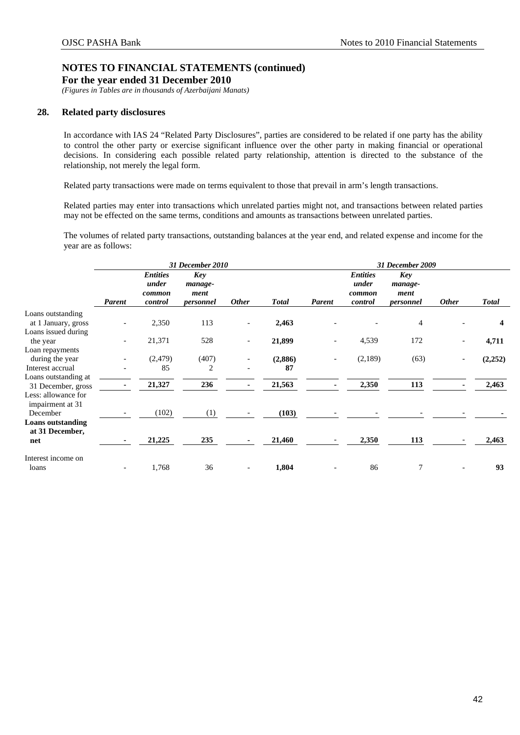## NOTES TO FINANCIAL STATEMENTS (continued)

**For the year ended 31 December 2010**

*(Figures in Tables are in thousands of Azerbaijani Manats)*

### 28. Related party disclosures

In accordance with IAS 24 "Related Party Disclosures", parties are considered to be related if one party has the ability to control the other party or exercise significant influence over the other party in making financial or operational decisions. In considering each possible related party relationship, attention is directed to the substance of the relationship, not merely the legal form.

Related party transactions were made on terms equivalent to those that prevail in arm's length transactions.

Related parties may enter into transactions which unrelated parties might not, and transactions between related parties may not be effected on the same terms, conditions and amounts as transactions between unrelated parties.

The volumes of related party transactions, outstanding balances at the year end, and related expense and income for the year are as follows:

| | *31 December 2010* | | | | | *31 December 2009* | | | | |
|---|---|---|---|---|---|---|---|---|---|---|
| | *Parent* | *Entities under common control* | *Key management personnel* | *Other* | *Total* | *Parent* | *Entities under common control* | *Key management personnel* | *Other* | *Total* |
| Loans outstanding at 1 January, gross | - | 2,350 | 113 | - | **2,463** | - | - | 4 | - | **4** |
| Loans issued during the year | - | 21,371 | 528 | - | **21,899** | - | 4,539 | 172 | - | **4,711** |
| Loan repayments during the year | - | (2,479) | (407) | - | **(2,886)** | - | (2,189) | (63) | - | **(2,252)** |
| Interest accrual | - | 85 | 2 | - | **87** | | | | | |
| Loans outstanding at 31 December, gross | **-** | **21,327** | **236** | **-** | 21,563 | **-** | **2,350** | **113** | **-** | 2,463 |
| Less: allowance for impairment at 31 December | - | (102) | (1) | - | **(103)** | - | - | - | - | **-** |
| **Loans outstanding at 31 December, net** | **-** | **21,225** | **235** | **-** | **21,460** | **-** | **2,350** | **113** | **-** | **2,463** |
| Interest income on loans | - | 1,768 | 36 | - | **1,804** | - | 86 | 7 | - | **93** |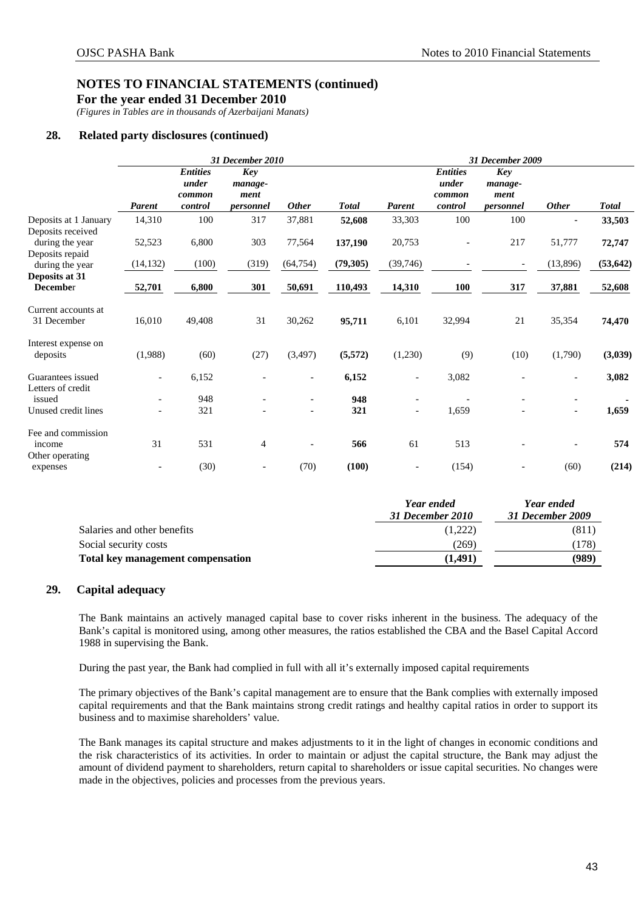# NOTES TO FINANCIAL STATEMENTS (continued)

**For the year ended 31 December 2010**

*(Figures in Tables are in thousands of Azerbaijani Manats)*

## 28. Related party disclosures (continued)

| | *31 December 2010* | | | | | *31 December 2009* | | | | |
|---|---|---|---|---|---|---|---|---|---|---|
| | *Parent* | *Entities under common control* | *Key manage-ment personnel* | *Other* | *Total* | *Parent* | *Entities under common control* | *Key manage-ment personnel* | *Other* | *Total* |
| Deposits at 1 January | 14,310 | 100 | 317 | 37,881 | **52,608** | 33,303 | 100 | 100 | - | **33,503** |
| Deposits received during the year | 52,523 | 6,800 | 303 | 77,564 | **137,190** | 20,753 | - | 217 | 51,777 | **72,747** |
| Deposits repaid during the year | (14,132) | (100) | (319) | (64,754) | **(79,305)** | (39,746) | - | - | (13,896) | **(53,642)** |
| **Deposits at 31 December** | **52,701** | **6,800** | **301** | **50,691** | **110,493** | **14,310** | **100** | **317** | **37,881** | **52,608** |
| Current accounts at 31 December | 16,010 | 49,408 | 31 | 30,262 | **95,711** | 6,101 | 32,994 | 21 | 35,354 | **74,470** |
| Interest expense on deposits | (1,988) | (60) | (27) | (3,497) | **(5,572)** | (1,230) | (9) | (10) | (1,790) | **(3,039)** |
| Guarantees issued | - | 6,152 | - | - | **6,152** | - | 3,082 | - | - | **3,082** |
| Letters of credit issued | - | 948 | - | - | **948** | - | - | - | - | **-** |
| Unused credit lines | - | 321 | - | - | **321** | - | 1,659 | - | - | **1,659** |
| Fee and commission income | 31 | 531 | 4 | - | **566** | 61 | 513 | - | - | **574** |
| Other operating expenses | - | (30) | - | (70) | **(100)** | - | (154) | - | (60) | **(214)** |

| | *Year ended 31 December 2010* | *Year ended 31 December 2009* |
|---|---|---|
| Salaries and other benefits | (1,222) | (811) |
| Social security costs | (269) | (178) |
| **Total key management compensation** | **(1,491)** | **(989)** |

## 29. Capital adequacy

The Bank maintains an actively managed capital base to cover risks inherent in the business. The adequacy of the Bank's capital is monitored using, among other measures, the ratios established the CBA and the Basel Capital Accord 1988 in supervising the Bank.

During the past year, the Bank had complied in full with all it's externally imposed capital requirements

The primary objectives of the Bank's capital management are to ensure that the Bank complies with externally imposed capital requirements and that the Bank maintains strong credit ratings and healthy capital ratios in order to support its business and to maximise shareholders' value.

The Bank manages its capital structure and makes adjustments to it in the light of changes in economic conditions and the risk characteristics of its activities. In order to maintain or adjust the capital structure, the Bank may adjust the amount of dividend payment to shareholders, return capital to shareholders or issue capital securities. No changes were made in the objectives, policies and processes from the previous years.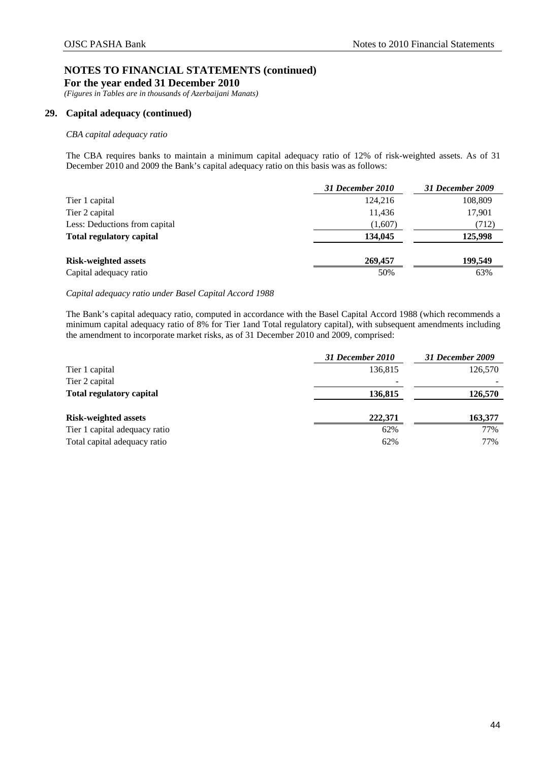# NOTES TO FINANCIAL STATEMENTS (continued)

**For the year ended 31 December 2010**

*(Figures in Tables are in thousands of Azerbaijani Manats)*

## 29. Capital adequacy (continued)

*CBA capital adequacy ratio*

The CBA requires banks to maintain a minimum capital adequacy ratio of 12% of risk-weighted assets. As of 31 December 2010 and 2009 the Bank's capital adequacy ratio on this basis was as follows:

| | *31 December 2010* | *31 December 2009* |
|---|---|---|
| Tier 1 capital | 124,216 | 108,809 |
| Tier 2 capital | 11,436 | 17,901 |
| Less: Deductions from capital | (1,607) | (712) |
| **Total regulatory capital** | **134,045** | **125,998** |
| **Risk-weighted assets** | **269,457** | **199,549** |
| Capital adequacy ratio | 50% | 63% |

*Capital adequacy ratio under Basel Capital Accord 1988*

The Bank's capital adequacy ratio, computed in accordance with the Basel Capital Accord 1988 (which recommends a minimum capital adequacy ratio of 8% for Tier 1and Total regulatory capital), with subsequent amendments including the amendment to incorporate market risks, as of 31 December 2010 and 2009, comprised:

| | *31 December 2010* | *31 December 2009* |
|---|---|---|
| Tier 1 capital | 136,815 | 126,570 |
| Tier 2 capital | - | - |
| **Total regulatory capital** | **136,815** | **126,570** |
| **Risk-weighted assets** | **222,371** | **163,377** |
| Tier 1 capital adequacy ratio | 62% | 77% |
| Total capital adequacy ratio | 62% | 77% |